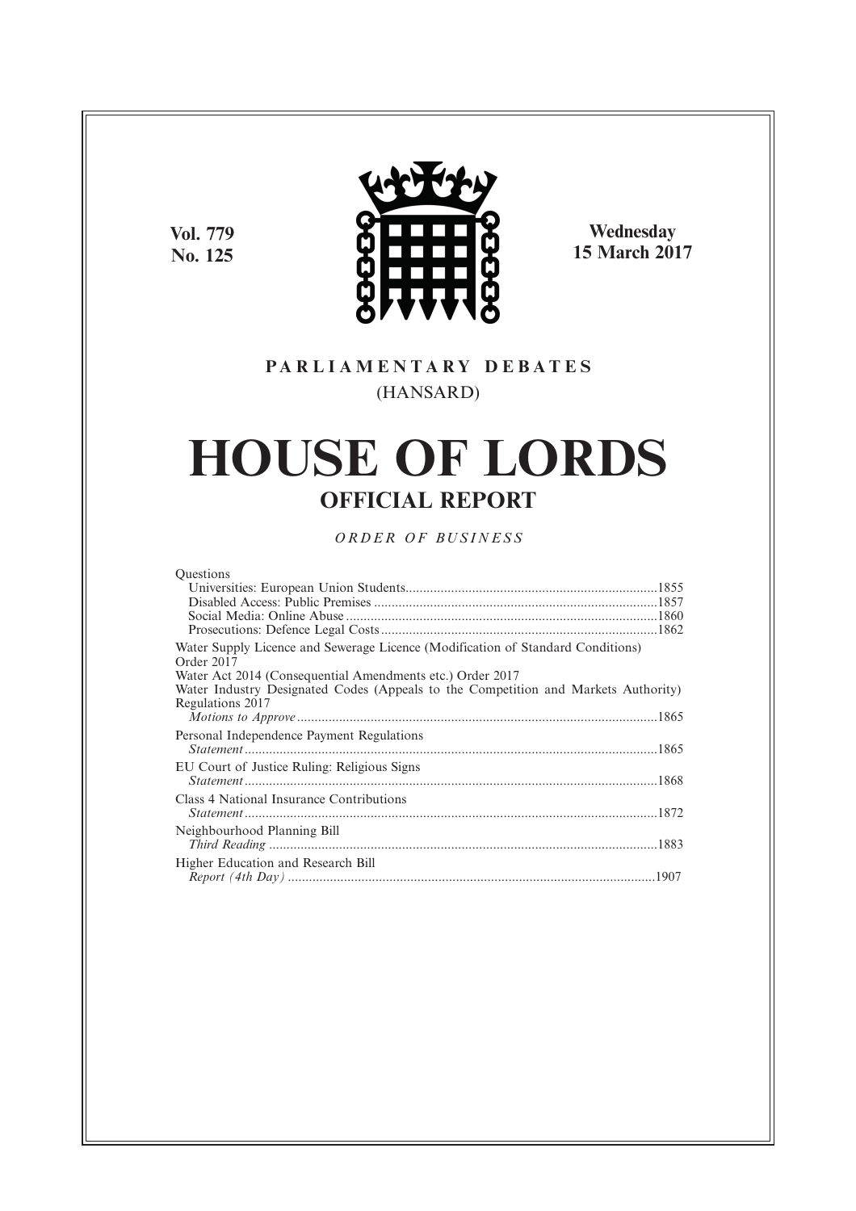Vol. 779
No. 125

Wednesday
15 March 2017

PARLIAMENTARY DEBATES
(HANSARD)

# HOUSE OF LORDS

## OFFICIAL REPORT

*ORDER OF BUSINESS*

Questions
Universities: European Union Students........................................................................1855
Disabled Access: Public Premises .................................................................................1857
Social Media: Online Abuse .........................................................................................1860
Prosecutions: Defence Legal Costs ...............................................................................1862

Water Supply Licence and Sewerage Licence (Modification of Standard Conditions) Order 2017
Water Act 2014 (Consequential Amendments etc.) Order 2017
Water Industry Designated Codes (Appeals to the Competition and Markets Authority) Regulations 2017
*Motions to Approve*.......................................................................................................1865

Personal Independence Payment Regulations
*Statement*.....................................................................................................................1865

EU Court of Justice Ruling: Religious Signs
*Statement*.....................................................................................................................1868

Class 4 National Insurance Contributions
*Statement*.....................................................................................................................1872

Neighbourhood Planning Bill
*Third Reading* ..............................................................................................................1883

Higher Education and Research Bill
*Report (4th Day)* .........................................................................................................1907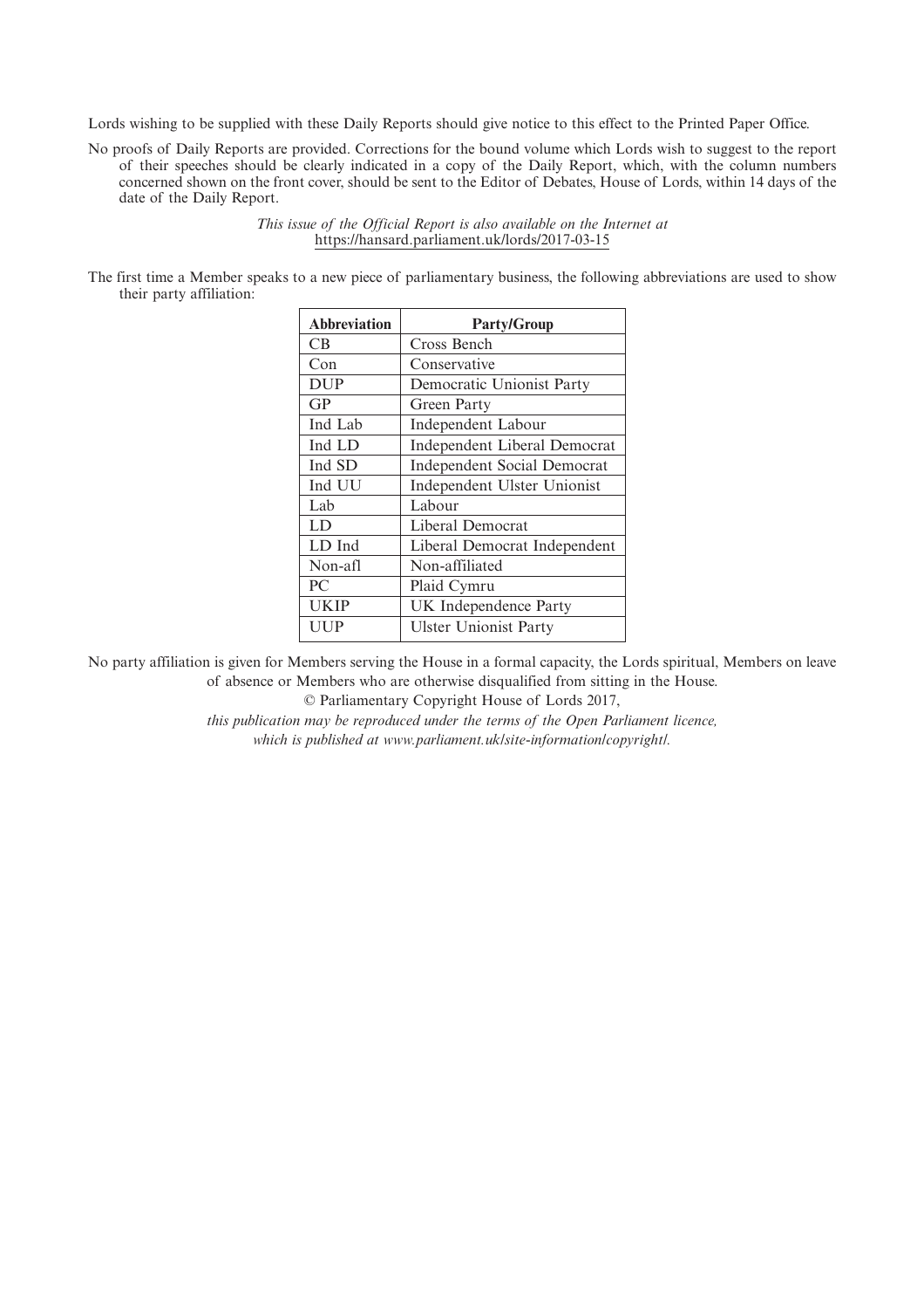Lords wishing to be supplied with these Daily Reports should give notice to this effect to the Printed Paper Office.

No proofs of Daily Reports are provided. Corrections for the bound volume which Lords wish to suggest to the report of their speeches should be clearly indicated in a copy of the Daily Report, which, with the column numbers concerned shown on the front cover, should be sent to the Editor of Debates, House of Lords, within 14 days of the date of the Daily Report.

*This issue of the Official Report is also available on the Internet at* https://hansard.parliament.uk/lords/2017-03-15

The first time a Member speaks to a new piece of parliamentary business, the following abbreviations are used to show their party affiliation:

| Abbreviation | Party/Group |
|---|---|
| CB | Cross Bench |
| Con | Conservative |
| DUP | Democratic Unionist Party |
| GP | Green Party |
| Ind Lab | Independent Labour |
| Ind LD | Independent Liberal Democrat |
| Ind SD | Independent Social Democrat |
| Ind UU | Independent Ulster Unionist |
| Lab | Labour |
| LD | Liberal Democrat |
| LD Ind | Liberal Democrat Independent |
| Non-afl | Non-affiliated |
| PC | Plaid Cymru |
| UKIP | UK Independence Party |
| UUP | Ulster Unionist Party |

No party affiliation is given for Members serving the House in a formal capacity, the Lords spiritual, Members on leave of absence or Members who are otherwise disqualified from sitting in the House.

© Parliamentary Copyright House of Lords 2017,

*this publication may be reproduced under the terms of the Open Parliament licence, which is published at www.parliament.uk/site-information/copyright/.*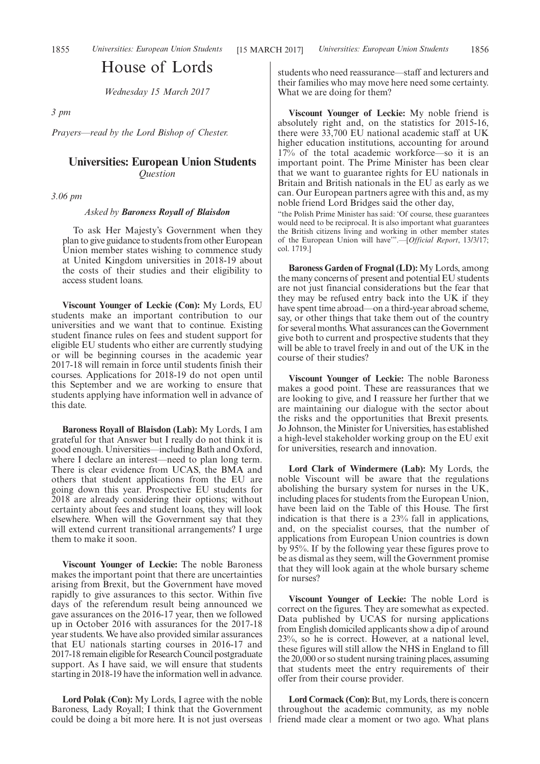# House of Lords

*Wednesday 15 March 2017*

*3 pm*

*Prayers—read by the Lord Bishop of Chester.*

## Universities: European Union Students

*Question*

*3.06 pm*

*Asked by* ***Baroness Royall of Blaisdon***

To ask Her Majesty's Government when they plan to give guidance to students from other European Union member states wishing to commence study at United Kingdom universities in 2018-19 about the costs of their studies and their eligibility to access student loans.

**Viscount Younger of Leckie (Con):** My Lords, EU students make an important contribution to our universities and we want that to continue. Existing student finance rules on fees and student support for eligible EU students who either are currently studying or will be beginning courses in the academic year 2017-18 will remain in force until students finish their courses. Applications for 2018-19 do not open until this September and we are working to ensure that students applying have information well in advance of this date.

**Baroness Royall of Blaisdon (Lab):** My Lords, I am grateful for that Answer but I really do not think it is good enough. Universities—including Bath and Oxford, where I declare an interest—need to plan long term. There is clear evidence from UCAS, the BMA and others that student applications from the EU are going down this year. Prospective EU students for 2018 are already considering their options; without certainty about fees and student loans, they will look elsewhere. When will the Government say that they will extend current transitional arrangements? I urge them to make it soon.

**Viscount Younger of Leckie:** The noble Baroness makes the important point that there are uncertainties arising from Brexit, but the Government have moved rapidly to give assurances to this sector. Within five days of the referendum result being announced we gave assurances on the 2016-17 year, then we followed up in October 2016 with assurances for the 2017-18 year students. We have also provided similar assurances that EU nationals starting courses in 2016-17 and 2017-18 remain eligible for Research Council postgraduate support. As I have said, we will ensure that students starting in 2018-19 have the information well in advance.

**Lord Polak (Con):** My Lords, I agree with the noble Baroness, Lady Royall; I think that the Government could be doing a bit more here. It is not just overseas students who need reassurance—staff and lecturers and their families who may move here need some certainty. What we are doing for them?

**Viscount Younger of Leckie:** My noble friend is absolutely right and, on the statistics for 2015-16, there were 33,700 EU national academic staff at UK higher education institutions, accounting for around 17% of the total academic workforce—so it is an important point. The Prime Minister has been clear that we want to guarantee rights for EU nationals in Britain and British nationals in the EU as early as we can. Our European partners agree with this and, as my noble friend Lord Bridges said the other day,

"the Polish Prime Minister has said: 'Of course, these guarantees would need to be reciprocal. It is also important what guarantees the British citizens living and working in other member states of the European Union will have'".—[*Official Report*, 13/3/17; col. 1719.]

**Baroness Garden of Frognal (LD):** My Lords, among the many concerns of present and potential EU students are not just financial considerations but the fear that they may be refused entry back into the UK if they have spent time abroad—on a third-year abroad scheme, say, or other things that take them out of the country for several months. What assurances can the Government give both to current and prospective students that they will be able to travel freely in and out of the UK in the course of their studies?

**Viscount Younger of Leckie:** The noble Baroness makes a good point. These are reassurances that we are looking to give, and I reassure her further that we are maintaining our dialogue with the sector about the risks and the opportunities that Brexit presents. Jo Johnson, the Minister for Universities, has established a high-level stakeholder working group on the EU exit for universities, research and innovation.

**Lord Clark of Windermere (Lab):** My Lords, the noble Viscount will be aware that the regulations abolishing the bursary system for nurses in the UK, including places for students from the European Union, have been laid on the Table of this House. The first indication is that there is a 23% fall in applications, and, on the specialist courses, that the number of applications from European Union countries is down by 95%. If by the following year these figures prove to be as dismal as they seem, will the Government promise that they will look again at the whole bursary scheme for nurses?

**Viscount Younger of Leckie:** The noble Lord is correct on the figures. They are somewhat as expected. Data published by UCAS for nursing applications from English domiciled applicants show a dip of around 23%, so he is correct. However, at a national level, these figures will still allow the NHS in England to fill the 20,000 or so student nursing training places, assuming that students meet the entry requirements of their offer from their course provider.

**Lord Cormack (Con):** But, my Lords, there is concern throughout the academic community, as my noble friend made clear a moment or two ago. What plans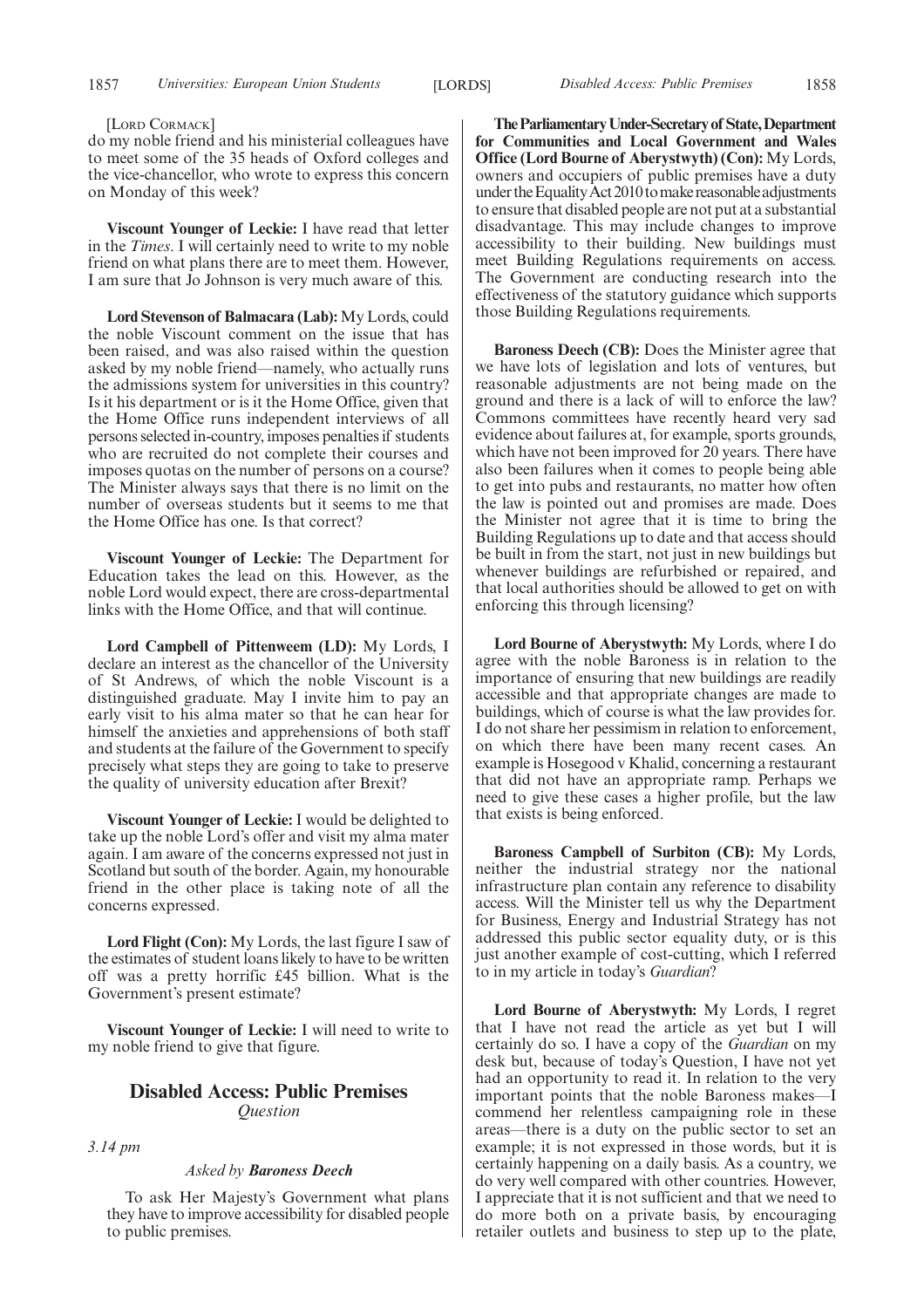[Lord Cormack]

do my noble friend and his ministerial colleagues have to meet some of the 35 heads of Oxford colleges and the vice-chancellor, who wrote to express this concern on Monday of this week?

**Viscount Younger of Leckie:** I have read that letter in the *Times*. I will certainly need to write to my noble friend on what plans there are to meet them. However, I am sure that Jo Johnson is very much aware of this.

**Lord Stevenson of Balmacara (Lab):** My Lords, could the noble Viscount comment on the issue that has been raised, and was also raised within the question asked by my noble friend—namely, who actually runs the admissions system for universities in this country? Is it his department or is it the Home Office, given that the Home Office runs independent interviews of all persons selected in-country, imposes penalties if students who are recruited do not complete their courses and imposes quotas on the number of persons on a course? The Minister always says that there is no limit on the number of overseas students but it seems to me that the Home Office has one. Is that correct?

**Viscount Younger of Leckie:** The Department for Education takes the lead on this. However, as the noble Lord would expect, there are cross-departmental links with the Home Office, and that will continue.

**Lord Campbell of Pittenweem (LD):** My Lords, I declare an interest as the chancellor of the University of St Andrews, of which the noble Viscount is a distinguished graduate. May I invite him to pay an early visit to his alma mater so that he can hear for himself the anxieties and apprehensions of both staff and students at the failure of the Government to specify precisely what steps they are going to take to preserve the quality of university education after Brexit?

**Viscount Younger of Leckie:** I would be delighted to take up the noble Lord's offer and visit my alma mater again. I am aware of the concerns expressed not just in Scotland but south of the border. Again, my honourable friend in the other place is taking note of all the concerns expressed.

**Lord Flight (Con):** My Lords, the last figure I saw of the estimates of student loans likely to have to be written off was a pretty horrific £45 billion. What is the Government's present estimate?

**Viscount Younger of Leckie:** I will need to write to my noble friend to give that figure.

## Disabled Access: Public Premises

*Question*

*3.14 pm*

*Asked by **Baroness Deech***

To ask Her Majesty's Government what plans they have to improve accessibility for disabled people to public premises.

**The Parliamentary Under-Secretary of State, Department for Communities and Local Government and Wales Office (Lord Bourne of Aberystwyth) (Con):** My Lords, owners and occupiers of public premises have a duty under the Equality Act 2010 to make reasonable adjustments to ensure that disabled people are not put at a substantial disadvantage. This may include changes to improve accessibility to their building. New buildings must meet Building Regulations requirements on access. The Government are conducting research into the effectiveness of the statutory guidance which supports those Building Regulations requirements.

**Baroness Deech (CB):** Does the Minister agree that we have lots of legislation and lots of ventures, but reasonable adjustments are not being made on the ground and there is a lack of will to enforce the law? Commons committees have recently heard very sad evidence about failures at, for example, sports grounds, which have not been improved for 20 years. There have also been failures when it comes to people being able to get into pubs and restaurants, no matter how often the law is pointed out and promises are made. Does the Minister not agree that it is time to bring the Building Regulations up to date and that access should be built in from the start, not just in new buildings but whenever buildings are refurbished or repaired, and that local authorities should be allowed to get on with enforcing this through licensing?

**Lord Bourne of Aberystwyth:** My Lords, where I do agree with the noble Baroness is in relation to the importance of ensuring that new buildings are readily accessible and that appropriate changes are made to buildings, which of course is what the law provides for. I do not share her pessimism in relation to enforcement, on which there have been many recent cases. An example is Hosegood v Khalid, concerning a restaurant that did not have an appropriate ramp. Perhaps we need to give these cases a higher profile, but the law that exists is being enforced.

**Baroness Campbell of Surbiton (CB):** My Lords, neither the industrial strategy nor the national infrastructure plan contain any reference to disability access. Will the Minister tell us why the Department for Business, Energy and Industrial Strategy has not addressed this public sector equality duty, or is this just another example of cost-cutting, which I referred to in my article in today's *Guardian*?

**Lord Bourne of Aberystwyth:** My Lords, I regret that I have not read the article as yet but I will certainly do so. I have a copy of the *Guardian* on my desk but, because of today's Question, I have not yet had an opportunity to read it. In relation to the very important points that the noble Baroness makes—I commend her relentless campaigning role in these areas—there is a duty on the public sector to set an example; it is not expressed in those words, but it is certainly happening on a daily basis. As a country, we do very well compared with other countries. However, I appreciate that it is not sufficient and that we need to do more both on a private basis, by encouraging retailer outlets and business to step up to the plate,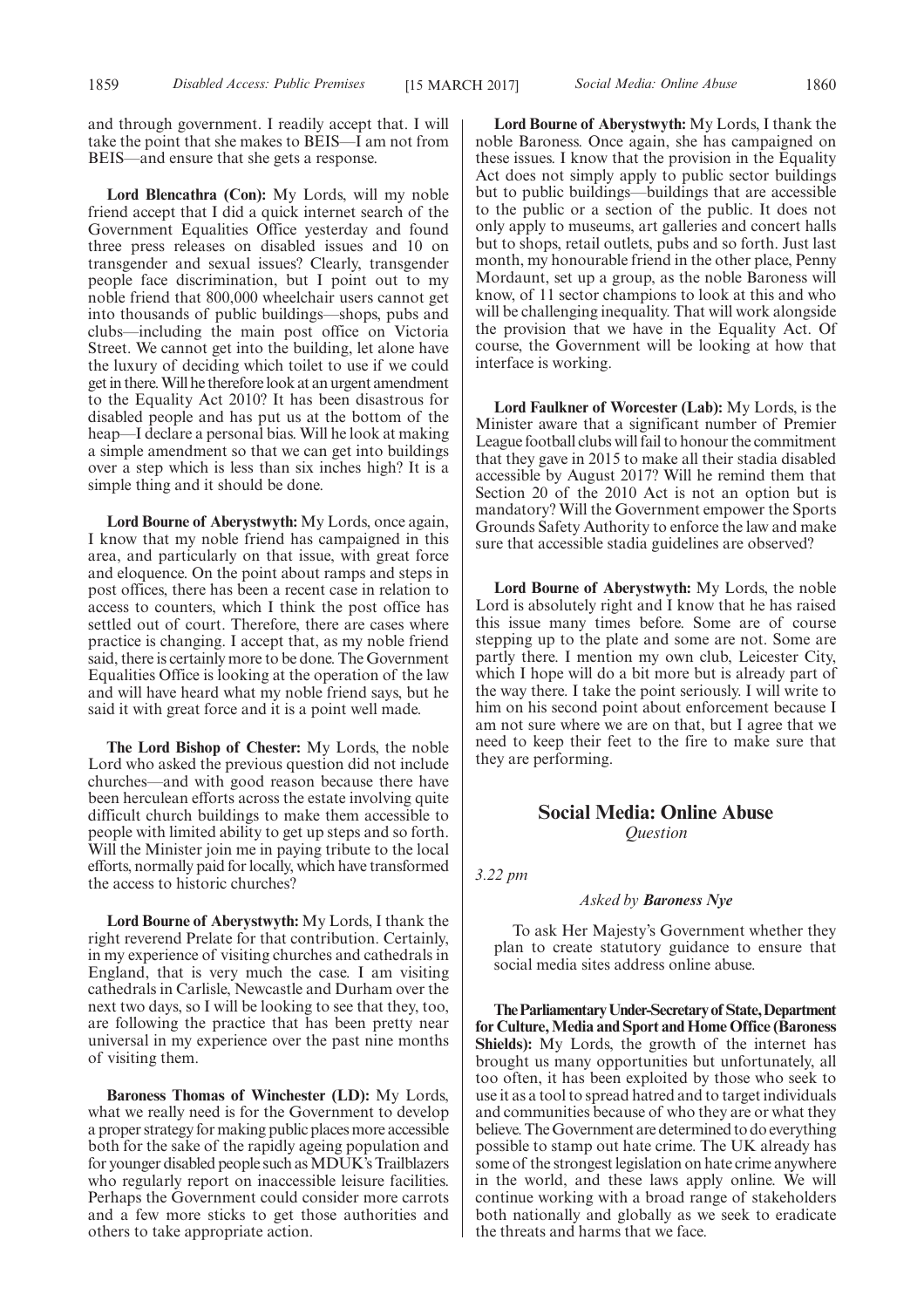and through government. I readily accept that. I will take the point that she makes to BEIS—I am not from BEIS—and ensure that she gets a response.

**Lord Blencathra (Con):** My Lords, will my noble friend accept that I did a quick internet search of the Government Equalities Office yesterday and found three press releases on disabled issues and 10 on transgender and sexual issues? Clearly, transgender people face discrimination, but I point out to my noble friend that 800,000 wheelchair users cannot get into thousands of public buildings—shops, pubs and clubs—including the main post office on Victoria Street. We cannot get into the building, let alone have the luxury of deciding which toilet to use if we could get in there. Will he therefore look at an urgent amendment to the Equality Act 2010? It has been disastrous for disabled people and has put us at the bottom of the heap—I declare a personal bias. Will he look at making a simple amendment so that we can get into buildings over a step which is less than six inches high? It is a simple thing and it should be done.

**Lord Bourne of Aberystwyth:** My Lords, once again, I know that my noble friend has campaigned in this area, and particularly on that issue, with great force and eloquence. On the point about ramps and steps in post offices, there has been a recent case in relation to access to counters, which I think the post office has settled out of court. Therefore, there are cases where practice is changing. I accept that, as my noble friend said, there is certainly more to be done. The Government Equalities Office is looking at the operation of the law and will have heard what my noble friend says, but he said it with great force and it is a point well made.

**The Lord Bishop of Chester:** My Lords, the noble Lord who asked the previous question did not include churches—and with good reason because there have been herculean efforts across the estate involving quite difficult church buildings to make them accessible to people with limited ability to get up steps and so forth. Will the Minister join me in paying tribute to the local efforts, normally paid for locally, which have transformed the access to historic churches?

**Lord Bourne of Aberystwyth:** My Lords, I thank the right reverend Prelate for that contribution. Certainly, in my experience of visiting churches and cathedrals in England, that is very much the case. I am visiting cathedrals in Carlisle, Newcastle and Durham over the next two days, so I will be looking to see that they, too, are following the practice that has been pretty near universal in my experience over the past nine months of visiting them.

**Baroness Thomas of Winchester (LD):** My Lords, what we really need is for the Government to develop a proper strategy for making public places more accessible both for the sake of the rapidly ageing population and for younger disabled people such as MDUK's Trailblazers who regularly report on inaccessible leisure facilities. Perhaps the Government could consider more carrots and a few more sticks to get those authorities and others to take appropriate action.

**Lord Bourne of Aberystwyth:** My Lords, I thank the noble Baroness. Once again, she has campaigned on these issues. I know that the provision in the Equality Act does not simply apply to public sector buildings but to public buildings—buildings that are accessible to the public or a section of the public. It does not only apply to museums, art galleries and concert halls but to shops, retail outlets, pubs and so forth. Just last month, my honourable friend in the other place, Penny Mordaunt, set up a group, as the noble Baroness will know, of 11 sector champions to look at this and who will be challenging inequality. That will work alongside the provision that we have in the Equality Act. Of course, the Government will be looking at how that interface is working.

**Lord Faulkner of Worcester (Lab):** My Lords, is the Minister aware that a significant number of Premier League football clubs will fail to honour the commitment that they gave in 2015 to make all their stadia disabled accessible by August 2017? Will he remind them that Section 20 of the 2010 Act is not an option but is mandatory? Will the Government empower the Sports Grounds Safety Authority to enforce the law and make sure that accessible stadia guidelines are observed?

**Lord Bourne of Aberystwyth:** My Lords, the noble Lord is absolutely right and I know that he has raised this issue many times before. Some are of course stepping up to the plate and some are not. Some are partly there. I mention my own club, Leicester City, which I hope will do a bit more but is already part of the way there. I take the point seriously. I will write to him on his second point about enforcement because I am not sure where we are on that, but I agree that we need to keep their feet to the fire to make sure that they are performing.

## Social Media: Online Abuse

*Question*

*3.22 pm*

*Asked by* ***Baroness Nye***

To ask Her Majesty's Government whether they plan to create statutory guidance to ensure that social media sites address online abuse.

**The Parliamentary Under-Secretary of State, Department for Culture, Media and Sport and Home Office (Baroness Shields):** My Lords, the growth of the internet has brought us many opportunities but unfortunately, all too often, it has been exploited by those who seek to use it as a tool to spread hatred and to target individuals and communities because of who they are or what they believe. The Government are determined to do everything possible to stamp out hate crime. The UK already has some of the strongest legislation on hate crime anywhere in the world, and these laws apply online. We will continue working with a broad range of stakeholders both nationally and globally as we seek to eradicate the threats and harms that we face.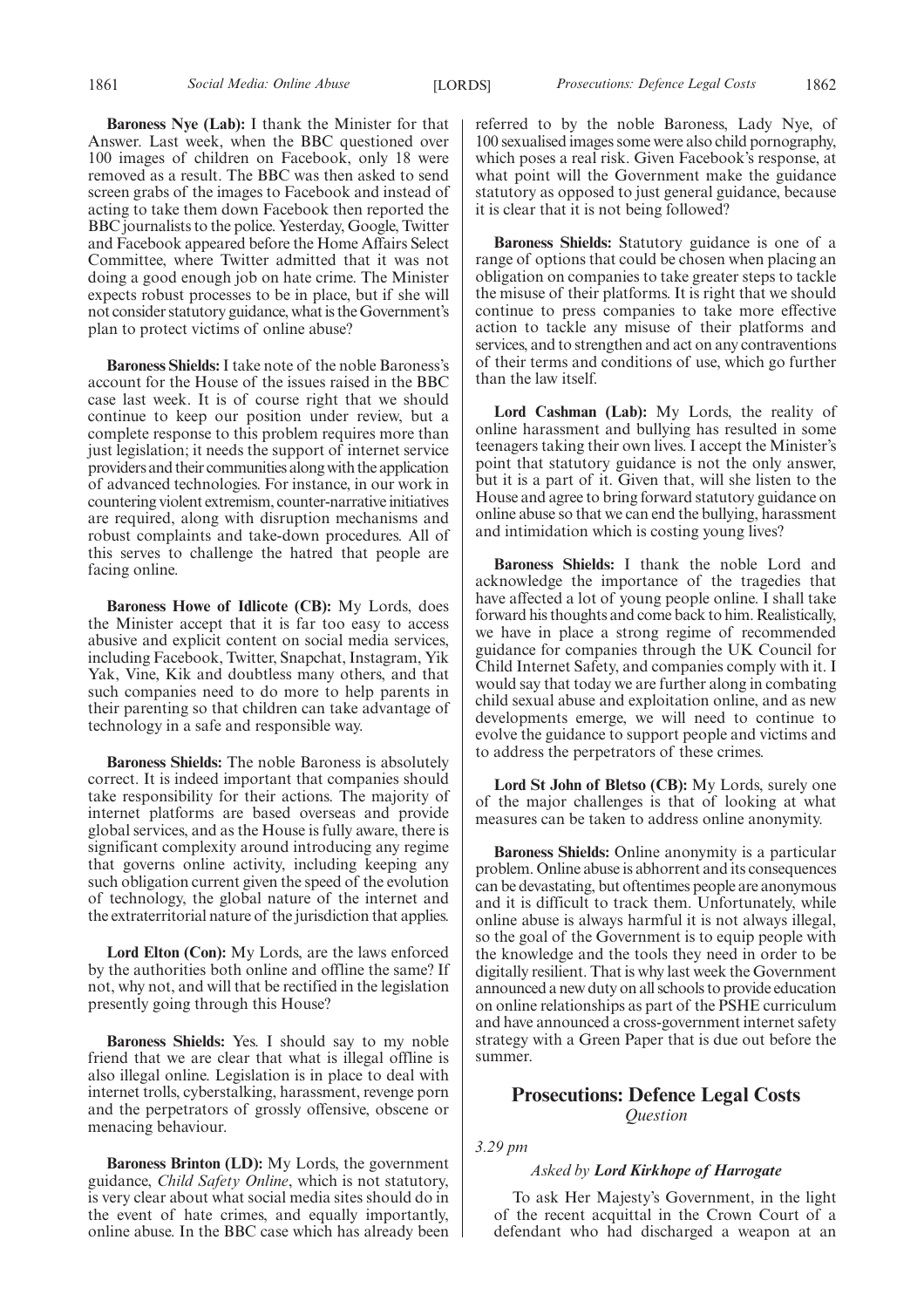**Baroness Nye (Lab):** I thank the Minister for that Answer. Last week, when the BBC questioned over 100 images of children on Facebook, only 18 were removed as a result. The BBC was then asked to send screen grabs of the images to Facebook and instead of acting to take them down Facebook then reported the BBC journalists to the police. Yesterday, Google, Twitter and Facebook appeared before the Home Affairs Select Committee, where Twitter admitted that it was not doing a good enough job on hate crime. The Minister expects robust processes to be in place, but if she will not consider statutory guidance, what is the Government's plan to protect victims of online abuse?

**Baroness Shields:** I take note of the noble Baroness's account for the House of the issues raised in the BBC case last week. It is of course right that we should continue to keep our position under review, but a complete response to this problem requires more than just legislation; it needs the support of internet service providers and their communities along with the application of advanced technologies. For instance, in our work in countering violent extremism, counter-narrative initiatives are required, along with disruption mechanisms and robust complaints and take-down procedures. All of this serves to challenge the hatred that people are facing online.

**Baroness Howe of Idlicote (CB):** My Lords, does the Minister accept that it is far too easy to access abusive and explicit content on social media services, including Facebook, Twitter, Snapchat, Instagram, Yik Yak, Vine, Kik and doubtless many others, and that such companies need to do more to help parents in their parenting so that children can take advantage of technology in a safe and responsible way.

**Baroness Shields:** The noble Baroness is absolutely correct. It is indeed important that companies should take responsibility for their actions. The majority of internet platforms are based overseas and provide global services, and as the House is fully aware, there is significant complexity around introducing any regime that governs online activity, including keeping any such obligation current given the speed of the evolution of technology, the global nature of the internet and the extraterritorial nature of the jurisdiction that applies.

**Lord Elton (Con):** My Lords, are the laws enforced by the authorities both online and offline the same? If not, why not, and will that be rectified in the legislation presently going through this House?

**Baroness Shields:** Yes. I should say to my noble friend that we are clear that what is illegal offline is also illegal online. Legislation is in place to deal with internet trolls, cyberstalking, harassment, revenge porn and the perpetrators of grossly offensive, obscene or menacing behaviour.

**Baroness Brinton (LD):** My Lords, the government guidance, *Child Safety Online*, which is not statutory, is very clear about what social media sites should do in the event of hate crimes, and equally importantly, online abuse. In the BBC case which has already been referred to by the noble Baroness, Lady Nye, of 100 sexualised images some were also child pornography, which poses a real risk. Given Facebook's response, at what point will the Government make the guidance statutory as opposed to just general guidance, because it is clear that it is not being followed?

**Baroness Shields:** Statutory guidance is one of a range of options that could be chosen when placing an obligation on companies to take greater steps to tackle the misuse of their platforms. It is right that we should continue to press companies to take more effective action to tackle any misuse of their platforms and services, and to strengthen and act on any contraventions of their terms and conditions of use, which go further than the law itself.

**Lord Cashman (Lab):** My Lords, the reality of online harassment and bullying has resulted in some teenagers taking their own lives. I accept the Minister's point that statutory guidance is not the only answer, but it is a part of it. Given that, will she listen to the House and agree to bring forward statutory guidance on online abuse so that we can end the bullying, harassment and intimidation which is costing young lives?

**Baroness Shields:** I thank the noble Lord and acknowledge the importance of the tragedies that have affected a lot of young people online. I shall take forward his thoughts and come back to him. Realistically, we have in place a strong regime of recommended guidance for companies through the UK Council for Child Internet Safety, and companies comply with it. I would say that today we are further along in combating child sexual abuse and exploitation online, and as new developments emerge, we will need to continue to evolve the guidance to support people and victims and to address the perpetrators of these crimes.

**Lord St John of Bletso (CB):** My Lords, surely one of the major challenges is that of looking at what measures can be taken to address online anonymity.

**Baroness Shields:** Online anonymity is a particular problem. Online abuse is abhorrent and its consequences can be devastating, but oftentimes people are anonymous and it is difficult to track them. Unfortunately, while online abuse is always harmful it is not always illegal, so the goal of the Government is to equip people with the knowledge and the tools they need in order to be digitally resilient. That is why last week the Government announced a new duty on all schools to provide education on online relationships as part of the PSHE curriculum and have announced a cross-government internet safety strategy with a Green Paper that is due out before the summer.

## Prosecutions: Defence Legal Costs

*Question*

*3.29 pm*

*Asked by* ***Lord Kirkhope of Harrogate***

To ask Her Majesty's Government, in the light of the recent acquittal in the Crown Court of a defendant who had discharged a weapon at an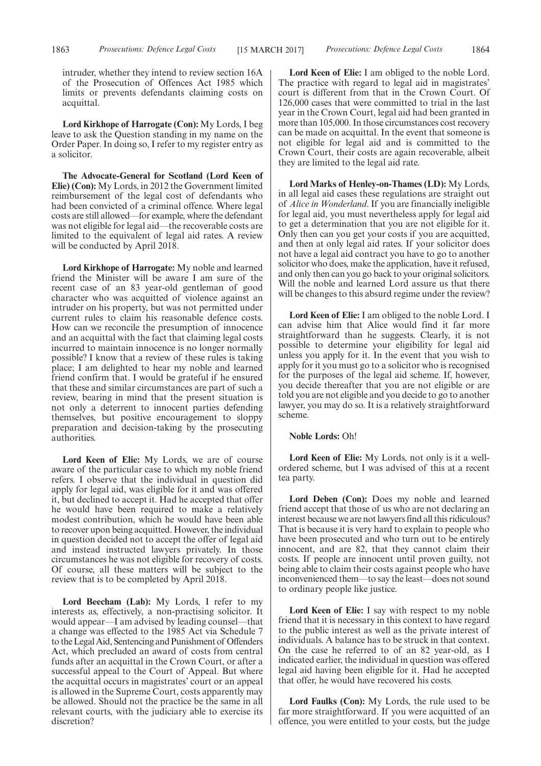intruder, whether they intend to review section 16A of the Prosecution of Offences Act 1985 which limits or prevents defendants claiming costs on acquittal.

**Lord Kirkhope of Harrogate (Con):** My Lords, I beg leave to ask the Question standing in my name on the Order Paper. In doing so, I refer to my register entry as a solicitor.

**The Advocate-General for Scotland (Lord Keen of Elie) (Con):** My Lords, in 2012 the Government limited reimbursement of the legal cost of defendants who had been convicted of a criminal offence. Where legal costs are still allowed—for example, where the defendant was not eligible for legal aid—the recoverable costs are limited to the equivalent of legal aid rates. A review will be conducted by April 2018.

**Lord Kirkhope of Harrogate:** My noble and learned friend the Minister will be aware I am sure of the recent case of an 83 year-old gentleman of good character who was acquitted of violence against an intruder on his property, but was not permitted under current rules to claim his reasonable defence costs. How can we reconcile the presumption of innocence and an acquittal with the fact that claiming legal costs incurred to maintain innocence is no longer normally possible? I know that a review of these rules is taking place; I am delighted to hear my noble and learned friend confirm that. I would be grateful if he ensured that these and similar circumstances are part of such a review, bearing in mind that the present situation is not only a deterrent to innocent parties defending themselves, but positive encouragement to sloppy preparation and decision-taking by the prosecuting authorities.

**Lord Keen of Elie:** My Lords, we are of course aware of the particular case to which my noble friend refers. I observe that the individual in question did apply for legal aid, was eligible for it and was offered it, but declined to accept it. Had he accepted that offer he would have been required to make a relatively modest contribution, which he would have been able to recover upon being acquitted. However, the individual in question decided not to accept the offer of legal aid and instead instructed lawyers privately. In those circumstances he was not eligible for recovery of costs. Of course, all these matters will be subject to the review that is to be completed by April 2018.

**Lord Beecham (Lab):** My Lords, I refer to my interests as, effectively, a non-practising solicitor. It would appear—I am advised by leading counsel—that a change was effected to the 1985 Act via Schedule 7 to the Legal Aid, Sentencing and Punishment of Offenders Act, which precluded an award of costs from central funds after an acquittal in the Crown Court, or after a successful appeal to the Court of Appeal. But where the acquittal occurs in magistrates' court or an appeal is allowed in the Supreme Court, costs apparently may be allowed. Should not the practice be the same in all relevant courts, with the judiciary able to exercise its discretion?

**Lord Keen of Elie:** I am obliged to the noble Lord. The practice with regard to legal aid in magistrates' court is different from that in the Crown Court. Of 126,000 cases that were committed to trial in the last year in the Crown Court, legal aid had been granted in more than 105,000. In those circumstances cost recovery can be made on acquittal. In the event that someone is not eligible for legal aid and is committed to the Crown Court, their costs are again recoverable, albeit they are limited to the legal aid rate.

**Lord Marks of Henley-on-Thames (LD):** My Lords, in all legal aid cases these regulations are straight out of *Alice in Wonderland*. If you are financially ineligible for legal aid, you must nevertheless apply for legal aid to get a determination that you are not eligible for it. Only then can you get your costs if you are acquitted, and then at only legal aid rates. If your solicitor does not have a legal aid contract you have to go to another solicitor who does, make the application, have it refused, and only then can you go back to your original solicitors. Will the noble and learned Lord assure us that there will be changes to this absurd regime under the review?

**Lord Keen of Elie:** I am obliged to the noble Lord. I can advise him that Alice would find it far more straightforward than he suggests. Clearly, it is not possible to determine your eligibility for legal aid unless you apply for it. In the event that you wish to apply for it you must go to a solicitor who is recognised for the purposes of the legal aid scheme. If, however, you decide thereafter that you are not eligible or are told you are not eligible and you decide to go to another lawyer, you may do so. It is a relatively straightforward scheme.

**Noble Lords:** Oh!

**Lord Keen of Elie:** My Lords, not only is it a well-ordered scheme, but I was advised of this at a recent tea party.

**Lord Deben (Con):** Does my noble and learned friend accept that those of us who are not declaring an interest because we are not lawyers find all this ridiculous? That is because it is very hard to explain to people who have been prosecuted and who turn out to be entirely innocent, and are 82, that they cannot claim their costs. If people are innocent until proven guilty, not being able to claim their costs against people who have inconvenienced them—to say the least—does not sound to ordinary people like justice.

**Lord Keen of Elie:** I say with respect to my noble friend that it is necessary in this context to have regard to the public interest as well as the private interest of individuals. A balance has to be struck in that context. On the case he referred to of an 82 year-old, as I indicated earlier, the individual in question was offered legal aid having been eligible for it. Had he accepted that offer, he would have recovered his costs.

**Lord Faulks (Con):** My Lords, the rule used to be far more straightforward. If you were acquitted of an offence, you were entitled to your costs, but the judge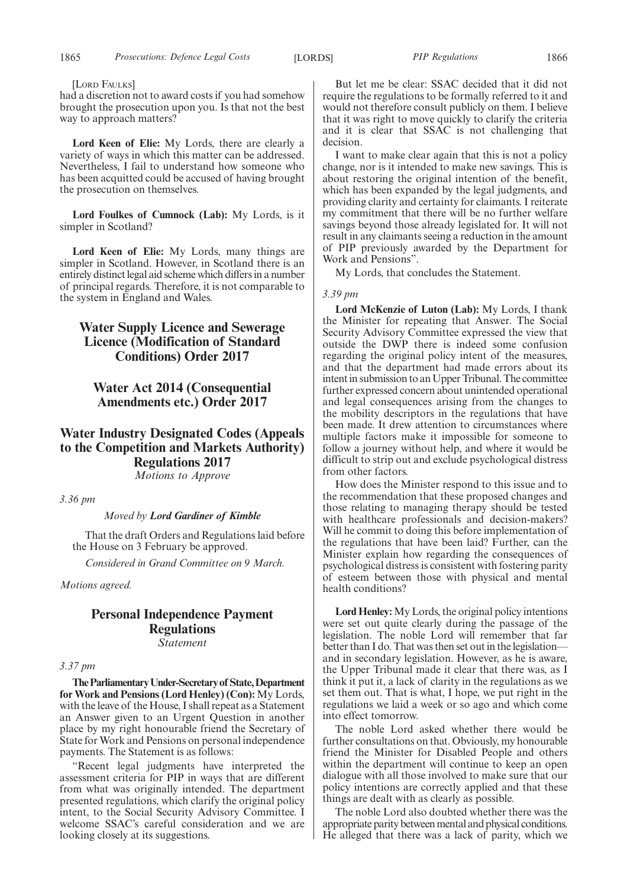[Lord Faulks]

had a discretion not to award costs if you had somehow brought the prosecution upon you. Is that not the best way to approach matters?

**Lord Keen of Elie:** My Lords, there are clearly a variety of ways in which this matter can be addressed. Nevertheless, I fail to understand how someone who has been acquitted could be accused of having brought the prosecution on themselves.

**Lord Foulkes of Cumnock (Lab):** My Lords, is it simpler in Scotland?

**Lord Keen of Elie:** My Lords, many things are simpler in Scotland. However, in Scotland there is an entirely distinct legal aid scheme which differs in a number of principal regards. Therefore, it is not comparable to the system in England and Wales.

## Water Supply Licence and Sewerage Licence (Modification of Standard Conditions) Order 2017

## Water Act 2014 (Consequential Amendments etc.) Order 2017

## Water Industry Designated Codes (Appeals to the Competition and Markets Authority) Regulations 2017

*Motions to Approve*

*3.36 pm*

*Moved by* ***Lord Gardiner of Kimble***

That the draft Orders and Regulations laid before the House on 3 February be approved.

*Considered in Grand Committee on 9 March.*

*Motions agreed.*

## Personal Independence Payment Regulations

*Statement*

*3.37 pm*

**The Parliamentary Under-Secretary of State, Department for Work and Pensions (Lord Henley) (Con):** My Lords, with the leave of the House, I shall repeat as a Statement an Answer given to an Urgent Question in another place by my right honourable friend the Secretary of State for Work and Pensions on personal independence payments. The Statement is as follows:

"Recent legal judgments have interpreted the assessment criteria for PIP in ways that are different from what was originally intended. The department presented regulations, which clarify the original policy intent, to the Social Security Advisory Committee. I welcome SSAC's careful consideration and we are looking closely at its suggestions.

But let me be clear: SSAC decided that it did not require the regulations to be formally referred to it and would not therefore consult publicly on them. I believe that it was right to move quickly to clarify the criteria and it is clear that SSAC is not challenging that decision.

I want to make clear again that this is not a policy change, nor is it intended to make new savings. This is about restoring the original intention of the benefit, which has been expanded by the legal judgments, and providing clarity and certainty for claimants. I reiterate my commitment that there will be no further welfare savings beyond those already legislated for. It will not result in any claimants seeing a reduction in the amount of PIP previously awarded by the Department for Work and Pensions".

My Lords, that concludes the Statement.

*3.39 pm*

**Lord McKenzie of Luton (Lab):** My Lords, I thank the Minister for repeating that Answer. The Social Security Advisory Committee expressed the view that outside the DWP there is indeed some confusion regarding the original policy intent of the measures, and that the department had made errors about its intent in submission to an Upper Tribunal. The committee further expressed concern about unintended operational and legal consequences arising from the changes to the mobility descriptors in the regulations that have been made. It drew attention to circumstances where multiple factors make it impossible for someone to follow a journey without help, and where it would be difficult to strip out and exclude psychological distress from other factors.

How does the Minister respond to this issue and to the recommendation that these proposed changes and those relating to managing therapy should be tested with healthcare professionals and decision-makers? Will he commit to doing this before implementation of the regulations that have been laid? Further, can the Minister explain how regarding the consequences of psychological distress is consistent with fostering parity of esteem between those with physical and mental health conditions?

**Lord Henley:** My Lords, the original policy intentions were set out quite clearly during the passage of the legislation. The noble Lord will remember that far better than I do. That was then set out in the legislation—and in secondary legislation. However, as he is aware, the Upper Tribunal made it clear that there was, as I think it put it, a lack of clarity in the regulations as we set them out. That is what, I hope, we put right in the regulations we laid a week or so ago and which come into effect tomorrow.

The noble Lord asked whether there would be further consultations on that. Obviously, my honourable friend the Minister for Disabled People and others within the department will continue to keep an open dialogue with all those involved to make sure that our policy intentions are correctly applied and that these things are dealt with as clearly as possible.

The noble Lord also doubted whether there was the appropriate parity between mental and physical conditions. He alleged that there was a lack of parity, which we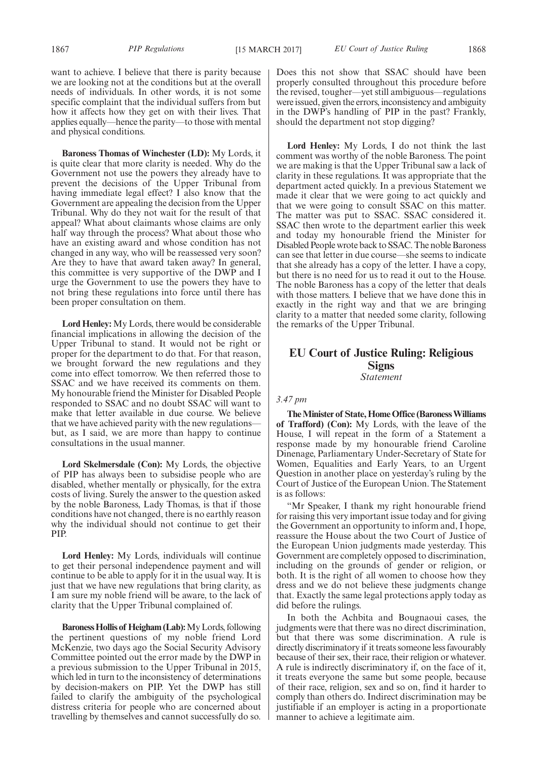want to achieve. I believe that there is parity because we are looking not at the conditions but at the overall needs of individuals. In other words, it is not some specific complaint that the individual suffers from but how it affects how they get on with their lives. That applies equally—hence the parity—to those with mental and physical conditions.

**Baroness Thomas of Winchester (LD):** My Lords, it is quite clear that more clarity is needed. Why do the Government not use the powers they already have to prevent the decisions of the Upper Tribunal from having immediate legal effect? I also know that the Government are appealing the decision from the Upper Tribunal. Why do they not wait for the result of that appeal? What about claimants whose claims are only half way through the process? What about those who have an existing award and whose condition has not changed in any way, who will be reassessed very soon? Are they to have that award taken away? In general, this committee is very supportive of the DWP and I urge the Government to use the powers they have to not bring these regulations into force until there has been proper consultation on them.

**Lord Henley:** My Lords, there would be considerable financial implications in allowing the decision of the Upper Tribunal to stand. It would not be right or proper for the department to do that. For that reason, we brought forward the new regulations and they come into effect tomorrow. We then referred those to SSAC and we have received its comments on them. My honourable friend the Minister for Disabled People responded to SSAC and no doubt SSAC will want to make that letter available in due course. We believe that we have achieved parity with the new regulations—but, as I said, we are more than happy to continue consultations in the usual manner.

**Lord Skelmersdale (Con):** My Lords, the objective of PIP has always been to subsidise people who are disabled, whether mentally or physically, for the extra costs of living. Surely the answer to the question asked by the noble Baroness, Lady Thomas, is that if those conditions have not changed, there is no earthly reason why the individual should not continue to get their PIP.

**Lord Henley:** My Lords, individuals will continue to get their personal independence payment and will continue to be able to apply for it in the usual way. It is just that we have new regulations that bring clarity, as I am sure my noble friend will be aware, to the lack of clarity that the Upper Tribunal complained of.

**Baroness Hollis of Heigham (Lab):** My Lords, following the pertinent questions of my noble friend Lord McKenzie, two days ago the Social Security Advisory Committee pointed out the error made by the DWP in a previous submission to the Upper Tribunal in 2015, which led in turn to the inconsistency of determinations by decision-makers on PIP. Yet the DWP has still failed to clarify the ambiguity of the psychological distress criteria for people who are concerned about travelling by themselves and cannot successfully do so. Does this not show that SSAC should have been properly consulted throughout this procedure before the revised, tougher—yet still ambiguous—regulations were issued, given the errors, inconsistency and ambiguity in the DWP's handling of PIP in the past? Frankly, should the department not stop digging?

**Lord Henley:** My Lords, I do not think the last comment was worthy of the noble Baroness. The point we are making is that the Upper Tribunal saw a lack of clarity in these regulations. It was appropriate that the department acted quickly. In a previous Statement we made it clear that we were going to act quickly and that we were going to consult SSAC on this matter. The matter was put to SSAC. SSAC considered it. SSAC then wrote to the department earlier this week and today my honourable friend the Minister for Disabled People wrote back to SSAC. The noble Baroness can see that letter in due course—she seems to indicate that she already has a copy of the letter. I have a copy, but there is no need for us to read it out to the House. The noble Baroness has a copy of the letter that deals with those matters. I believe that we have done this in exactly in the right way and that we are bringing clarity to a matter that needed some clarity, following the remarks of the Upper Tribunal.

## EU Court of Justice Ruling: Religious Signs

*Statement*

*3.47 pm*

**The Minister of State, Home Office (Baroness Williams of Trafford) (Con):** My Lords, with the leave of the House, I will repeat in the form of a Statement a response made by my honourable friend Caroline Dinenage, Parliamentary Under-Secretary of State for Women, Equalities and Early Years, to an Urgent Question in another place on yesterday's ruling by the Court of Justice of the European Union. The Statement is as follows:

"Mr Speaker, I thank my right honourable friend for raising this very important issue today and for giving the Government an opportunity to inform and, I hope, reassure the House about the two Court of Justice of the European Union judgments made yesterday. This Government are completely opposed to discrimination, including on the grounds of gender or religion, or both. It is the right of all women to choose how they dress and we do not believe these judgments change that. Exactly the same legal protections apply today as did before the rulings.

In both the Achbita and Bougnaoui cases, the judgments were that there was no direct discrimination, but that there was some discrimination. A rule is directly discriminatory if it treats someone less favourably because of their sex, their race, their religion or whatever. A rule is indirectly discriminatory if, on the face of it, it treats everyone the same but some people, because of their race, religion, sex and so on, find it harder to comply than others do. Indirect discrimination may be justifiable if an employer is acting in a proportionate manner to achieve a legitimate aim.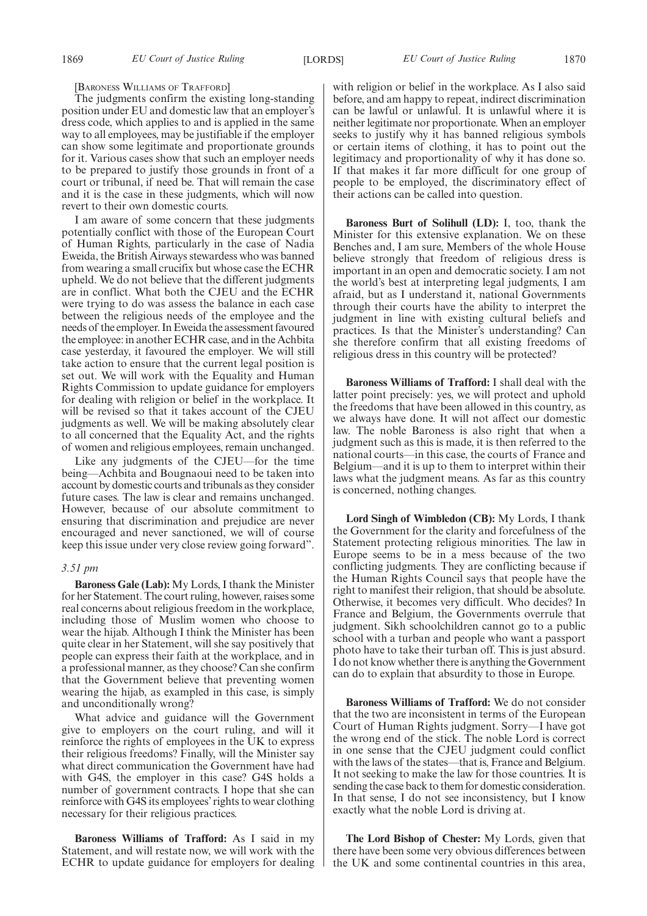[BARONESS WILLIAMS OF TRAFFORD]

The judgments confirm the existing long-standing position under EU and domestic law that an employer's dress code, which applies to and is applied in the same way to all employees, may be justifiable if the employer can show some legitimate and proportionate grounds for it. Various cases show that such an employer needs to be prepared to justify those grounds in front of a court or tribunal, if need be. That will remain the case and it is the case in these judgments, which will now revert to their own domestic courts.

I am aware of some concern that these judgments potentially conflict with those of the European Court of Human Rights, particularly in the case of Nadia Eweida, the British Airways stewardess who was banned from wearing a small crucifix but whose case the ECHR upheld. We do not believe that the different judgments are in conflict. What both the CJEU and the ECHR were trying to do was assess the balance in each case between the religious needs of the employee and the needs of the employer. In Eweida the assessment favoured the employee: in another ECHR case, and in the Achbita case yesterday, it favoured the employer. We will still take action to ensure that the current legal position is set out. We will work with the Equality and Human Rights Commission to update guidance for employers for dealing with religion or belief in the workplace. It will be revised so that it takes account of the CJEU judgments as well. We will be making absolutely clear to all concerned that the Equality Act, and the rights of women and religious employees, remain unchanged.

Like any judgments of the CJEU—for the time being—Achbita and Bougnaoui need to be taken into account by domestic courts and tribunals as they consider future cases. The law is clear and remains unchanged. However, because of our absolute commitment to ensuring that discrimination and prejudice are never encouraged and never sanctioned, we will of course keep this issue under very close review going forward".

*3.51 pm*

**Baroness Gale (Lab):** My Lords, I thank the Minister for her Statement. The court ruling, however, raises some real concerns about religious freedom in the workplace, including those of Muslim women who choose to wear the hijab. Although I think the Minister has been quite clear in her Statement, will she say positively that people can express their faith at the workplace, and in a professional manner, as they choose? Can she confirm that the Government believe that preventing women wearing the hijab, as exampled in this case, is simply and unconditionally wrong?

What advice and guidance will the Government give to employers on the court ruling, and will it reinforce the rights of employees in the UK to express their religious freedoms? Finally, will the Minister say what direct communication the Government have had with G4S, the employer in this case? G4S holds a number of government contracts. I hope that she can reinforce with G4S its employees' rights to wear clothing necessary for their religious practices.

**Baroness Williams of Trafford:** As I said in my Statement, and will restate now, we will work with the ECHR to update guidance for employers for dealing with religion or belief in the workplace. As I also said before, and am happy to repeat, indirect discrimination can be lawful or unlawful. It is unlawful where it is neither legitimate nor proportionate. When an employer seeks to justify why it has banned religious symbols or certain items of clothing, it has to point out the legitimacy and proportionality of why it has done so. If that makes it far more difficult for one group of people to be employed, the discriminatory effect of their actions can be called into question.

**Baroness Burt of Solihull (LD):** I, too, thank the Minister for this extensive explanation. We on these Benches and, I am sure, Members of the whole House believe strongly that freedom of religious dress is important in an open and democratic society. I am not the world's best at interpreting legal judgments, I am afraid, but as I understand it, national Governments through their courts have the ability to interpret the judgment in line with existing cultural beliefs and practices. Is that the Minister's understanding? Can she therefore confirm that all existing freedoms of religious dress in this country will be protected?

**Baroness Williams of Trafford:** I shall deal with the latter point precisely: yes, we will protect and uphold the freedoms that have been allowed in this country, as we always have done. It will not affect our domestic law. The noble Baroness is also right that when a judgment such as this is made, it is then referred to the national courts—in this case, the courts of France and Belgium—and it is up to them to interpret within their laws what the judgment means. As far as this country is concerned, nothing changes.

**Lord Singh of Wimbledon (CB):** My Lords, I thank the Government for the clarity and forcefulness of the Statement protecting religious minorities. The law in Europe seems to be in a mess because of the two conflicting judgments. They are conflicting because if the Human Rights Council says that people have the right to manifest their religion, that should be absolute. Otherwise, it becomes very difficult. Who decides? In France and Belgium, the Governments overrule that judgment. Sikh schoolchildren cannot go to a public school with a turban and people who want a passport photo have to take their turban off. This is just absurd. I do not know whether there is anything the Government can do to explain that absurdity to those in Europe.

**Baroness Williams of Trafford:** We do not consider that the two are inconsistent in terms of the European Court of Human Rights judgment. Sorry—I have got the wrong end of the stick. The noble Lord is correct in one sense that the CJEU judgment could conflict with the laws of the states—that is, France and Belgium. It is not seeking to make the law for those countries. It is sending the case back to them for domestic consideration. In that sense, I do not see inconsistency, but I know exactly what the noble Lord is driving at.

**The Lord Bishop of Chester:** My Lords, given that there have been some very obvious differences between the UK and some continental countries in this area,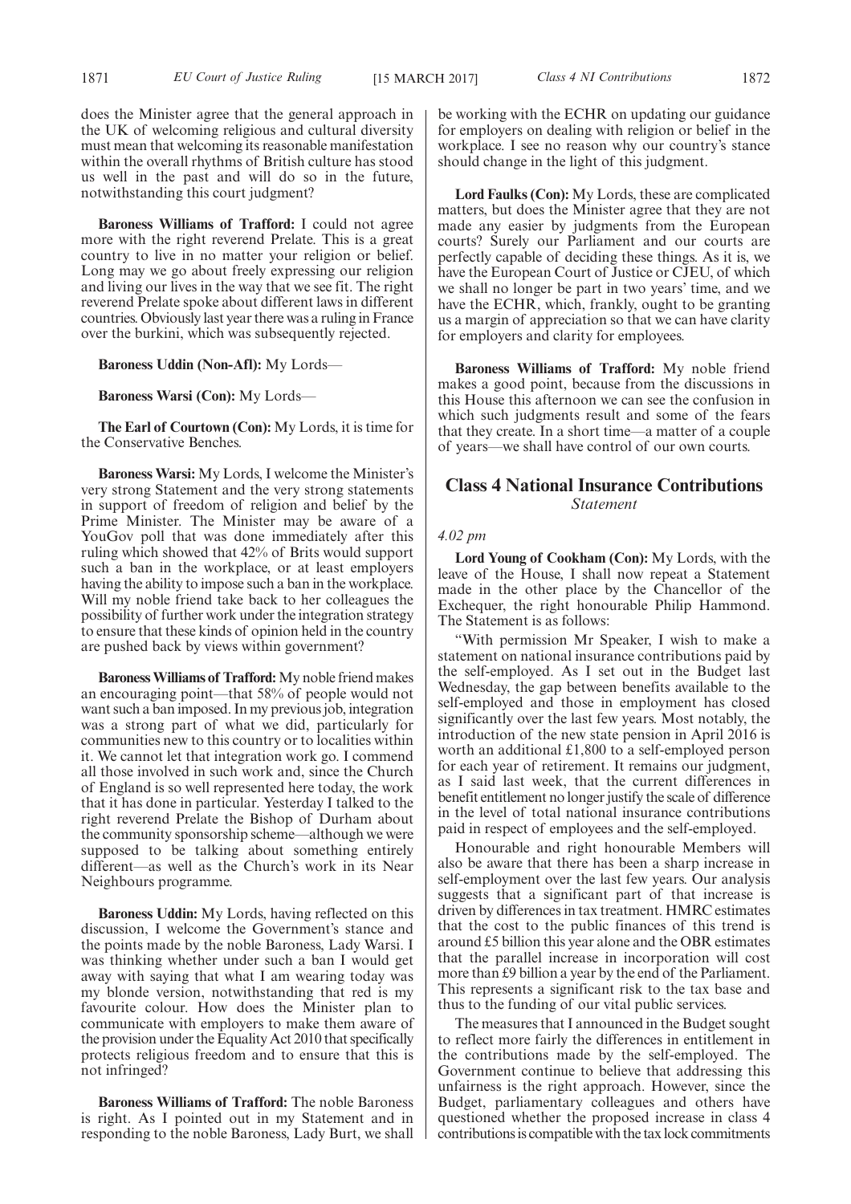does the Minister agree that the general approach in the UK of welcoming religious and cultural diversity must mean that welcoming its reasonable manifestation within the overall rhythms of British culture has stood us well in the past and will do so in the future, notwithstanding this court judgment?

**Baroness Williams of Trafford:** I could not agree more with the right reverend Prelate. This is a great country to live in no matter your religion or belief. Long may we go about freely expressing our religion and living our lives in the way that we see fit. The right reverend Prelate spoke about different laws in different countries. Obviously last year there was a ruling in France over the burkini, which was subsequently rejected.

**Baroness Uddin (Non-Afl):** My Lords—

**Baroness Warsi (Con):** My Lords—

**The Earl of Courtown (Con):** My Lords, it is time for the Conservative Benches.

**Baroness Warsi:** My Lords, I welcome the Minister's very strong Statement and the very strong statements in support of freedom of religion and belief by the Prime Minister. The Minister may be aware of a YouGov poll that was done immediately after this ruling which showed that 42% of Brits would support such a ban in the workplace, or at least employers having the ability to impose such a ban in the workplace. Will my noble friend take back to her colleagues the possibility of further work under the integration strategy to ensure that these kinds of opinion held in the country are pushed back by views within government?

**Baroness Williams of Trafford:** My noble friend makes an encouraging point—that 58% of people would not want such a ban imposed. In my previous job, integration was a strong part of what we did, particularly for communities new to this country or to localities within it. We cannot let that integration work go. I commend all those involved in such work and, since the Church of England is so well represented here today, the work that it has done in particular. Yesterday I talked to the right reverend Prelate the Bishop of Durham about the community sponsorship scheme—although we were supposed to be talking about something entirely different—as well as the Church's work in its Near Neighbours programme.

**Baroness Uddin:** My Lords, having reflected on this discussion, I welcome the Government's stance and the points made by the noble Baroness, Lady Warsi. I was thinking whether under such a ban I would get away with saying that what I am wearing today was my blonde version, notwithstanding that red is my favourite colour. How does the Minister plan to communicate with employers to make them aware of the provision under the Equality Act 2010 that specifically protects religious freedom and to ensure that this is not infringed?

**Baroness Williams of Trafford:** The noble Baroness is right. As I pointed out in my Statement and in responding to the noble Baroness, Lady Burt, we shall be working with the ECHR on updating our guidance for employers on dealing with religion or belief in the workplace. I see no reason why our country's stance should change in the light of this judgment.

**Lord Faulks (Con):** My Lords, these are complicated matters, but does the Minister agree that they are not made any easier by judgments from the European courts? Surely our Parliament and our courts are perfectly capable of deciding these things. As it is, we have the European Court of Justice or CJEU, of which we shall no longer be part in two years' time, and we have the ECHR, which, frankly, ought to be granting us a margin of appreciation so that we can have clarity for employers and clarity for employees.

**Baroness Williams of Trafford:** My noble friend makes a good point, because from the discussions in this House this afternoon we can see the confusion in which such judgments result and some of the fears that they create. In a short time—a matter of a couple of years—we shall have control of our own courts.

## Class 4 National Insurance Contributions

*Statement*

*4.02 pm*

**Lord Young of Cookham (Con):** My Lords, with the leave of the House, I shall now repeat a Statement made in the other place by the Chancellor of the Exchequer, the right honourable Philip Hammond. The Statement is as follows:

"With permission Mr Speaker, I wish to make a statement on national insurance contributions paid by the self-employed. As I set out in the Budget last Wednesday, the gap between benefits available to the self-employed and those in employment has closed significantly over the last few years. Most notably, the introduction of the new state pension in April 2016 is worth an additional £1,800 to a self-employed person for each year of retirement. It remains our judgment, as I said last week, that the current differences in benefit entitlement no longer justify the scale of difference in the level of total national insurance contributions paid in respect of employees and the self-employed.

Honourable and right honourable Members will also be aware that there has been a sharp increase in self-employment over the last few years. Our analysis suggests that a significant part of that increase is driven by differences in tax treatment. HMRC estimates that the cost to the public finances of this trend is around £5 billion this year alone and the OBR estimates that the parallel increase in incorporation will cost more than £9 billion a year by the end of the Parliament. This represents a significant risk to the tax base and thus to the funding of our vital public services.

The measures that I announced in the Budget sought to reflect more fairly the differences in entitlement in the contributions made by the self-employed. The Government continue to believe that addressing this unfairness is the right approach. However, since the Budget, parliamentary colleagues and others have questioned whether the proposed increase in class 4 contributions is compatible with the tax lock commitments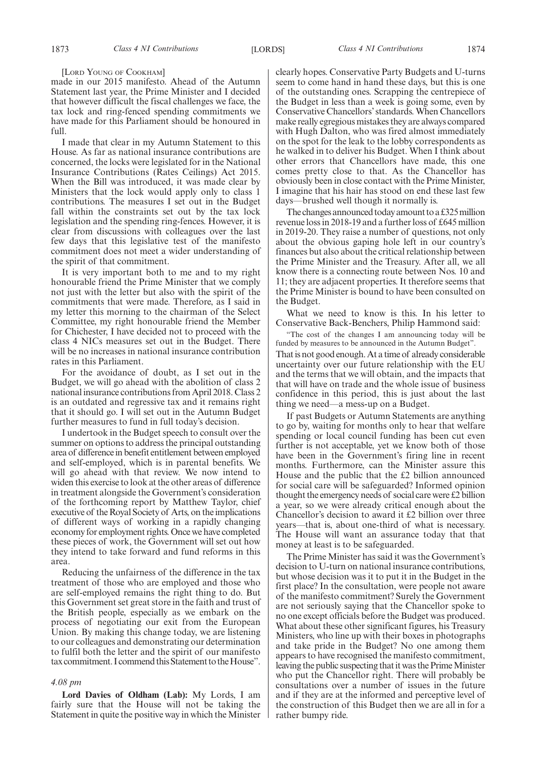[Lord Young of Cookham]

made in our 2015 manifesto. Ahead of the Autumn Statement last year, the Prime Minister and I decided that however difficult the fiscal challenges we face, the tax lock and ring-fenced spending commitments we have made for this Parliament should be honoured in full.

I made that clear in my Autumn Statement to this House. As far as national insurance contributions are concerned, the locks were legislated for in the National Insurance Contributions (Rates Ceilings) Act 2015. When the Bill was introduced, it was made clear by Ministers that the lock would apply only to class 1 contributions. The measures I set out in the Budget fall within the constraints set out by the tax lock legislation and the spending ring-fences. However, it is clear from discussions with colleagues over the last few days that this legislative test of the manifesto commitment does not meet a wider understanding of the spirit of that commitment.

It is very important both to me and to my right honourable friend the Prime Minister that we comply not just with the letter but also with the spirit of the commitments that were made. Therefore, as I said in my letter this morning to the chairman of the Select Committee, my right honourable friend the Member for Chichester, I have decided not to proceed with the class 4 NICs measures set out in the Budget. There will be no increases in national insurance contribution rates in this Parliament.

For the avoidance of doubt, as I set out in the Budget, we will go ahead with the abolition of class 2 national insurance contributions from April 2018. Class 2 is an outdated and regressive tax and it remains right that it should go. I will set out in the Autumn Budget further measures to fund in full today's decision.

I undertook in the Budget speech to consult over the summer on options to address the principal outstanding area of difference in benefit entitlement between employed and self-employed, which is in parental benefits. We will go ahead with that review. We now intend to widen this exercise to look at the other areas of difference in treatment alongside the Government's consideration of the forthcoming report by Matthew Taylor, chief executive of the Royal Society of Arts, on the implications of different ways of working in a rapidly changing economy for employment rights. Once we have completed these pieces of work, the Government will set out how they intend to take forward and fund reforms in this area.

Reducing the unfairness of the difference in the tax treatment of those who are employed and those who are self-employed remains the right thing to do. But this Government set great store in the faith and trust of the British people, especially as we embark on the process of negotiating our exit from the European Union. By making this change today, we are listening to our colleagues and demonstrating our determination to fulfil both the letter and the spirit of our manifesto tax commitment. I commend this Statement to the House".

*4.08 pm*

**Lord Davies of Oldham (Lab):** My Lords, I am fairly sure that the House will not be taking the Statement in quite the positive way in which the Minister clearly hopes. Conservative Party Budgets and U-turns seem to come hand in hand these days, but this is one of the outstanding ones. Scrapping the centrepiece of the Budget in less than a week is going some, even by Conservative Chancellors' standards. When Chancellors make really egregious mistakes they are always compared with Hugh Dalton, who was fired almost immediately on the spot for the leak to the lobby correspondents as he walked in to deliver his Budget. When I think about other errors that Chancellors have made, this one comes pretty close to that. As the Chancellor has obviously been in close contact with the Prime Minister, I imagine that his hair has stood on end these last few days—brushed well though it normally is.

The changes announced today amount to a £325 million revenue loss in 2018-19 and a further loss of £645 million in 2019-20. They raise a number of questions, not only about the obvious gaping hole left in our country's finances but also about the critical relationship between the Prime Minister and the Treasury. After all, we all know there is a connecting route between Nos. 10 and 11; they are adjacent properties. It therefore seems that the Prime Minister is bound to have been consulted on the Budget.

What we need to know is this. In his letter to Conservative Back-Benchers, Philip Hammond said:

"The cost of the changes I am announcing today will be funded by measures to be announced in the Autumn Budget".

That is not good enough. At a time of already considerable uncertainty over our future relationship with the EU and the terms that we will obtain, and the impacts that that will have on trade and the whole issue of business confidence in this period, this is just about the last thing we need—a mess-up on a Budget.

If past Budgets or Autumn Statements are anything to go by, waiting for months only to hear that welfare spending or local council funding has been cut even further is not acceptable, yet we know both of those have been in the Government's firing line in recent months. Furthermore, can the Minister assure this House and the public that the £2 billion announced for social care will be safeguarded? Informed opinion thought the emergency needs of social care were £2 billion a year, so we were already critical enough about the Chancellor's decision to award it £2 billion over three years—that is, about one-third of what is necessary. The House will want an assurance today that that money at least is to be safeguarded.

The Prime Minister has said it was the Government's decision to U-turn on national insurance contributions, but whose decision was it to put it in the Budget in the first place? In the consultation, were people not aware of the manifesto commitment? Surely the Government are not seriously saying that the Chancellor spoke to no one except officials before the Budget was produced. What about these other significant figures, his Treasury Ministers, who line up with their boxes in photographs and take pride in the Budget? No one among them appears to have recognised the manifesto commitment, leaving the public suspecting that it was the Prime Minister who put the Chancellor right. There will probably be consultations over a number of issues in the future and if they are at the informed and perceptive level of the construction of this Budget then we are all in for a rather bumpy ride.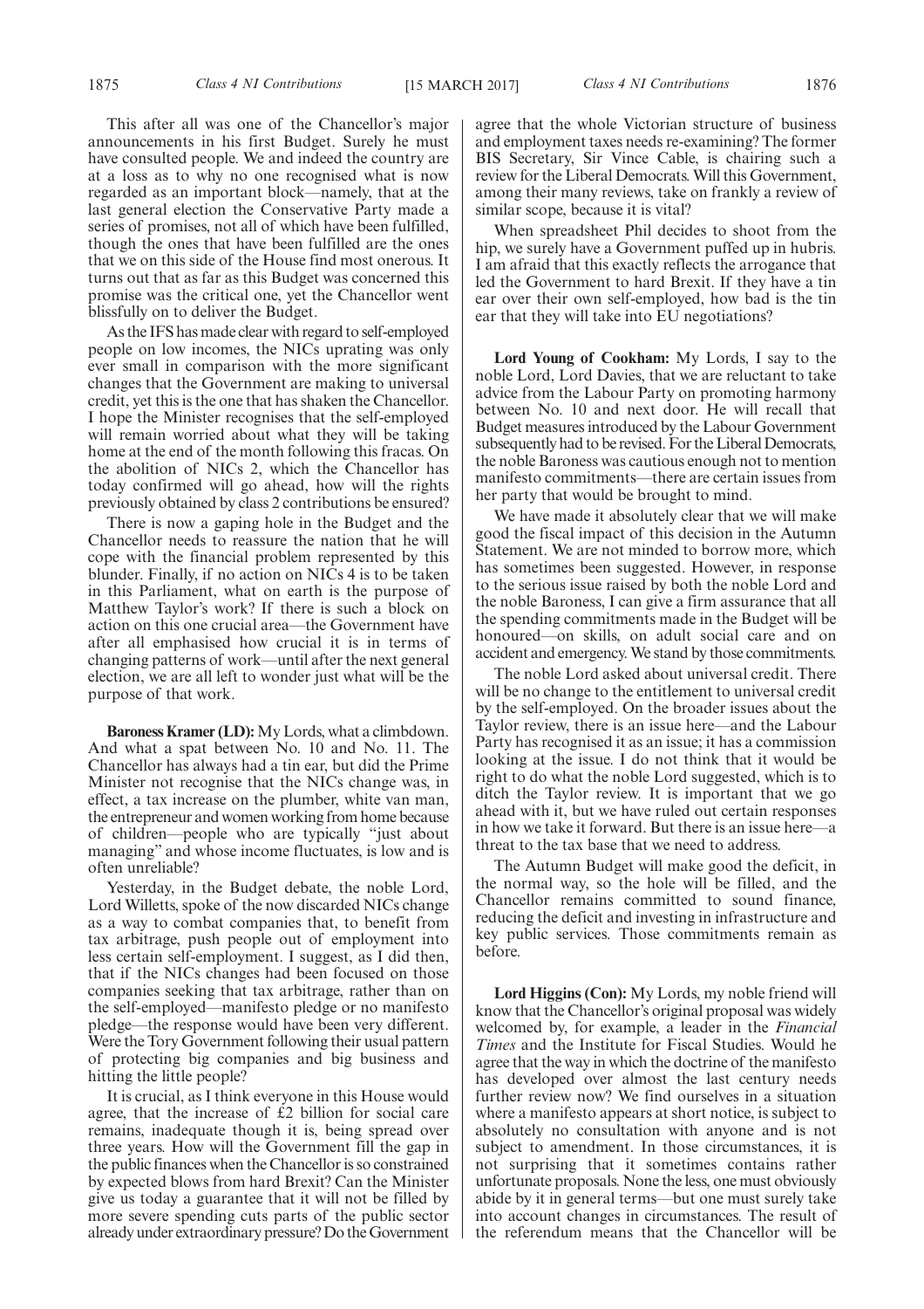This after all was one of the Chancellor's major announcements in his first Budget. Surely he must have consulted people. We and indeed the country are at a loss as to why no one recognised what is now regarded as an important block—namely, that at the last general election the Conservative Party made a series of promises, not all of which have been fulfilled, though the ones that have been fulfilled are the ones that we on this side of the House find most onerous. It turns out that as far as this Budget was concerned this promise was the critical one, yet the Chancellor went blissfully on to deliver the Budget.

As the IFS has made clear with regard to self-employed people on low incomes, the NICs uprating was only ever small in comparison with the more significant changes that the Government are making to universal credit, yet this is the one that has shaken the Chancellor. I hope the Minister recognises that the self-employed will remain worried about what they will be taking home at the end of the month following this fracas. On the abolition of NICs 2, which the Chancellor has today confirmed will go ahead, how will the rights previously obtained by class 2 contributions be ensured?

There is now a gaping hole in the Budget and the Chancellor needs to reassure the nation that he will cope with the financial problem represented by this blunder. Finally, if no action on NICs 4 is to be taken in this Parliament, what on earth is the purpose of Matthew Taylor's work? If there is such a block on action on this one crucial area—the Government have after all emphasised how crucial it is in terms of changing patterns of work—until after the next general election, we are all left to wonder just what will be the purpose of that work.

**Baroness Kramer (LD):** My Lords, what a climbdown. And what a spat between No. 10 and No. 11. The Chancellor has always had a tin ear, but did the Prime Minister not recognise that the NICs change was, in effect, a tax increase on the plumber, white van man, the entrepreneur and women working from home because of children—people who are typically "just about managing" and whose income fluctuates, is low and is often unreliable?

Yesterday, in the Budget debate, the noble Lord, Lord Willetts, spoke of the now discarded NICs change as a way to combat companies that, to benefit from tax arbitrage, push people out of employment into less certain self-employment. I suggest, as I did then, that if the NICs changes had been focused on those companies seeking that tax arbitrage, rather than on the self-employed—manifesto pledge or no manifesto pledge—the response would have been very different. Were the Tory Government following their usual pattern of protecting big companies and big business and hitting the little people?

It is crucial, as I think everyone in this House would agree, that the increase of £2 billion for social care remains, inadequate though it is, being spread over three years. How will the Government fill the gap in the public finances when the Chancellor is so constrained by expected blows from hard Brexit? Can the Minister give us today a guarantee that it will not be filled by more severe spending cuts parts of the public sector already under extraordinary pressure? Do the Government agree that the whole Victorian structure of business and employment taxes needs re-examining? The former BIS Secretary, Sir Vince Cable, is chairing such a review for the Liberal Democrats. Will this Government, among their many reviews, take on frankly a review of similar scope, because it is vital?

When spreadsheet Phil decides to shoot from the hip, we surely have a Government puffed up in hubris. I am afraid that this exactly reflects the arrogance that led the Government to hard Brexit. If they have a tin ear over their own self-employed, how bad is the tin ear that they will take into EU negotiations?

**Lord Young of Cookham:** My Lords, I say to the noble Lord, Lord Davies, that we are reluctant to take advice from the Labour Party on promoting harmony between No. 10 and next door. He will recall that Budget measures introduced by the Labour Government subsequently had to be revised. For the Liberal Democrats, the noble Baroness was cautious enough not to mention manifesto commitments—there are certain issues from her party that would be brought to mind.

We have made it absolutely clear that we will make good the fiscal impact of this decision in the Autumn Statement. We are not minded to borrow more, which has sometimes been suggested. However, in response to the serious issue raised by both the noble Lord and the noble Baroness, I can give a firm assurance that all the spending commitments made in the Budget will be honoured—on skills, on adult social care and on accident and emergency. We stand by those commitments.

The noble Lord asked about universal credit. There will be no change to the entitlement to universal credit by the self-employed. On the broader issues about the Taylor review, there is an issue here—and the Labour Party has recognised it as an issue; it has a commission looking at the issue. I do not think that it would be right to do what the noble Lord suggested, which is to ditch the Taylor review. It is important that we go ahead with it, but we have ruled out certain responses in how we take it forward. But there is an issue here—a threat to the tax base that we need to address.

The Autumn Budget will make good the deficit, in the normal way, so the hole will be filled, and the Chancellor remains committed to sound finance, reducing the deficit and investing in infrastructure and key public services. Those commitments remain as before.

**Lord Higgins (Con):** My Lords, my noble friend will know that the Chancellor's original proposal was widely welcomed by, for example, a leader in the *Financial Times* and the Institute for Fiscal Studies. Would he agree that the way in which the doctrine of the manifesto has developed over almost the last century needs further review now? We find ourselves in a situation where a manifesto appears at short notice, is subject to absolutely no consultation with anyone and is not subject to amendment. In those circumstances, it is not surprising that it sometimes contains rather unfortunate proposals. None the less, one must obviously abide by it in general terms—but one must surely take into account changes in circumstances. The result of the referendum means that the Chancellor will be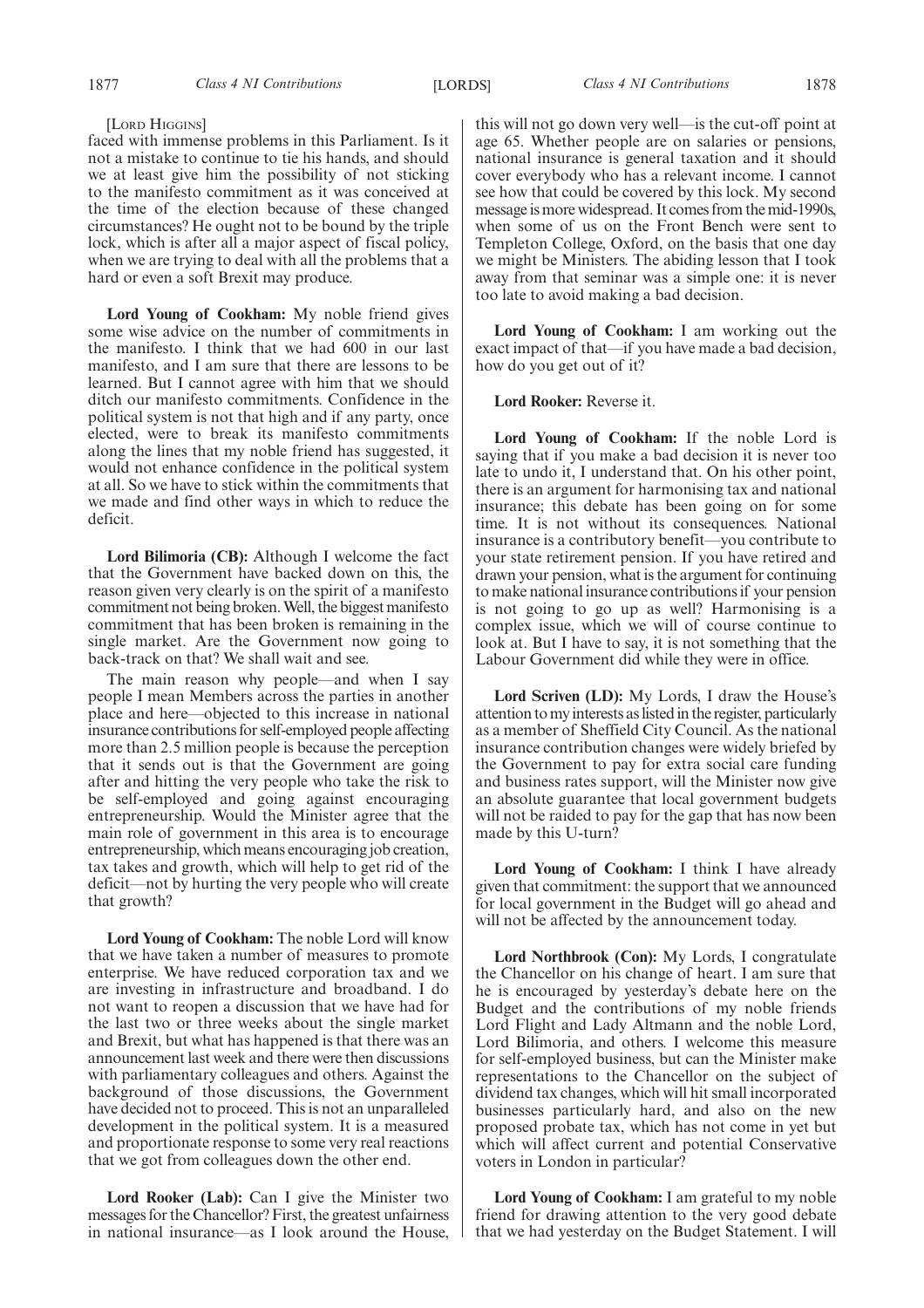[Lord Higgins]

faced with immense problems in this Parliament. Is it not a mistake to continue to tie his hands, and should we at least give him the possibility of not sticking to the manifesto commitment as it was conceived at the time of the election because of these changed circumstances? He ought not to be bound by the triple lock, which is after all a major aspect of fiscal policy, when we are trying to deal with all the problems that a hard or even a soft Brexit may produce.

**Lord Young of Cookham:** My noble friend gives some wise advice on the number of commitments in the manifesto. I think that we had 600 in our last manifesto, and I am sure that there are lessons to be learned. But I cannot agree with him that we should ditch our manifesto commitments. Confidence in the political system is not that high and if any party, once elected, were to break its manifesto commitments along the lines that my noble friend has suggested, it would not enhance confidence in the political system at all. So we have to stick within the commitments that we made and find other ways in which to reduce the deficit.

**Lord Bilimoria (CB):** Although I welcome the fact that the Government have backed down on this, the reason given very clearly is on the spirit of a manifesto commitment not being broken. Well, the biggest manifesto commitment that has been broken is remaining in the single market. Are the Government now going to back-track on that? We shall wait and see.

The main reason why people—and when I say people I mean Members across the parties in another place and here—objected to this increase in national insurance contributions for self-employed people affecting more than 2.5 million people is because the perception that it sends out is that the Government are going after and hitting the very people who take the risk to be self-employed and going against encouraging entrepreneurship. Would the Minister agree that the main role of government in this area is to encourage entrepreneurship, which means encouraging job creation, tax takes and growth, which will help to get rid of the deficit—not by hurting the very people who will create that growth?

**Lord Young of Cookham:** The noble Lord will know that we have taken a number of measures to promote enterprise. We have reduced corporation tax and we are investing in infrastructure and broadband. I do not want to reopen a discussion that we have had for the last two or three weeks about the single market and Brexit, but what has happened is that there was an announcement last week and there were then discussions with parliamentary colleagues and others. Against the background of those discussions, the Government have decided not to proceed. This is not an unparalleled development in the political system. It is a measured and proportionate response to some very real reactions that we got from colleagues down the other end.

**Lord Rooker (Lab):** Can I give the Minister two messages for the Chancellor? First, the greatest unfairness in national insurance—as I look around the House, this will not go down very well—is the cut-off point at age 65. Whether people are on salaries or pensions, national insurance is general taxation and it should cover everybody who has a relevant income. I cannot see how that could be covered by this lock. My second message is more widespread. It comes from the mid-1990s, when some of us on the Front Bench were sent to Templeton College, Oxford, on the basis that one day we might be Ministers. The abiding lesson that I took away from that seminar was a simple one: it is never too late to avoid making a bad decision.

**Lord Young of Cookham:** I am working out the exact impact of that—if you have made a bad decision, how do you get out of it?

**Lord Rooker:** Reverse it.

**Lord Young of Cookham:** If the noble Lord is saying that if you make a bad decision it is never too late to undo it, I understand that. On his other point, there is an argument for harmonising tax and national insurance; this debate has been going on for some time. It is not without its consequences. National insurance is a contributory benefit—you contribute to your state retirement pension. If you have retired and drawn your pension, what is the argument for continuing to make national insurance contributions if your pension is not going to go up as well? Harmonising is a complex issue, which we will of course continue to look at. But I have to say, it is not something that the Labour Government did while they were in office.

**Lord Scriven (LD):** My Lords, I draw the House's attention to my interests as listed in the register, particularly as a member of Sheffield City Council. As the national insurance contribution changes were widely briefed by the Government to pay for extra social care funding and business rates support, will the Minister now give an absolute guarantee that local government budgets will not be raided to pay for the gap that has now been made by this U-turn?

**Lord Young of Cookham:** I think I have already given that commitment: the support that we announced for local government in the Budget will go ahead and will not be affected by the announcement today.

**Lord Northbrook (Con):** My Lords, I congratulate the Chancellor on his change of heart. I am sure that he is encouraged by yesterday's debate here on the Budget and the contributions of my noble friends Lord Flight and Lady Altmann and the noble Lord, Lord Bilimoria, and others. I welcome this measure for self-employed business, but can the Minister make representations to the Chancellor on the subject of dividend tax changes, which will hit small incorporated businesses particularly hard, and also on the new proposed probate tax, which has not come in yet but which will affect current and potential Conservative voters in London in particular?

**Lord Young of Cookham:** I am grateful to my noble friend for drawing attention to the very good debate that we had yesterday on the Budget Statement. I will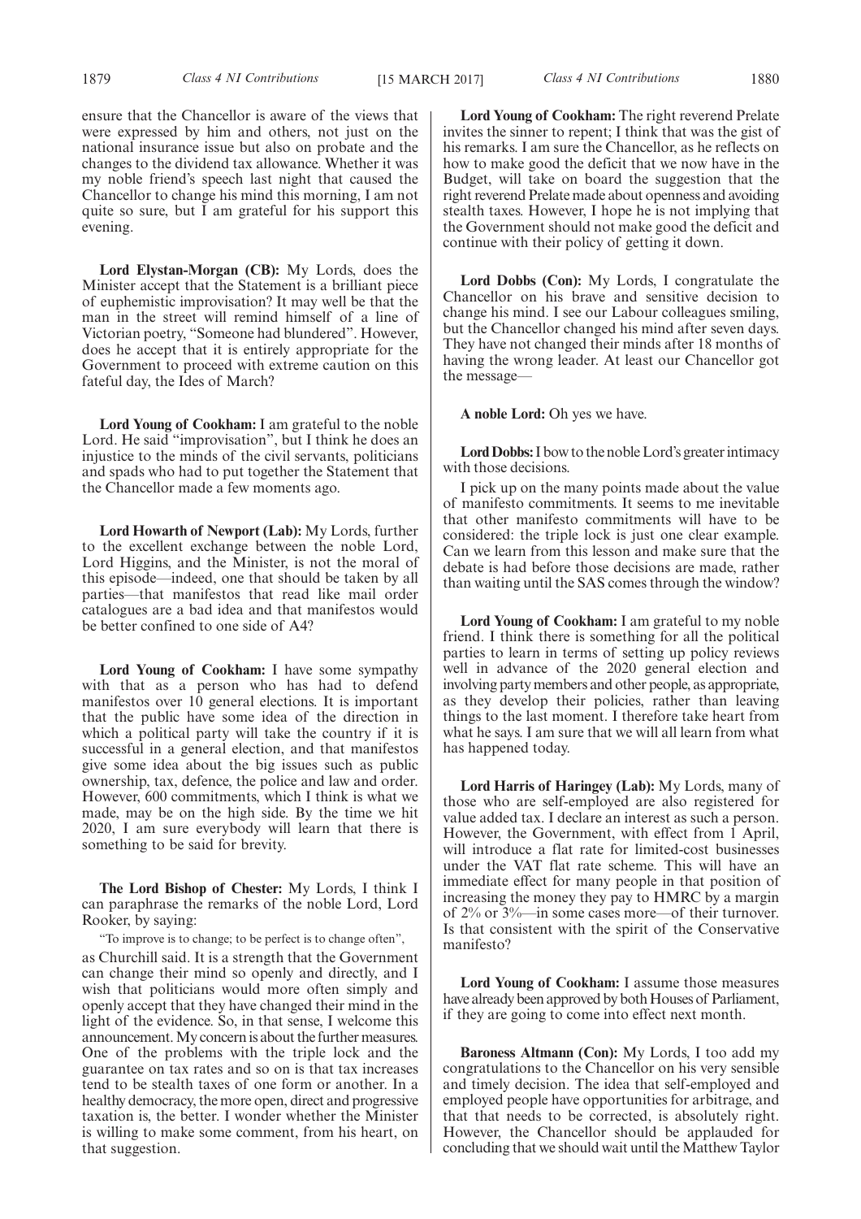ensure that the Chancellor is aware of the views that were expressed by him and others, not just on the national insurance issue but also on probate and the changes to the dividend tax allowance. Whether it was my noble friend's speech last night that caused the Chancellor to change his mind this morning, I am not quite so sure, but I am grateful for his support this evening.

**Lord Elystan-Morgan (CB):** My Lords, does the Minister accept that the Statement is a brilliant piece of euphemistic improvisation? It may well be that the man in the street will remind himself of a line of Victorian poetry, "Someone had blundered". However, does he accept that it is entirely appropriate for the Government to proceed with extreme caution on this fateful day, the Ides of March?

**Lord Young of Cookham:** I am grateful to the noble Lord. He said "improvisation", but I think he does an injustice to the minds of the civil servants, politicians and spads who had to put together the Statement that the Chancellor made a few moments ago.

**Lord Howarth of Newport (Lab):** My Lords, further to the excellent exchange between the noble Lord, Lord Higgins, and the Minister, is not the moral of this episode—indeed, one that should be taken by all parties—that manifestos that read like mail order catalogues are a bad idea and that manifestos would be better confined to one side of A4?

**Lord Young of Cookham:** I have some sympathy with that as a person who has had to defend manifestos over 10 general elections. It is important that the public have some idea of the direction in which a political party will take the country if it is successful in a general election, and that manifestos give some idea about the big issues such as public ownership, tax, defence, the police and law and order. However, 600 commitments, which I think is what we made, may be on the high side. By the time we hit 2020, I am sure everybody will learn that there is something to be said for brevity.

**The Lord Bishop of Chester:** My Lords, I think I can paraphrase the remarks of the noble Lord, Lord Rooker, by saying:

"To improve is to change; to be perfect is to change often",

as Churchill said. It is a strength that the Government can change their mind so openly and directly, and I wish that politicians would more often simply and openly accept that they have changed their mind in the light of the evidence. So, in that sense, I welcome this announcement. My concern is about the further measures. One of the problems with the triple lock and the guarantee on tax rates and so on is that tax increases tend to be stealth taxes of one form or another. In a healthy democracy, the more open, direct and progressive taxation is, the better. I wonder whether the Minister is willing to make some comment, from his heart, on that suggestion.

**Lord Young of Cookham:** The right reverend Prelate invites the sinner to repent; I think that was the gist of his remarks. I am sure the Chancellor, as he reflects on how to make good the deficit that we now have in the Budget, will take on board the suggestion that the right reverend Prelate made about openness and avoiding stealth taxes. However, I hope he is not implying that the Government should not make good the deficit and continue with their policy of getting it down.

**Lord Dobbs (Con):** My Lords, I congratulate the Chancellor on his brave and sensitive decision to change his mind. I see our Labour colleagues smiling, but the Chancellor changed his mind after seven days. They have not changed their minds after 18 months of having the wrong leader. At least our Chancellor got the message—

**A noble Lord:** Oh yes we have.

**Lord Dobbs:** I bow to the noble Lord's greater intimacy with those decisions.

I pick up on the many points made about the value of manifesto commitments. It seems to me inevitable that other manifesto commitments will have to be considered: the triple lock is just one clear example. Can we learn from this lesson and make sure that the debate is had before those decisions are made, rather than waiting until the SAS comes through the window?

**Lord Young of Cookham:** I am grateful to my noble friend. I think there is something for all the political parties to learn in terms of setting up policy reviews well in advance of the 2020 general election and involving party members and other people, as appropriate, as they develop their policies, rather than leaving things to the last moment. I therefore take heart from what he says. I am sure that we will all learn from what has happened today.

**Lord Harris of Haringey (Lab):** My Lords, many of those who are self-employed are also registered for value added tax. I declare an interest as such a person. However, the Government, with effect from 1 April, will introduce a flat rate for limited-cost businesses under the VAT flat rate scheme. This will have an immediate effect for many people in that position of increasing the money they pay to HMRC by a margin of 2% or 3%—in some cases more—of their turnover. Is that consistent with the spirit of the Conservative manifesto?

**Lord Young of Cookham:** I assume those measures have already been approved by both Houses of Parliament, if they are going to come into effect next month.

**Baroness Altmann (Con):** My Lords, I too add my congratulations to the Chancellor on his very sensible and timely decision. The idea that self-employed and employed people have opportunities for arbitrage, and that that needs to be corrected, is absolutely right. However, the Chancellor should be applauded for concluding that we should wait until the Matthew Taylor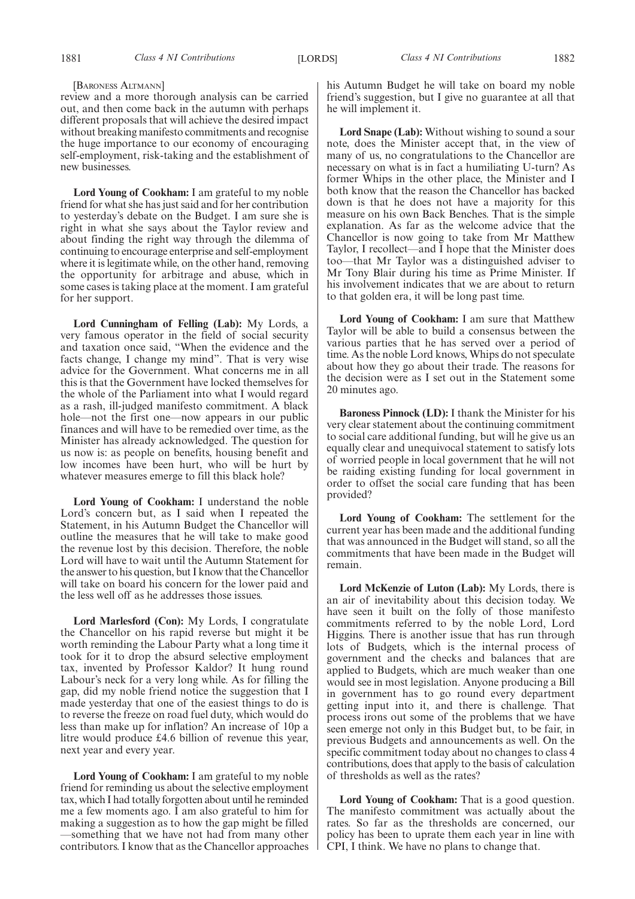[BARONESS ALTMANN]

review and a more thorough analysis can be carried out, and then come back in the autumn with perhaps different proposals that will achieve the desired impact without breaking manifesto commitments and recognise the huge importance to our economy of encouraging self-employment, risk-taking and the establishment of new businesses.

**Lord Young of Cookham:** I am grateful to my noble friend for what she has just said and for her contribution to yesterday's debate on the Budget. I am sure she is right in what she says about the Taylor review and about finding the right way through the dilemma of continuing to encourage enterprise and self-employment where it is legitimate while, on the other hand, removing the opportunity for arbitrage and abuse, which in some cases is taking place at the moment. I am grateful for her support.

**Lord Cunningham of Felling (Lab):** My Lords, a very famous operator in the field of social security and taxation once said, "When the evidence and the facts change, I change my mind". That is very wise advice for the Government. What concerns me in all this is that the Government have locked themselves for the whole of the Parliament into what I would regard as a rash, ill-judged manifesto commitment. A black hole—not the first one—now appears in our public finances and will have to be remedied over time, as the Minister has already acknowledged. The question for us now is: as people on benefits, housing benefit and low incomes have been hurt, who will be hurt by whatever measures emerge to fill this black hole?

**Lord Young of Cookham:** I understand the noble Lord's concern but, as I said when I repeated the Statement, in his Autumn Budget the Chancellor will outline the measures that he will take to make good the revenue lost by this decision. Therefore, the noble Lord will have to wait until the Autumn Statement for the answer to his question, but I know that the Chancellor will take on board his concern for the lower paid and the less well off as he addresses those issues.

**Lord Marlesford (Con):** My Lords, I congratulate the Chancellor on his rapid reverse but might it be worth reminding the Labour Party what a long time it took for it to drop the absurd selective employment tax, invented by Professor Kaldor? It hung round Labour's neck for a very long while. As for filling the gap, did my noble friend notice the suggestion that I made yesterday that one of the easiest things to do is to reverse the freeze on road fuel duty, which would do less than make up for inflation? An increase of 10p a litre would produce £4.6 billion of revenue this year, next year and every year.

**Lord Young of Cookham:** I am grateful to my noble friend for reminding us about the selective employment tax, which I had totally forgotten about until he reminded me a few moments ago. I am also grateful to him for making a suggestion as to how the gap might be filled —something that we have not had from many other contributors. I know that as the Chancellor approaches his Autumn Budget he will take on board my noble friend's suggestion, but I give no guarantee at all that he will implement it.

**Lord Snape (Lab):** Without wishing to sound a sour note, does the Minister accept that, in the view of many of us, no congratulations to the Chancellor are necessary on what is in fact a humiliating U-turn? As former Whips in the other place, the Minister and I both know that the reason the Chancellor has backed down is that he does not have a majority for this measure on his own Back Benches. That is the simple explanation. As far as the welcome advice that the Chancellor is now going to take from Mr Matthew Taylor, I recollect—and I hope that the Minister does too—that Mr Taylor was a distinguished adviser to Mr Tony Blair during his time as Prime Minister. If his involvement indicates that we are about to return to that golden era, it will be long past time.

**Lord Young of Cookham:** I am sure that Matthew Taylor will be able to build a consensus between the various parties that he has served over a period of time. As the noble Lord knows, Whips do not speculate about how they go about their trade. The reasons for the decision were as I set out in the Statement some 20 minutes ago.

**Baroness Pinnock (LD):** I thank the Minister for his very clear statement about the continuing commitment to social care additional funding, but will he give us an equally clear and unequivocal statement to satisfy lots of worried people in local government that he will not be raiding existing funding for local government in order to offset the social care funding that has been provided?

**Lord Young of Cookham:** The settlement for the current year has been made and the additional funding that was announced in the Budget will stand, so all the commitments that have been made in the Budget will remain.

**Lord McKenzie of Luton (Lab):** My Lords, there is an air of inevitability about this decision today. We have seen it built on the folly of those manifesto commitments referred to by the noble Lord, Lord Higgins. There is another issue that has run through lots of Budgets, which is the internal process of government and the checks and balances that are applied to Budgets, which are much weaker than one would see in most legislation. Anyone producing a Bill in government has to go round every department getting input into it, and there is challenge. That process irons out some of the problems that we have seen emerge not only in this Budget but, to be fair, in previous Budgets and announcements as well. On the specific commitment today about no changes to class 4 contributions, does that apply to the basis of calculation of thresholds as well as the rates?

**Lord Young of Cookham:** That is a good question. The manifesto commitment was actually about the rates. So far as the thresholds are concerned, our policy has been to uprate them each year in line with CPI, I think. We have no plans to change that.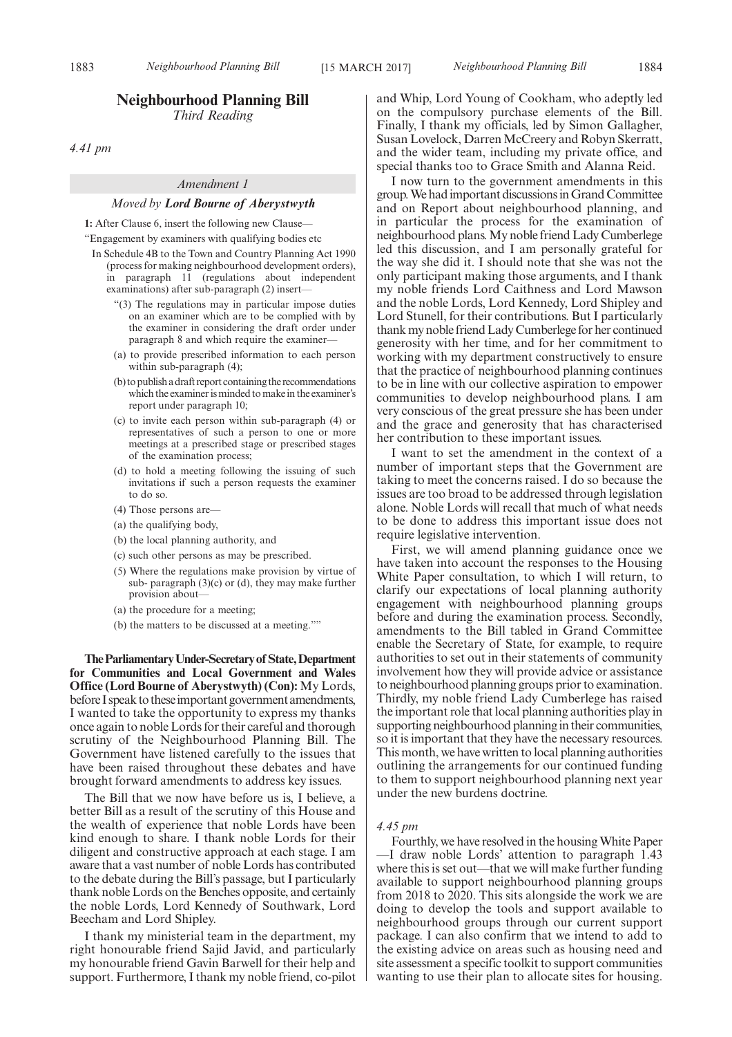# Neighbourhood Planning Bill

*Third Reading*

*4.41 pm*

*Amendment 1*

*Moved by* ***Lord Bourne of Aberystwyth***

**1:** After Clause 6, insert the following new Clause—

"Engagement by examiners with qualifying bodies etc

In Schedule 4B to the Town and Country Planning Act 1990 (process for making neighbourhood development orders), in paragraph 11 (regulations about independent examinations) after sub-paragraph (2) insert—

"(3) The regulations may in particular impose duties on an examiner which are to be complied with by the examiner in considering the draft order under paragraph 8 and which require the examiner—

(a) to provide prescribed information to each person within sub-paragraph (4);

(b) to publish a draft report containing the recommendations which the examiner is minded to make in the examiner's report under paragraph 10;

(c) to invite each person within sub-paragraph (4) or representatives of such a person to one or more meetings at a prescribed stage or prescribed stages of the examination process;

(d) to hold a meeting following the issuing of such invitations if such a person requests the examiner to do so.

(4) Those persons are—

(a) the qualifying body,

(b) the local planning authority, and

(c) such other persons as may be prescribed.

(5) Where the regulations make provision by virtue of sub- paragraph (3)(c) or (d), they may make further provision about—

(a) the procedure for a meeting;

(b) the matters to be discussed at a meeting.""

**The Parliamentary Under-Secretary of State, Department for Communities and Local Government and Wales Office (Lord Bourne of Aberystwyth) (Con):** My Lords, before I speak to these important government amendments, I wanted to take the opportunity to express my thanks once again to noble Lords for their careful and thorough scrutiny of the Neighbourhood Planning Bill. The Government have listened carefully to the issues that have been raised throughout these debates and have brought forward amendments to address key issues.

The Bill that we now have before us is, I believe, a better Bill as a result of the scrutiny of this House and the wealth of experience that noble Lords have been kind enough to share. I thank noble Lords for their diligent and constructive approach at each stage. I am aware that a vast number of noble Lords has contributed to the debate during the Bill's passage, but I particularly thank noble Lords on the Benches opposite, and certainly the noble Lords, Lord Kennedy of Southwark, Lord Beecham and Lord Shipley.

I thank my ministerial team in the department, my right honourable friend Sajid Javid, and particularly my honourable friend Gavin Barwell for their help and support. Furthermore, I thank my noble friend, co-pilot and Whip, Lord Young of Cookham, who adeptly led on the compulsory purchase elements of the Bill. Finally, I thank my officials, led by Simon Gallagher, Susan Lovelock, Darren McCreery and Robyn Skerratt, and the wider team, including my private office, and special thanks too to Grace Smith and Alanna Reid.

I now turn to the government amendments in this group. We had important discussions in Grand Committee and on Report about neighbourhood planning, and in particular the process for the examination of neighbourhood plans. My noble friend Lady Cumberlege led this discussion, and I am personally grateful for the way she did it. I should note that she was not the only participant making those arguments, and I thank my noble friends Lord Caithness and Lord Mawson and the noble Lords, Lord Kennedy, Lord Shipley and Lord Stunell, for their contributions. But I particularly thank my noble friend Lady Cumberlege for her continued generosity with her time, and for her commitment to working with my department constructively to ensure that the practice of neighbourhood planning continues to be in line with our collective aspiration to empower communities to develop neighbourhood plans. I am very conscious of the great pressure she has been under and the grace and generosity that has characterised her contribution to these important issues.

I want to set the amendment in the context of a number of important steps that the Government are taking to meet the concerns raised. I do so because the issues are too broad to be addressed through legislation alone. Noble Lords will recall that much of what needs to be done to address this important issue does not require legislative intervention.

First, we will amend planning guidance once we have taken into account the responses to the Housing White Paper consultation, to which I will return, to clarify our expectations of local planning authority engagement with neighbourhood planning groups before and during the examination process. Secondly, amendments to the Bill tabled in Grand Committee enable the Secretary of State, for example, to require authorities to set out in their statements of community involvement how they will provide advice or assistance to neighbourhood planning groups prior to examination. Thirdly, my noble friend Lady Cumberlege has raised the important role that local planning authorities play in supporting neighbourhood planning in their communities, so it is important that they have the necessary resources. This month, we have written to local planning authorities outlining the arrangements for our continued funding to them to support neighbourhood planning next year under the new burdens doctrine.

*4.45 pm*

Fourthly, we have resolved in the housing White Paper —I draw noble Lords' attention to paragraph 1.43 where this is set out—that we will make further funding available to support neighbourhood planning groups from 2018 to 2020. This sits alongside the work we are doing to develop the tools and support available to neighbourhood groups through our current support package. I can also confirm that we intend to add to the existing advice on areas such as housing need and site assessment a specific toolkit to support communities wanting to use their plan to allocate sites for housing.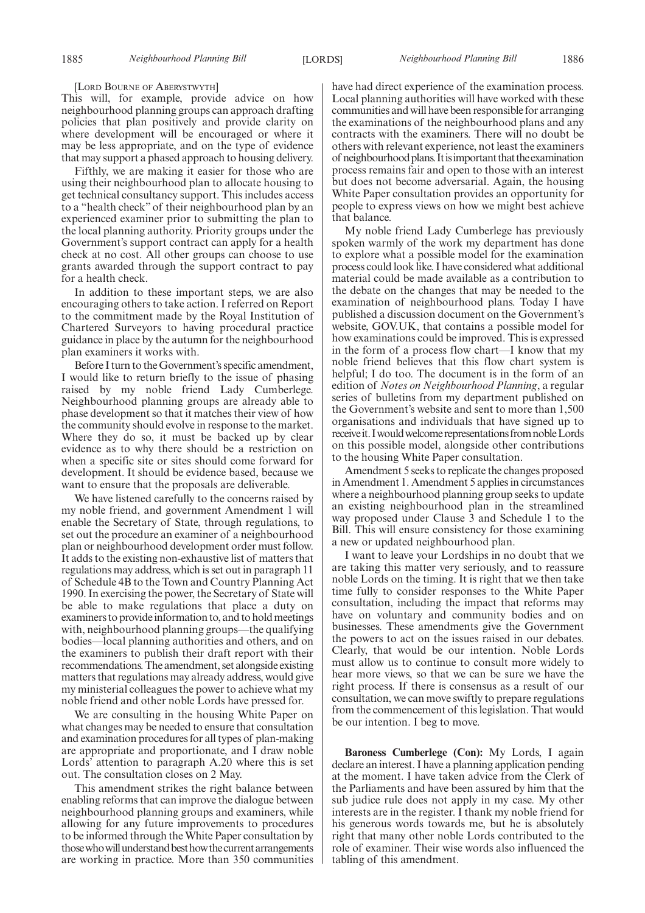[LORD BOURNE OF ABERYSTWYTH]

This will, for example, provide advice on how neighbourhood planning groups can approach drafting policies that plan positively and provide clarity on where development will be encouraged or where it may be less appropriate, and on the type of evidence that may support a phased approach to housing delivery.

Fifthly, we are making it easier for those who are using their neighbourhood plan to allocate housing to get technical consultancy support. This includes access to a "health check" of their neighbourhood plan by an experienced examiner prior to submitting the plan to the local planning authority. Priority groups under the Government's support contract can apply for a health check at no cost. All other groups can choose to use grants awarded through the support contract to pay for a health check.

In addition to these important steps, we are also encouraging others to take action. I referred on Report to the commitment made by the Royal Institution of Chartered Surveyors to having procedural practice guidance in place by the autumn for the neighbourhood plan examiners it works with.

Before I turn to the Government's specific amendment, I would like to return briefly to the issue of phasing raised by my noble friend Lady Cumberlege. Neighbourhood planning groups are already able to phase development so that it matches their view of how the community should evolve in response to the market. Where they do so, it must be backed up by clear evidence as to why there should be a restriction on when a specific site or sites should come forward for development. It should be evidence based, because we want to ensure that the proposals are deliverable.

We have listened carefully to the concerns raised by my noble friend, and government Amendment 1 will enable the Secretary of State, through regulations, to set out the procedure an examiner of a neighbourhood plan or neighbourhood development order must follow. It adds to the existing non-exhaustive list of matters that regulations may address, which is set out in paragraph 11 of Schedule 4B to the Town and Country Planning Act 1990. In exercising the power, the Secretary of State will be able to make regulations that place a duty on examiners to provide information to, and to hold meetings with, neighbourhood planning groups—the qualifying bodies—local planning authorities and others, and on the examiners to publish their draft report with their recommendations. The amendment, set alongside existing matters that regulations may already address, would give my ministerial colleagues the power to achieve what my noble friend and other noble Lords have pressed for.

We are consulting in the housing White Paper on what changes may be needed to ensure that consultation and examination procedures for all types of plan-making are appropriate and proportionate, and I draw noble Lords' attention to paragraph A.20 where this is set out. The consultation closes on 2 May.

This amendment strikes the right balance between enabling reforms that can improve the dialogue between neighbourhood planning groups and examiners, while allowing for any future improvements to procedures to be informed through the White Paper consultation by those who will understand best how the current arrangements are working in practice. More than 350 communities have had direct experience of the examination process. Local planning authorities will have worked with these communities and will have been responsible for arranging the examinations of the neighbourhood plans and any contracts with the examiners. There will no doubt be others with relevant experience, not least the examiners of neighbourhood plans. It is important that the examination process remains fair and open to those with an interest but does not become adversarial. Again, the housing White Paper consultation provides an opportunity for people to express views on how we might best achieve that balance.

My noble friend Lady Cumberlege has previously spoken warmly of the work my department has done to explore what a possible model for the examination process could look like. I have considered what additional material could be made available as a contribution to the debate on the changes that may be needed to the examination of neighbourhood plans. Today I have published a discussion document on the Government's website, GOV.UK, that contains a possible model for how examinations could be improved. This is expressed in the form of a process flow chart—I know that my noble friend believes that this flow chart system is helpful; I do too. The document is in the form of an edition of *Notes on Neighbourhood Planning*, a regular series of bulletins from my department published on the Government's website and sent to more than 1,500 organisations and individuals that have signed up to receive it. I would welcome representations from noble Lords on this possible model, alongside other contributions to the housing White Paper consultation.

Amendment 5 seeks to replicate the changes proposed in Amendment 1. Amendment 5 applies in circumstances where a neighbourhood planning group seeks to update an existing neighbourhood plan in the streamlined way proposed under Clause 3 and Schedule 1 to the Bill. This will ensure consistency for those examining a new or updated neighbourhood plan.

I want to leave your Lordships in no doubt that we are taking this matter very seriously, and to reassure noble Lords on the timing. It is right that we then take time fully to consider responses to the White Paper consultation, including the impact that reforms may have on voluntary and community bodies and on businesses. These amendments give the Government the powers to act on the issues raised in our debates. Clearly, that would be our intention. Noble Lords must allow us to continue to consult more widely to hear more views, so that we can be sure we have the right process. If there is consensus as a result of our consultation, we can move swiftly to prepare regulations from the commencement of this legislation. That would be our intention. I beg to move.

**Baroness Cumberlege (Con):** My Lords, I again declare an interest. I have a planning application pending at the moment. I have taken advice from the Clerk of the Parliaments and have been assured by him that the sub judice rule does not apply in my case. My other interests are in the register. I thank my noble friend for his generous words towards me, but he is absolutely right that many other noble Lords contributed to the role of examiner. Their wise words also influenced the tabling of this amendment.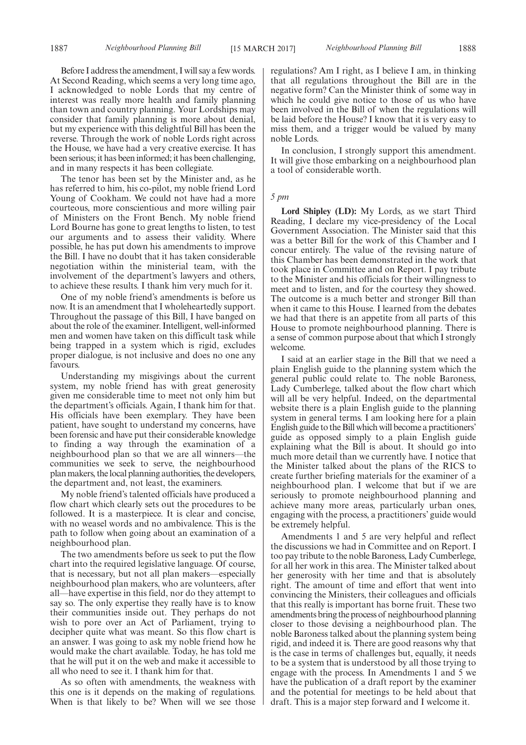Before I address the amendment, I will say a few words. At Second Reading, which seems a very long time ago, I acknowledged to noble Lords that my centre of interest was really more health and family planning than town and country planning. Your Lordships may consider that family planning is more about denial, but my experience with this delightful Bill has been the reverse. Through the work of noble Lords right across the House, we have had a very creative exercise. It has been serious; it has been informed; it has been challenging, and in many respects it has been collegiate.

The tenor has been set by the Minister and, as he has referred to him, his co-pilot, my noble friend Lord Young of Cookham. We could not have had a more courteous, more conscientious and more willing pair of Ministers on the Front Bench. My noble friend Lord Bourne has gone to great lengths to listen, to test our arguments and to assess their validity. Where possible, he has put down his amendments to improve the Bill. I have no doubt that it has taken considerable negotiation within the ministerial team, with the involvement of the department's lawyers and others, to achieve these results. I thank him very much for it.

One of my noble friend's amendments is before us now. It is an amendment that I wholeheartedly support. Throughout the passage of this Bill, I have banged on about the role of the examiner. Intelligent, well-informed men and women have taken on this difficult task while being trapped in a system which is rigid, excludes proper dialogue, is not inclusive and does no one any favours.

Understanding my misgivings about the current system, my noble friend has with great generosity given me considerable time to meet not only him but the department's officials. Again, I thank him for that. His officials have been exemplary. They have been patient, have sought to understand my concerns, have been forensic and have put their considerable knowledge to finding a way through the examination of a neighbourhood plan so that we are all winners—the communities we seek to serve, the neighbourhood plan makers, the local planning authorities, the developers, the department and, not least, the examiners.

My noble friend's talented officials have produced a flow chart which clearly sets out the procedures to be followed. It is a masterpiece. It is clear and concise, with no weasel words and no ambivalence. This is the path to follow when going about an examination of a neighbourhood plan.

The two amendments before us seek to put the flow chart into the required legislative language. Of course, that is necessary, but not all plan makers—especially neighbourhood plan makers, who are volunteers, after all—have expertise in this field, nor do they attempt to say so. The only expertise they really have is to know their communities inside out. They perhaps do not wish to pore over an Act of Parliament, trying to decipher quite what was meant. So this flow chart is an answer. I was going to ask my noble friend how he would make the chart available. Today, he has told me that he will put it on the web and make it accessible to all who need to see it. I thank him for that.

As so often with amendments, the weakness with this one is it depends on the making of regulations. When is that likely to be? When will we see those regulations? Am I right, as I believe I am, in thinking that all regulations throughout the Bill are in the negative form? Can the Minister think of some way in which he could give notice to those of us who have been involved in the Bill of when the regulations will be laid before the House? I know that it is very easy to miss them, and a trigger would be valued by many noble Lords.

In conclusion, I strongly support this amendment. It will give those embarking on a neighbourhood plan a tool of considerable worth.

*5 pm*

**Lord Shipley (LD):** My Lords, as we start Third Reading, I declare my vice-presidency of the Local Government Association. The Minister said that this was a better Bill for the work of this Chamber and I concur entirely. The value of the revising nature of this Chamber has been demonstrated in the work that took place in Committee and on Report. I pay tribute to the Minister and his officials for their willingness to meet and to listen, and for the courtesy they showed. The outcome is a much better and stronger Bill than when it came to this House. I learned from the debates we had that there is an appetite from all parts of this House to promote neighbourhood planning. There is a sense of common purpose about that which I strongly welcome.

I said at an earlier stage in the Bill that we need a plain English guide to the planning system which the general public could relate to. The noble Baroness, Lady Cumberlege, talked about the flow chart which will all be very helpful. Indeed, on the departmental website there is a plain English guide to the planning system in general terms. I am looking here for a plain English guide to the Bill which will become a practitioners' guide as opposed simply to a plain English guide explaining what the Bill is about. It should go into much more detail than we currently have. I notice that the Minister talked about the plans of the RICS to create further briefing materials for the examiner of a neighbourhood plan. I welcome that but if we are seriously to promote neighbourhood planning and achieve many more areas, particularly urban ones, engaging with the process, a practitioners' guide would be extremely helpful.

Amendments 1 and 5 are very helpful and reflect the discussions we had in Committee and on Report. I too pay tribute to the noble Baroness, Lady Cumberlege, for all her work in this area. The Minister talked about her generosity with her time and that is absolutely right. The amount of time and effort that went into convincing the Ministers, their colleagues and officials that this really is important has borne fruit. These two amendments bring the process of neighbourhood planning closer to those devising a neighbourhood plan. The noble Baroness talked about the planning system being rigid, and indeed it is. There are good reasons why that is the case in terms of challenges but, equally, it needs to be a system that is understood by all those trying to engage with the process. In Amendments 1 and 5 we have the publication of a draft report by the examiner and the potential for meetings to be held about that draft. This is a major step forward and I welcome it.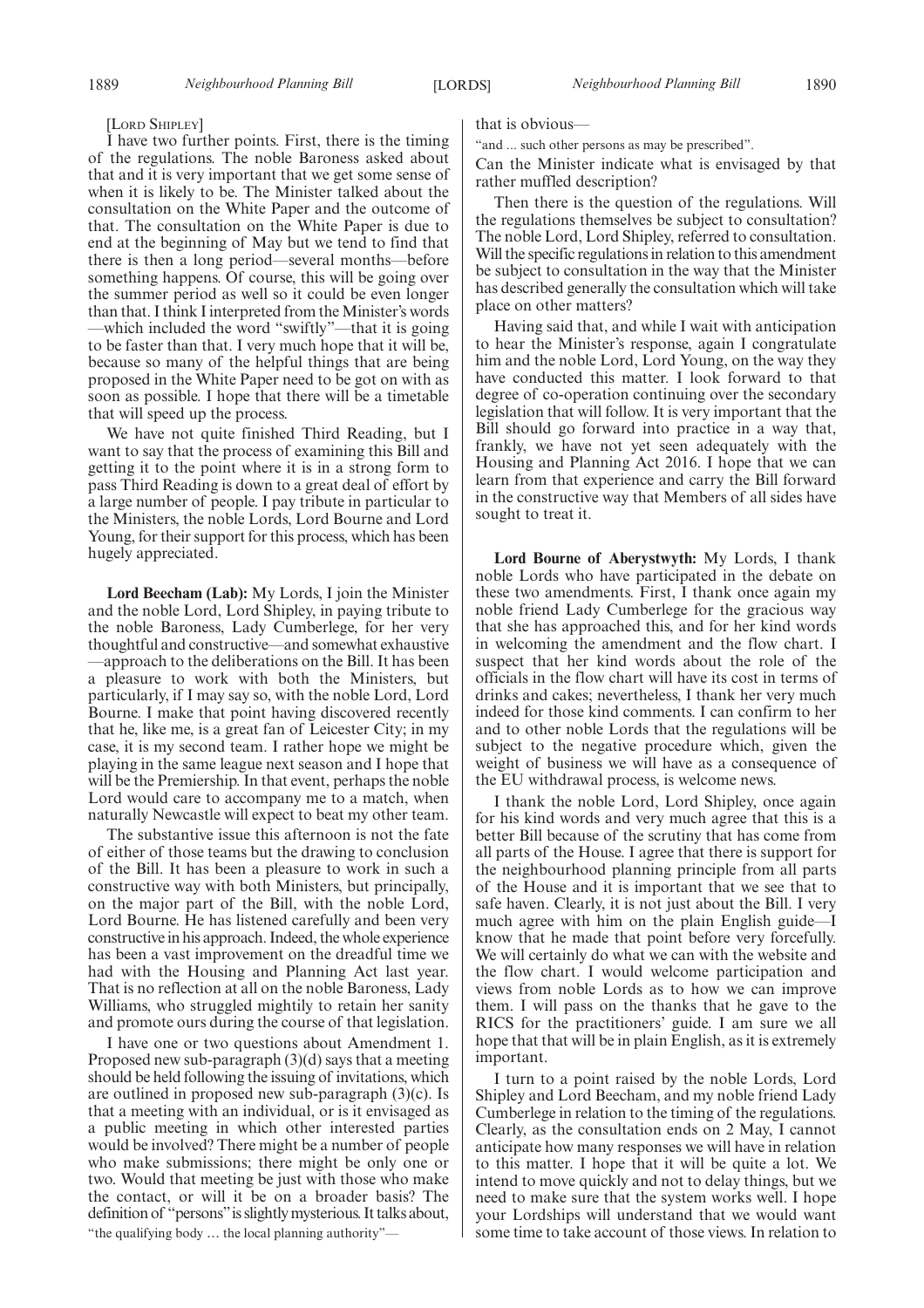[Lord Shipley]

I have two further points. First, there is the timing of the regulations. The noble Baroness asked about that and it is very important that we get some sense of when it is likely to be. The Minister talked about the consultation on the White Paper and the outcome of that. The consultation on the White Paper is due to end at the beginning of May but we tend to find that there is then a long period—several months—before something happens. Of course, this will be going over the summer period as well so it could be even longer than that. I think I interpreted from the Minister's words —which included the word "swiftly"—that it is going to be faster than that. I very much hope that it will be, because so many of the helpful things that are being proposed in the White Paper need to be got on with as soon as possible. I hope that there will be a timetable that will speed up the process.

We have not quite finished Third Reading, but I want to say that the process of examining this Bill and getting it to the point where it is in a strong form to pass Third Reading is down to a great deal of effort by a large number of people. I pay tribute in particular to the Ministers, the noble Lords, Lord Bourne and Lord Young, for their support for this process, which has been hugely appreciated.

**Lord Beecham (Lab):** My Lords, I join the Minister and the noble Lord, Lord Shipley, in paying tribute to the noble Baroness, Lady Cumberlege, for her very thoughtful and constructive—and somewhat exhaustive —approach to the deliberations on the Bill. It has been a pleasure to work with both the Ministers, but particularly, if I may say so, with the noble Lord, Lord Bourne. I make that point having discovered recently that he, like me, is a great fan of Leicester City; in my case, it is my second team. I rather hope we might be playing in the same league next season and I hope that will be the Premiership. In that event, perhaps the noble Lord would care to accompany me to a match, when naturally Newcastle will expect to beat my other team.

The substantive issue this afternoon is not the fate of either of those teams but the drawing to conclusion of the Bill. It has been a pleasure to work in such a constructive way with both Ministers, but principally, on the major part of the Bill, with the noble Lord, Lord Bourne. He has listened carefully and been very constructive in his approach. Indeed, the whole experience has been a vast improvement on the dreadful time we had with the Housing and Planning Act last year. That is no reflection at all on the noble Baroness, Lady Williams, who struggled mightily to retain her sanity and promote ours during the course of that legislation.

I have one or two questions about Amendment 1. Proposed new sub-paragraph (3)(d) says that a meeting should be held following the issuing of invitations, which are outlined in proposed new sub-paragraph (3)(c). Is that a meeting with an individual, or is it envisaged as a public meeting in which other interested parties would be involved? There might be a number of people who make submissions; there might be only one or two. Would that meeting be just with those who make the contact, or will it be on a broader basis? The definition of "persons" is slightly mysterious. It talks about,

"the qualifying body … the local planning authority"—

that is obvious—

"and … such other persons as may be prescribed".

Can the Minister indicate what is envisaged by that rather muffled description?

Then there is the question of the regulations. Will the regulations themselves be subject to consultation? The noble Lord, Lord Shipley, referred to consultation. Will the specific regulations in relation to this amendment be subject to consultation in the way that the Minister has described generally the consultation which will take place on other matters?

Having said that, and while I wait with anticipation to hear the Minister's response, again I congratulate him and the noble Lord, Lord Young, on the way they have conducted this matter. I look forward to that degree of co-operation continuing over the secondary legislation that will follow. It is very important that the Bill should go forward into practice in a way that, frankly, we have not yet seen adequately with the Housing and Planning Act 2016. I hope that we can learn from that experience and carry the Bill forward in the constructive way that Members of all sides have sought to treat it.

**Lord Bourne of Aberystwyth:** My Lords, I thank noble Lords who have participated in the debate on these two amendments. First, I thank once again my noble friend Lady Cumberlege for the gracious way that she has approached this, and for her kind words in welcoming the amendment and the flow chart. I suspect that her kind words about the role of the officials in the flow chart will have its cost in terms of drinks and cakes; nevertheless, I thank her very much indeed for those kind comments. I can confirm to her and to other noble Lords that the regulations will be subject to the negative procedure which, given the weight of business we will have as a consequence of the EU withdrawal process, is welcome news.

I thank the noble Lord, Lord Shipley, once again for his kind words and very much agree that this is a better Bill because of the scrutiny that has come from all parts of the House. I agree that there is support for the neighbourhood planning principle from all parts of the House and it is important that we see that to safe haven. Clearly, it is not just about the Bill. I very much agree with him on the plain English guide—I know that he made that point before very forcefully. We will certainly do what we can with the website and the flow chart. I would welcome participation and views from noble Lords as to how we can improve them. I will pass on the thanks that he gave to the RICS for the practitioners' guide. I am sure we all hope that that will be in plain English, as it is extremely important.

I turn to a point raised by the noble Lords, Lord Shipley and Lord Beecham, and my noble friend Lady Cumberlege in relation to the timing of the regulations. Clearly, as the consultation ends on 2 May, I cannot anticipate how many responses we will have in relation to this matter. I hope that it will be quite a lot. We intend to move quickly and not to delay things, but we need to make sure that the system works well. I hope your Lordships will understand that we would want some time to take account of those views. In relation to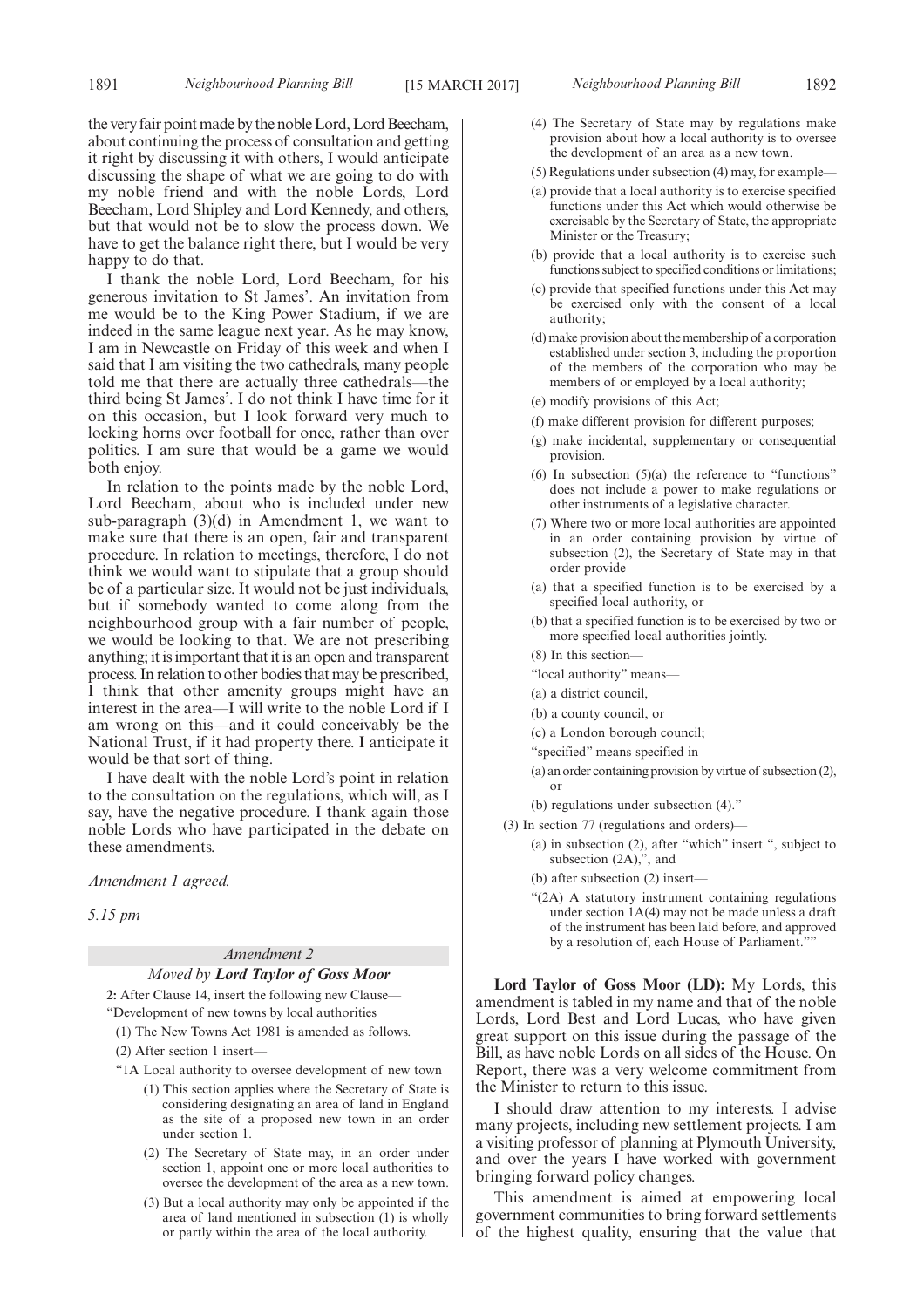the very fair point made by the noble Lord, Lord Beecham, about continuing the process of consultation and getting it right by discussing it with others, I would anticipate discussing the shape of what we are going to do with my noble friend and with the noble Lords, Lord Beecham, Lord Shipley and Lord Kennedy, and others, but that would not be to slow the process down. We have to get the balance right there, but I would be very happy to do that.

I thank the noble Lord, Lord Beecham, for his generous invitation to St James'. An invitation from me would be to the King Power Stadium, if we are indeed in the same league next year. As he may know, I am in Newcastle on Friday of this week and when I said that I am visiting the two cathedrals, many people told me that there are actually three cathedrals—the third being St James'. I do not think I have time for it on this occasion, but I look forward very much to locking horns over football for once, rather than over politics. I am sure that would be a game we would both enjoy.

In relation to the points made by the noble Lord, Lord Beecham, about who is included under new sub-paragraph (3)(d) in Amendment 1, we want to make sure that there is an open, fair and transparent procedure. In relation to meetings, therefore, I do not think we would want to stipulate that a group should be of a particular size. It would not be just individuals, but if somebody wanted to come along from the neighbourhood group with a fair number of people, we would be looking to that. We are not prescribing anything; it is important that it is an open and transparent process. In relation to other bodies that may be prescribed, I think that other amenity groups might have an interest in the area—I will write to the noble Lord if I am wrong on this—and it could conceivably be the National Trust, if it had property there. I anticipate it would be that sort of thing.

I have dealt with the noble Lord's point in relation to the consultation on the regulations, which will, as I say, have the negative procedure. I thank again those noble Lords who have participated in the debate on these amendments.

*Amendment 1 agreed.*

*5.15 pm*

*Amendment 2*

*Moved by* ***Lord Taylor of Goss Moor***

**2:** After Clause 14, insert the following new Clause—

"Development of new towns by local authorities

(1) The New Towns Act 1981 is amended as follows.

(2) After section 1 insert—

"1A Local authority to oversee development of new town

(1) This section applies where the Secretary of State is considering designating an area of land in England as the site of a proposed new town in an order under section 1.

(2) The Secretary of State may, in an order under section 1, appoint one or more local authorities to oversee the development of the area as a new town.

(3) But a local authority may only be appointed if the area of land mentioned in subsection (1) is wholly or partly within the area of the local authority.

(4) The Secretary of State may by regulations make provision about how a local authority is to oversee the development of an area as a new town.

(5) Regulations under subsection (4) may, for example—

(a) provide that a local authority is to exercise specified functions under this Act which would otherwise be exercisable by the Secretary of State, the appropriate Minister or the Treasury;

(b) provide that a local authority is to exercise such functions subject to specified conditions or limitations;

(c) provide that specified functions under this Act may be exercised only with the consent of a local authority;

(d) make provision about the membership of a corporation established under section 3, including the proportion of the members of the corporation who may be members of or employed by a local authority;

(e) modify provisions of this Act;

(f) make different provision for different purposes;

(g) make incidental, supplementary or consequential provision.

(6) In subsection (5)(a) the reference to "functions" does not include a power to make regulations or other instruments of a legislative character.

(7) Where two or more local authorities are appointed in an order containing provision by virtue of subsection (2), the Secretary of State may in that order provide—

(a) that a specified function is to be exercised by a specified local authority, or

(b) that a specified function is to be exercised by two or more specified local authorities jointly.

(8) In this section—

"local authority" means—

(a) a district council,

(b) a county council, or

(c) a London borough council;

"specified" means specified in—

(a) an order containing provision by virtue of subsection (2), or

(b) regulations under subsection (4)."

(3) In section 77 (regulations and orders)—

(a) in subsection (2), after "which" insert ", subject to subsection (2A),", and

(b) after subsection (2) insert—

"(2A) A statutory instrument containing regulations under section 1A(4) may not be made unless a draft of the instrument has been laid before, and approved by a resolution of, each House of Parliament.""

**Lord Taylor of Goss Moor (LD):** My Lords, this amendment is tabled in my name and that of the noble Lords, Lord Best and Lord Lucas, who have given great support on this issue during the passage of the Bill, as have noble Lords on all sides of the House. On Report, there was a very welcome commitment from the Minister to return to this issue.

I should draw attention to my interests. I advise many projects, including new settlement projects. I am a visiting professor of planning at Plymouth University, and over the years I have worked with government bringing forward policy changes.

This amendment is aimed at empowering local government communities to bring forward settlements of the highest quality, ensuring that the value that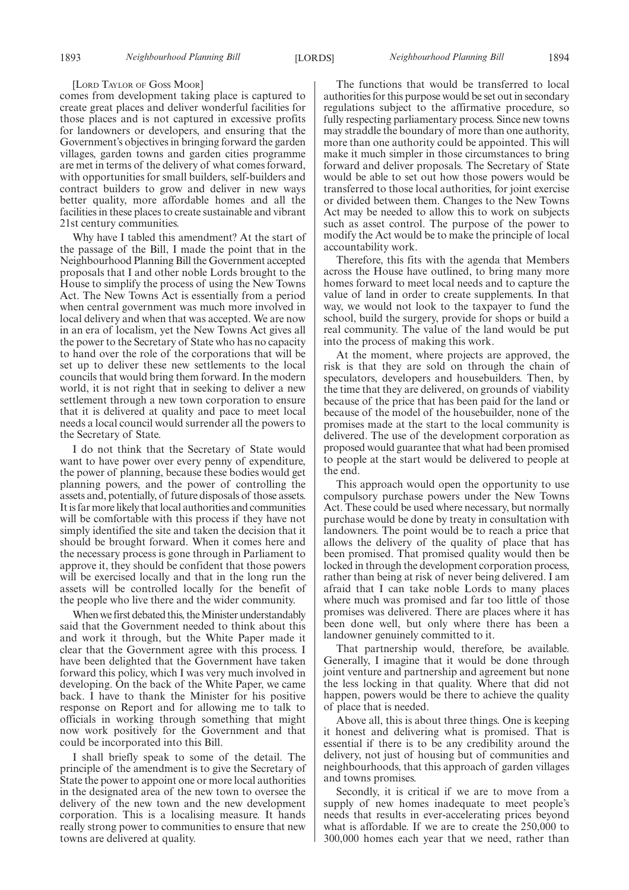[LORD TAYLOR OF GOSS MOOR]

comes from development taking place is captured to create great places and deliver wonderful facilities for those places and is not captured in excessive profits for landowners or developers, and ensuring that the Government's objectives in bringing forward the garden villages, garden towns and garden cities programme are met in terms of the delivery of what comes forward, with opportunities for small builders, self-builders and contract builders to grow and deliver in new ways better quality, more affordable homes and all the facilities in these places to create sustainable and vibrant 21st century communities.

Why have I tabled this amendment? At the start of the passage of the Bill, I made the point that in the Neighbourhood Planning Bill the Government accepted proposals that I and other noble Lords brought to the House to simplify the process of using the New Towns Act. The New Towns Act is essentially from a period when central government was much more involved in local delivery and when that was accepted. We are now in an era of localism, yet the New Towns Act gives all the power to the Secretary of State who has no capacity to hand over the role of the corporations that will be set up to deliver these new settlements to the local councils that would bring them forward. In the modern world, it is not right that in seeking to deliver a new settlement through a new town corporation to ensure that it is delivered at quality and pace to meet local needs a local council would surrender all the powers to the Secretary of State.

I do not think that the Secretary of State would want to have power over every penny of expenditure, the power of planning, because these bodies would get planning powers, and the power of controlling the assets and, potentially, of future disposals of those assets. It is far more likely that local authorities and communities will be comfortable with this process if they have not simply identified the site and taken the decision that it should be brought forward. When it comes here and the necessary process is gone through in Parliament to approve it, they should be confident that those powers will be exercised locally and that in the long run the assets will be controlled locally for the benefit of the people who live there and the wider community.

When we first debated this, the Minister understandably said that the Government needed to think about this and work it through, but the White Paper made it clear that the Government agree with this process. I have been delighted that the Government have taken forward this policy, which I was very much involved in developing. On the back of the White Paper, we came back. I have to thank the Minister for his positive response on Report and for allowing me to talk to officials in working through something that might now work positively for the Government and that could be incorporated into this Bill.

I shall briefly speak to some of the detail. The principle of the amendment is to give the Secretary of State the power to appoint one or more local authorities in the designated area of the new town to oversee the delivery of the new town and the new development corporation. This is a localising measure. It hands really strong power to communities to ensure that new towns are delivered at quality.

The functions that would be transferred to local authorities for this purpose would be set out in secondary regulations subject to the affirmative procedure, so fully respecting parliamentary process. Since new towns may straddle the boundary of more than one authority, more than one authority could be appointed. This will make it much simpler in those circumstances to bring forward and deliver proposals. The Secretary of State would be able to set out how those powers would be transferred to those local authorities, for joint exercise or divided between them. Changes to the New Towns Act may be needed to allow this to work on subjects such as asset control. The purpose of the power to modify the Act would be to make the principle of local accountability work.

Therefore, this fits with the agenda that Members across the House have outlined, to bring many more homes forward to meet local needs and to capture the value of land in order to create supplements. In that way, we would not look to the taxpayer to fund the school, build the surgery, provide for shops or build a real community. The value of the land would be put into the process of making this work.

At the moment, when projects are approved, the risk is that they are sold on through the chain of speculators, developers and housebuilders. Then, by the time that they are delivered, on grounds of viability because of the price that has been paid for the land or because of the model of the housebuilder, none of the promises made at the start to the local community is delivered. The use of the development corporation as proposed would guarantee that what had been promised to people at the start would be delivered to people at the end.

This approach would open the opportunity to use compulsory purchase powers under the New Towns Act. These could be used where necessary, but normally purchase would be done by treaty in consultation with landowners. The point would be to reach a price that allows the delivery of the quality of place that has been promised. That promised quality would then be locked in through the development corporation process, rather than being at risk of never being delivered. I am afraid that I can take noble Lords to many places where much was promised and far too little of those promises was delivered. There are places where it has been done well, but only where there has been a landowner genuinely committed to it.

That partnership would, therefore, be available. Generally, I imagine that it would be done through joint venture and partnership and agreement but none the less locking in that quality. Where that did not happen, powers would be there to achieve the quality of place that is needed.

Above all, this is about three things. One is keeping it honest and delivering what is promised. That is essential if there is to be any credibility around the delivery, not just of housing but of communities and neighbourhoods, that this approach of garden villages and towns promises.

Secondly, it is critical if we are to move from a supply of new homes inadequate to meet people's needs that results in ever-accelerating prices beyond what is affordable. If we are to create the 250,000 to 300,000 homes each year that we need, rather than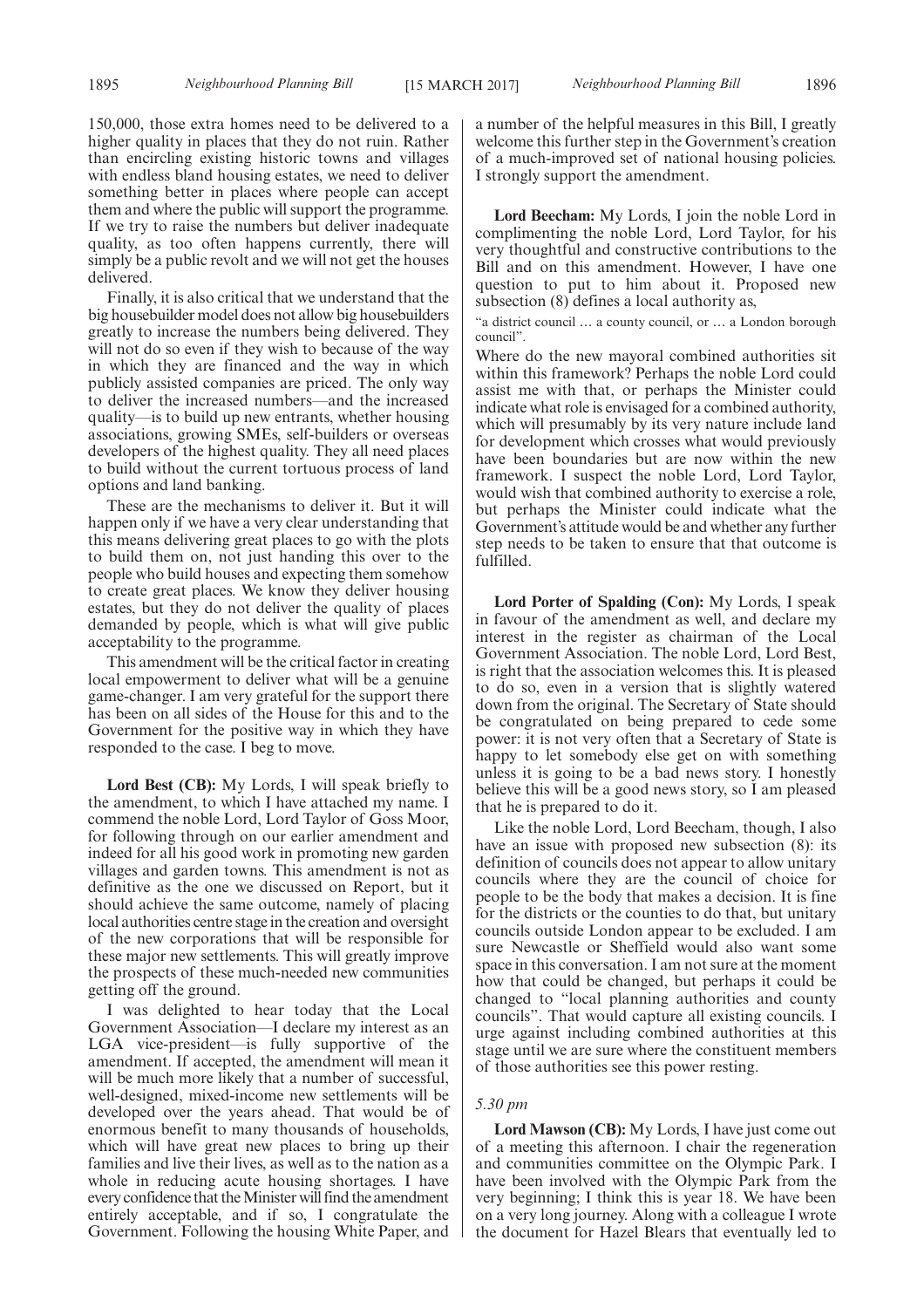150,000, those extra homes need to be delivered to a higher quality in places that they do not ruin. Rather than encircling existing historic towns and villages with endless bland housing estates, we need to deliver something better in places where people can accept them and where the public will support the programme. If we try to raise the numbers but deliver inadequate quality, as too often happens currently, there will simply be a public revolt and we will not get the houses delivered.

Finally, it is also critical that we understand that the big housebuilder model does not allow big housebuilders greatly to increase the numbers being delivered. They will not do so even if they wish to because of the way in which they are financed and the way in which publicly assisted companies are priced. The only way to deliver the increased numbers—and the increased quality—is to build up new entrants, whether housing associations, growing SMEs, self-builders or overseas developers of the highest quality. They all need places to build without the current tortuous process of land options and land banking.

These are the mechanisms to deliver it. But it will happen only if we have a very clear understanding that this means delivering great places to go with the plots to build them on, not just handing this over to the people who build houses and expecting them somehow to create great places. We know they deliver housing estates, but they do not deliver the quality of places demanded by people, which is what will give public acceptability to the programme.

This amendment will be the critical factor in creating local empowerment to deliver what will be a genuine game-changer. I am very grateful for the support there has been on all sides of the House for this and to the Government for the positive way in which they have responded to the case. I beg to move.

**Lord Best (CB):** My Lords, I will speak briefly to the amendment, to which I have attached my name. I commend the noble Lord, Lord Taylor of Goss Moor, for following through on our earlier amendment and indeed for all his good work in promoting new garden villages and garden towns. This amendment is not as definitive as the one we discussed on Report, but it should achieve the same outcome, namely of placing local authorities centre stage in the creation and oversight of the new corporations that will be responsible for these major new settlements. This will greatly improve the prospects of these much-needed new communities getting off the ground.

I was delighted to hear today that the Local Government Association—I declare my interest as an LGA vice-president—is fully supportive of the amendment. If accepted, the amendment will mean it will be much more likely that a number of successful, well-designed, mixed-income new settlements will be developed over the years ahead. That would be of enormous benefit to many thousands of households, which will have great new places to bring up their families and live their lives, as well as to the nation as a whole in reducing acute housing shortages. I have every confidence that the Minister will find the amendment entirely acceptable, and if so, I congratulate the Government. Following the housing White Paper, and a number of the helpful measures in this Bill, I greatly welcome this further step in the Government's creation of a much-improved set of national housing policies. I strongly support the amendment.

**Lord Beecham:** My Lords, I join the noble Lord in complimenting the noble Lord, Lord Taylor, for his very thoughtful and constructive contributions to the Bill and on this amendment. However, I have one question to put to him about it. Proposed new subsection (8) defines a local authority as,

"a district council … a county council, or … a London borough council".

Where do the new mayoral combined authorities sit within this framework? Perhaps the noble Lord could assist me with that, or perhaps the Minister could indicate what role is envisaged for a combined authority, which will presumably by its very nature include land for development which crosses what would previously have been boundaries but are now within the new framework. I suspect the noble Lord, Lord Taylor, would wish that combined authority to exercise a role, but perhaps the Minister could indicate what the Government's attitude would be and whether any further step needs to be taken to ensure that that outcome is fulfilled.

**Lord Porter of Spalding (Con):** My Lords, I speak in favour of the amendment as well, and declare my interest in the register as chairman of the Local Government Association. The noble Lord, Lord Best, is right that the association welcomes this. It is pleased to do so, even in a version that is slightly watered down from the original. The Secretary of State should be congratulated on being prepared to cede some power: it is not very often that a Secretary of State is happy to let somebody else get on with something unless it is going to be a bad news story. I honestly believe this will be a good news story, so I am pleased that he is prepared to do it.

Like the noble Lord, Lord Beecham, though, I also have an issue with proposed new subsection (8): its definition of councils does not appear to allow unitary councils where they are the council of choice for people to be the body that makes a decision. It is fine for the districts or the counties to do that, but unitary councils outside London appear to be excluded. I am sure Newcastle or Sheffield would also want some space in this conversation. I am not sure at the moment how that could be changed, but perhaps it could be changed to "local planning authorities and county councils". That would capture all existing councils. I urge against including combined authorities at this stage until we are sure where the constituent members of those authorities see this power resting.

*5.30 pm*

**Lord Mawson (CB):** My Lords, I have just come out of a meeting this afternoon. I chair the regeneration and communities committee on the Olympic Park. I have been involved with the Olympic Park from the very beginning; I think this is year 18. We have been on a very long journey. Along with a colleague I wrote the document for Hazel Blears that eventually led to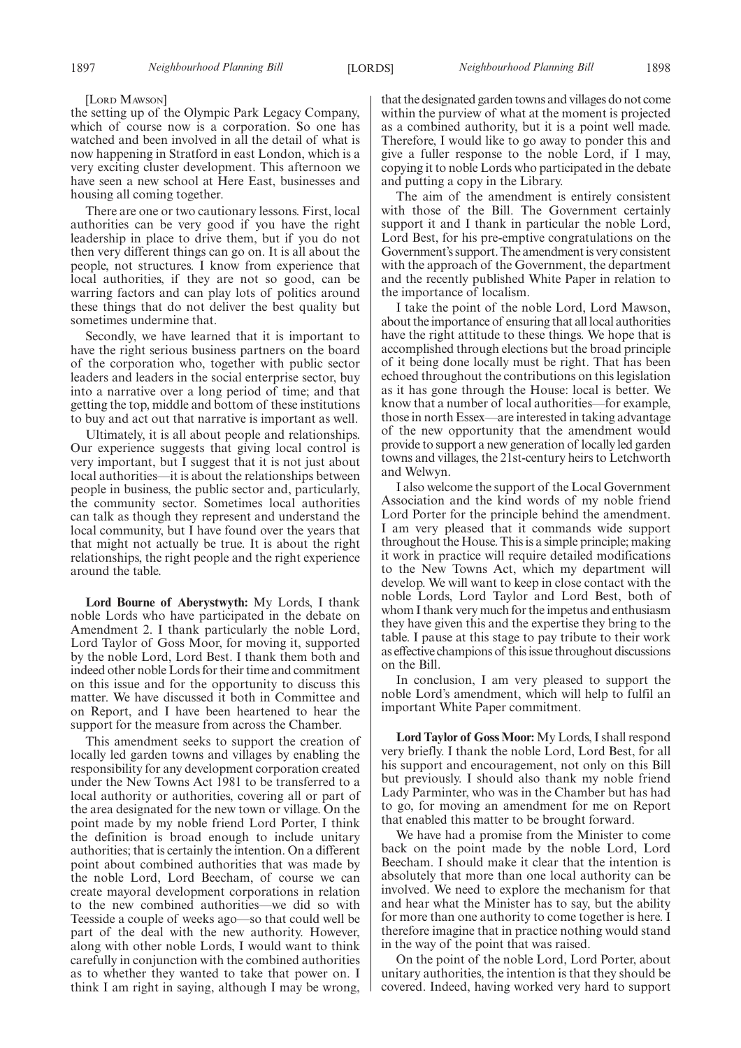[Lord Mawson]

the setting up of the Olympic Park Legacy Company, which of course now is a corporation. So one has watched and been involved in all the detail of what is now happening in Stratford in east London, which is a very exciting cluster development. This afternoon we have seen a new school at Here East, businesses and housing all coming together.

There are one or two cautionary lessons. First, local authorities can be very good if you have the right leadership in place to drive them, but if you do not then very different things can go on. It is all about the people, not structures. I know from experience that local authorities, if they are not so good, can be warring factors and can play lots of politics around these things that do not deliver the best quality but sometimes undermine that.

Secondly, we have learned that it is important to have the right serious business partners on the board of the corporation who, together with public sector leaders and leaders in the social enterprise sector, buy into a narrative over a long period of time; and that getting the top, middle and bottom of these institutions to buy and act out that narrative is important as well.

Ultimately, it is all about people and relationships. Our experience suggests that giving local control is very important, but I suggest that it is not just about local authorities—it is about the relationships between people in business, the public sector and, particularly, the community sector. Sometimes local authorities can talk as though they represent and understand the local community, but I have found over the years that that might not actually be true. It is about the right relationships, the right people and the right experience around the table.

**Lord Bourne of Aberystwyth:** My Lords, I thank noble Lords who have participated in the debate on Amendment 2. I thank particularly the noble Lord, Lord Taylor of Goss Moor, for moving it, supported by the noble Lord, Lord Best. I thank them both and indeed other noble Lords for their time and commitment on this issue and for the opportunity to discuss this matter. We have discussed it both in Committee and on Report, and I have been heartened to hear the support for the measure from across the Chamber.

This amendment seeks to support the creation of locally led garden towns and villages by enabling the responsibility for any development corporation created under the New Towns Act 1981 to be transferred to a local authority or authorities, covering all or part of the area designated for the new town or village. On the point made by my noble friend Lord Porter, I think the definition is broad enough to include unitary authorities; that is certainly the intention. On a different point about combined authorities that was made by the noble Lord, Lord Beecham, of course we can create mayoral development corporations in relation to the new combined authorities—we did so with Teesside a couple of weeks ago—so that could well be part of the deal with the new authority. However, along with other noble Lords, I would want to think carefully in conjunction with the combined authorities as to whether they wanted to take that power on. I think I am right in saying, although I may be wrong, that the designated garden towns and villages do not come within the purview of what at the moment is projected as a combined authority, but it is a point well made. Therefore, I would like to go away to ponder this and give a fuller response to the noble Lord, if I may, copying it to noble Lords who participated in the debate and putting a copy in the Library.

The aim of the amendment is entirely consistent with those of the Bill. The Government certainly support it and I thank in particular the noble Lord, Lord Best, for his pre-emptive congratulations on the Government's support. The amendment is very consistent with the approach of the Government, the department and the recently published White Paper in relation to the importance of localism.

I take the point of the noble Lord, Lord Mawson, about the importance of ensuring that all local authorities have the right attitude to these things. We hope that is accomplished through elections but the broad principle of it being done locally must be right. That has been echoed throughout the contributions on this legislation as it has gone through the House: local is better. We know that a number of local authorities—for example, those in north Essex—are interested in taking advantage of the new opportunity that the amendment would provide to support a new generation of locally led garden towns and villages, the 21st-century heirs to Letchworth and Welwyn.

I also welcome the support of the Local Government Association and the kind words of my noble friend Lord Porter for the principle behind the amendment. I am very pleased that it commands wide support throughout the House. This is a simple principle; making it work in practice will require detailed modifications to the New Towns Act, which my department will develop. We will want to keep in close contact with the noble Lords, Lord Taylor and Lord Best, both of whom I thank very much for the impetus and enthusiasm they have given this and the expertise they bring to the table. I pause at this stage to pay tribute to their work as effective champions of this issue throughout discussions on the Bill.

In conclusion, I am very pleased to support the noble Lord's amendment, which will help to fulfil an important White Paper commitment.

**Lord Taylor of Goss Moor:** My Lords, I shall respond very briefly. I thank the noble Lord, Lord Best, for all his support and encouragement, not only on this Bill but previously. I should also thank my noble friend Lady Parminter, who was in the Chamber but has had to go, for moving an amendment for me on Report that enabled this matter to be brought forward.

We have had a promise from the Minister to come back on the point made by the noble Lord, Lord Beecham. I should make it clear that the intention is absolutely that more than one local authority can be involved. We need to explore the mechanism for that and hear what the Minister has to say, but the ability for more than one authority to come together is here. I therefore imagine that in practice nothing would stand in the way of the point that was raised.

On the point of the noble Lord, Lord Porter, about unitary authorities, the intention is that they should be covered. Indeed, having worked very hard to support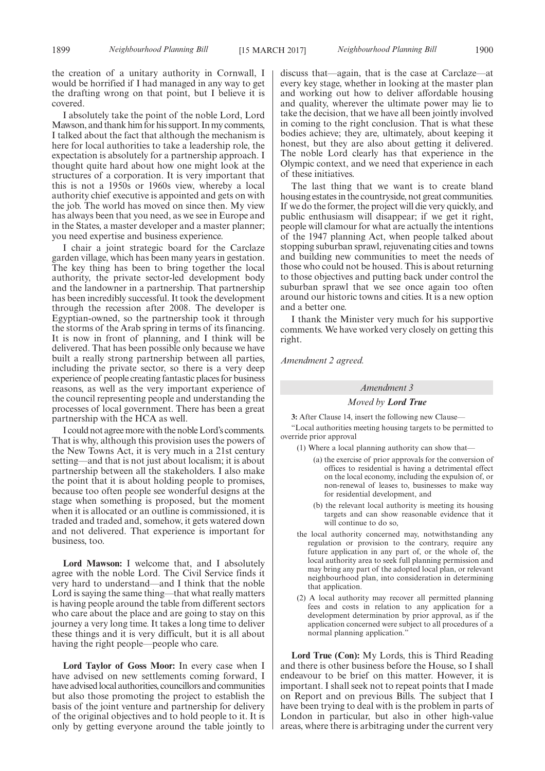the creation of a unitary authority in Cornwall, I would be horrified if I had managed in any way to get the drafting wrong on that point, but I believe it is covered.

I absolutely take the point of the noble Lord, Lord Mawson, and thank him for his support. In my comments, I talked about the fact that although the mechanism is here for local authorities to take a leadership role, the expectation is absolutely for a partnership approach. I thought quite hard about how one might look at the structures of a corporation. It is very important that this is not a 1950s or 1960s view, whereby a local authority chief executive is appointed and gets on with the job. The world has moved on since then. My view has always been that you need, as we see in Europe and in the States, a master developer and a master planner; you need expertise and business experience.

I chair a joint strategic board for the Carclaze garden village, which has been many years in gestation. The key thing has been to bring together the local authority, the private sector-led development body and the landowner in a partnership. That partnership has been incredibly successful. It took the development through the recession after 2008. The developer is Egyptian-owned, so the partnership took it through the storms of the Arab spring in terms of its financing. It is now in front of planning, and I think will be delivered. That has been possible only because we have built a really strong partnership between all parties, including the private sector, so there is a very deep experience of people creating fantastic places for business reasons, as well as the very important experience of the council representing people and understanding the processes of local government. There has been a great partnership with the HCA as well.

I could not agree more with the noble Lord's comments. That is why, although this provision uses the powers of the New Towns Act, it is very much in a 21st century setting—and that is not just about localism; it is about partnership between all the stakeholders. I also make the point that it is about holding people to promises, because too often people see wonderful designs at the stage when something is proposed, but the moment when it is allocated or an outline is commissioned, it is traded and traded and, somehow, it gets watered down and not delivered. That experience is important for business, too.

**Lord Mawson:** I welcome that, and I absolutely agree with the noble Lord. The Civil Service finds it very hard to understand—and I think that the noble Lord is saying the same thing—that what really matters is having people around the table from different sectors who care about the place and are going to stay on this journey a very long time. It takes a long time to deliver these things and it is very difficult, but it is all about having the right people—people who care.

**Lord Taylor of Goss Moor:** In every case when I have advised on new settlements coming forward, I have advised local authorities, councillors and communities but also those promoting the project to establish the basis of the joint venture and partnership for delivery of the original objectives and to hold people to it. It is only by getting everyone around the table jointly to discuss that—again, that is the case at Carclaze—at every key stage, whether in looking at the master plan and working out how to deliver affordable housing and quality, wherever the ultimate power may lie to take the decision, that we have all been jointly involved in coming to the right conclusion. That is what these bodies achieve; they are, ultimately, about keeping it honest, but they are also about getting it delivered. The noble Lord clearly has that experience in the Olympic context, and we need that experience in each of these initiatives.

The last thing that we want is to create bland housing estates in the countryside, not great communities. If we do the former, the project will die very quickly, and public enthusiasm will disappear; if we get it right, people will clamour for what are actually the intentions of the 1947 planning Act, when people talked about stopping suburban sprawl, rejuvenating cities and towns and building new communities to meet the needs of those who could not be housed. This is about returning to those objectives and putting back under control the suburban sprawl that we see once again too often around our historic towns and cities. It is a new option and a better one.

I thank the Minister very much for his supportive comments. We have worked very closely on getting this right.

*Amendment 2 agreed.*

## *Amendment 3*

### *Moved by* ***Lord True***

**3:** After Clause 14, insert the following new Clause—

"Local authorities meeting housing targets to be permitted to override prior approval

(1) Where a local planning authority can show that—

(a) the exercise of prior approvals for the conversion of offices to residential is having a detrimental effect on the local economy, including the expulsion of, or non-renewal of leases to, businesses to make way for residential development, and

(b) the relevant local authority is meeting its housing targets and can show reasonable evidence that it will continue to do so,

the local authority concerned may, notwithstanding any regulation or provision to the contrary, require any future application in any part of, or the whole of, the local authority area to seek full planning permission and may bring any part of the adopted local plan, or relevant neighbourhood plan, into consideration in determining that application.

(2) A local authority may recover all permitted planning fees and costs in relation to any application for a development determination by prior approval, as if the application concerned were subject to all procedures of a normal planning application."

**Lord True (Con):** My Lords, this is Third Reading and there is other business before the House, so I shall endeavour to be brief on this matter. However, it is important. I shall seek not to repeat points that I made on Report and on previous Bills. The subject that I have been trying to deal with is the problem in parts of London in particular, but also in other high-value areas, where there is arbitraging under the current very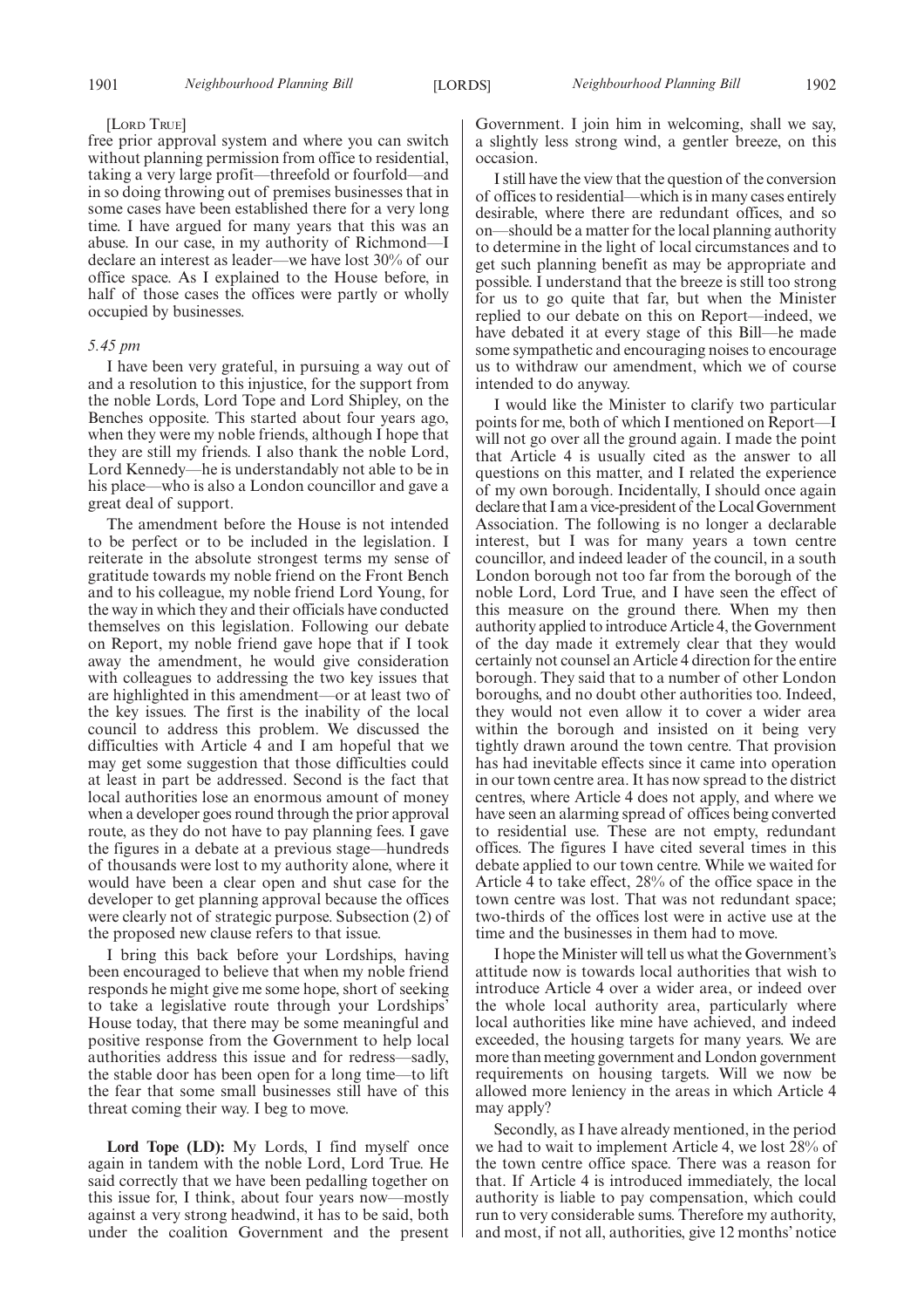[Lord True]

free prior approval system and where you can switch without planning permission from office to residential, taking a very large profit—threefold or fourfold—and in so doing throwing out of premises businesses that in some cases have been established there for a very long time. I have argued for many years that this was an abuse. In our case, in my authority of Richmond—I declare an interest as leader—we have lost 30% of our office space. As I explained to the House before, in half of those cases the offices were partly or wholly occupied by businesses.

*5.45 pm*

I have been very grateful, in pursuing a way out of and a resolution to this injustice, for the support from the noble Lords, Lord Tope and Lord Shipley, on the Benches opposite. This started about four years ago, when they were my noble friends, although I hope that they are still my friends. I also thank the noble Lord, Lord Kennedy—he is understandably not able to be in his place—who is also a London councillor and gave a great deal of support.

The amendment before the House is not intended to be perfect or to be included in the legislation. I reiterate in the absolute strongest terms my sense of gratitude towards my noble friend on the Front Bench and to his colleague, my noble friend Lord Young, for the way in which they and their officials have conducted themselves on this legislation. Following our debate on Report, my noble friend gave hope that if I took away the amendment, he would give consideration with colleagues to addressing the two key issues that are highlighted in this amendment—or at least two of the key issues. The first is the inability of the local council to address this problem. We discussed the difficulties with Article 4 and I am hopeful that we may get some suggestion that those difficulties could at least in part be addressed. Second is the fact that local authorities lose an enormous amount of money when a developer goes round through the prior approval route, as they do not have to pay planning fees. I gave the figures in a debate at a previous stage—hundreds of thousands were lost to my authority alone, where it would have been a clear open and shut case for the developer to get planning approval because the offices were clearly not of strategic purpose. Subsection (2) of the proposed new clause refers to that issue.

I bring this back before your Lordships, having been encouraged to believe that when my noble friend responds he might give me some hope, short of seeking to take a legislative route through your Lordships' House today, that there may be some meaningful and positive response from the Government to help local authorities address this issue and for redress—sadly, the stable door has been open for a long time—to lift the fear that some small businesses still have of this threat coming their way. I beg to move.

**Lord Tope (LD):** My Lords, I find myself once again in tandem with the noble Lord, Lord True. He said correctly that we have been pedalling together on this issue for, I think, about four years now—mostly against a very strong headwind, it has to be said, both under the coalition Government and the present Government. I join him in welcoming, shall we say, a slightly less strong wind, a gentler breeze, on this occasion.

I still have the view that the question of the conversion of offices to residential—which is in many cases entirely desirable, where there are redundant offices, and so on—should be a matter for the local planning authority to determine in the light of local circumstances and to get such planning benefit as may be appropriate and possible. I understand that the breeze is still too strong for us to go quite that far, but when the Minister replied to our debate on this on Report—indeed, we have debated it at every stage of this Bill—he made some sympathetic and encouraging noises to encourage us to withdraw our amendment, which we of course intended to do anyway.

I would like the Minister to clarify two particular points for me, both of which I mentioned on Report—I will not go over all the ground again. I made the point that Article 4 is usually cited as the answer to all questions on this matter, and I related the experience of my own borough. Incidentally, I should once again declare that I am a vice-president of the Local Government Association. The following is no longer a declarable interest, but I was for many years a town centre councillor, and indeed leader of the council, in a south London borough not too far from the borough of the noble Lord, Lord True, and I have seen the effect of this measure on the ground there. When my then authority applied to introduce Article 4, the Government of the day made it extremely clear that they would certainly not counsel an Article 4 direction for the entire borough. They said that to a number of other London boroughs, and no doubt other authorities too. Indeed, they would not even allow it to cover a wider area within the borough and insisted on it being very tightly drawn around the town centre. That provision has had inevitable effects since it came into operation in our town centre area. It has now spread to the district centres, where Article 4 does not apply, and where we have seen an alarming spread of offices being converted to residential use. These are not empty, redundant offices. The figures I have cited several times in this debate applied to our town centre. While we waited for Article 4 to take effect, 28% of the office space in the town centre was lost. That was not redundant space; two-thirds of the offices lost were in active use at the time and the businesses in them had to move.

I hope the Minister will tell us what the Government's attitude now is towards local authorities that wish to introduce Article 4 over a wider area, or indeed over the whole local authority area, particularly where local authorities like mine have achieved, and indeed exceeded, the housing targets for many years. We are more than meeting government and London government requirements on housing targets. Will we now be allowed more leniency in the areas in which Article 4 may apply?

Secondly, as I have already mentioned, in the period we had to wait to implement Article 4, we lost 28% of the town centre office space. There was a reason for that. If Article 4 is introduced immediately, the local authority is liable to pay compensation, which could run to very considerable sums. Therefore my authority, and most, if not all, authorities, give 12 months' notice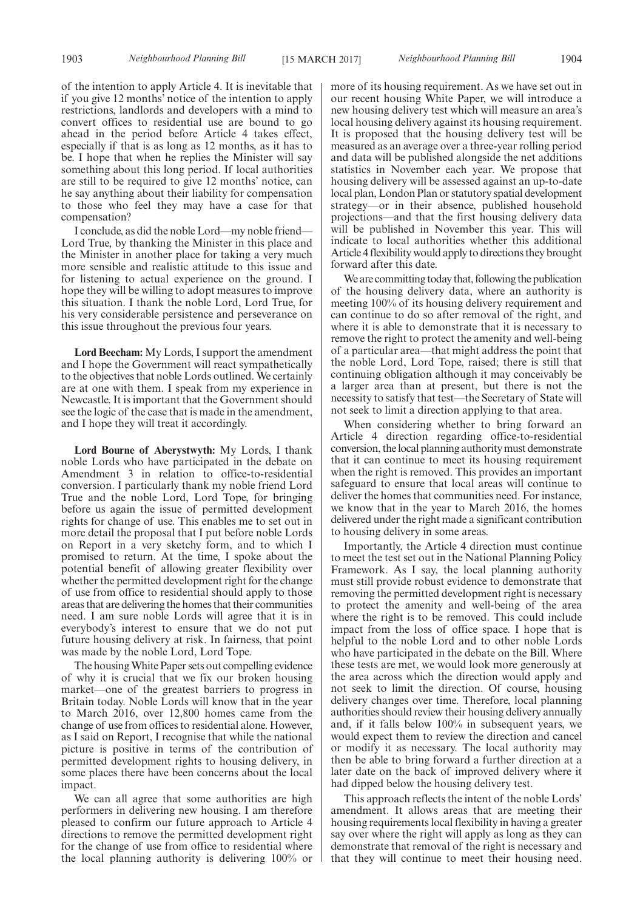of the intention to apply Article 4. It is inevitable that if you give 12 months' notice of the intention to apply restrictions, landlords and developers with a mind to convert offices to residential use are bound to go ahead in the period before Article 4 takes effect, especially if that is as long as 12 months, as it has to be. I hope that when he replies the Minister will say something about this long period. If local authorities are still to be required to give 12 months' notice, can he say anything about their liability for compensation to those who feel they may have a case for that compensation?

I conclude, as did the noble Lord—my noble friend—Lord True, by thanking the Minister in this place and the Minister in another place for taking a very much more sensible and realistic attitude to this issue and for listening to actual experience on the ground. I hope they will be willing to adopt measures to improve this situation. I thank the noble Lord, Lord True, for his very considerable persistence and perseverance on this issue throughout the previous four years.

**Lord Beecham:** My Lords, I support the amendment and I hope the Government will react sympathetically to the objectives that noble Lords outlined. We certainly are at one with them. I speak from my experience in Newcastle. It is important that the Government should see the logic of the case that is made in the amendment, and I hope they will treat it accordingly.

**Lord Bourne of Aberystwyth:** My Lords, I thank noble Lords who have participated in the debate on Amendment 3 in relation to office-to-residential conversion. I particularly thank my noble friend Lord True and the noble Lord, Lord Tope, for bringing before us again the issue of permitted development rights for change of use. This enables me to set out in more detail the proposal that I put before noble Lords on Report in a very sketchy form, and to which I promised to return. At the time, I spoke about the potential benefit of allowing greater flexibility over whether the permitted development right for the change of use from office to residential should apply to those areas that are delivering the homes that their communities need. I am sure noble Lords will agree that it is in everybody's interest to ensure that we do not put future housing delivery at risk. In fairness, that point was made by the noble Lord, Lord Tope.

The housing White Paper sets out compelling evidence of why it is crucial that we fix our broken housing market—one of the greatest barriers to progress in Britain today. Noble Lords will know that in the year to March 2016, over 12,800 homes came from the change of use from offices to residential alone. However, as I said on Report, I recognise that while the national picture is positive in terms of the contribution of permitted development rights to housing delivery, in some places there have been concerns about the local impact.

We can all agree that some authorities are high performers in delivering new housing. I am therefore pleased to confirm our future approach to Article 4 directions to remove the permitted development right for the change of use from office to residential where the local planning authority is delivering 100% or more of its housing requirement. As we have set out in our recent housing White Paper, we will introduce a new housing delivery test which will measure an area's local housing delivery against its housing requirement. It is proposed that the housing delivery test will be measured as an average over a three-year rolling period and data will be published alongside the net additions statistics in November each year. We propose that housing delivery will be assessed against an up-to-date local plan, London Plan or statutory spatial development strategy—or in their absence, published household projections—and that the first housing delivery data will be published in November this year. This will indicate to local authorities whether this additional Article 4 flexibility would apply to directions they brought forward after this date.

We are committing today that, following the publication of the housing delivery data, where an authority is meeting 100% of its housing delivery requirement and can continue to do so after removal of the right, and where it is able to demonstrate that it is necessary to remove the right to protect the amenity and well-being of a particular area—that might address the point that the noble Lord, Lord Tope, raised; there is still that continuing obligation although it may conceivably be a larger area than at present, but there is not the necessity to satisfy that test—the Secretary of State will not seek to limit a direction applying to that area.

When considering whether to bring forward an Article 4 direction regarding office-to-residential conversion, the local planning authority must demonstrate that it can continue to meet its housing requirement when the right is removed. This provides an important safeguard to ensure that local areas will continue to deliver the homes that communities need. For instance, we know that in the year to March 2016, the homes delivered under the right made a significant contribution to housing delivery in some areas.

Importantly, the Article 4 direction must continue to meet the test set out in the National Planning Policy Framework. As I say, the local planning authority must still provide robust evidence to demonstrate that removing the permitted development right is necessary to protect the amenity and well-being of the area where the right is to be removed. This could include impact from the loss of office space. I hope that is helpful to the noble Lord and to other noble Lords who have participated in the debate on the Bill. Where these tests are met, we would look more generously at the area across which the direction would apply and not seek to limit the direction. Of course, housing delivery changes over time. Therefore, local planning authorities should review their housing delivery annually and, if it falls below 100% in subsequent years, we would expect them to review the direction and cancel or modify it as necessary. The local authority may then be able to bring forward a further direction at a later date on the back of improved delivery where it had dipped below the housing delivery test.

This approach reflects the intent of the noble Lords' amendment. It allows areas that are meeting their housing requirements local flexibility in having a greater say over where the right will apply as long as they can demonstrate that removal of the right is necessary and that they will continue to meet their housing need.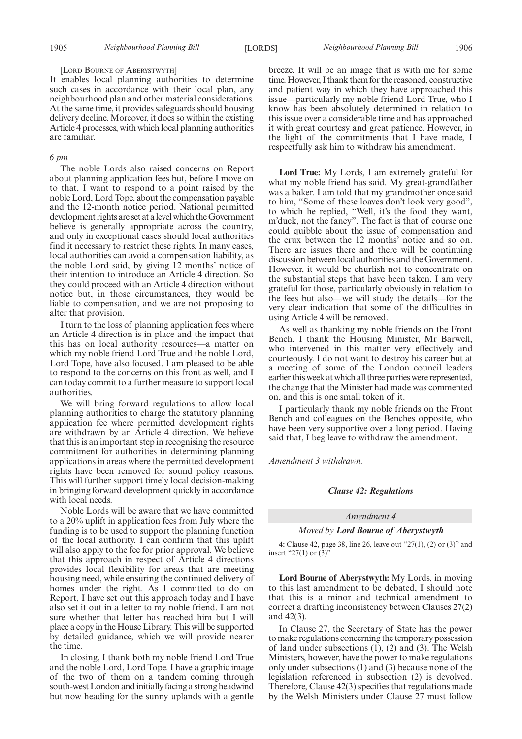[LORD BOURNE OF ABERYSTWYTH]

It enables local planning authorities to determine such cases in accordance with their local plan, any neighbourhood plan and other material considerations. At the same time, it provides safeguards should housing delivery decline. Moreover, it does so within the existing Article 4 processes, with which local planning authorities are familiar.

*6 pm*

The noble Lords also raised concerns on Report about planning application fees but, before I move on to that, I want to respond to a point raised by the noble Lord, Lord Tope, about the compensation payable and the 12-month notice period. National permitted development rights are set at a level which the Government believe is generally appropriate across the country, and only in exceptional cases should local authorities find it necessary to restrict these rights. In many cases, local authorities can avoid a compensation liability, as the noble Lord said, by giving 12 months' notice of their intention to introduce an Article 4 direction. So they could proceed with an Article 4 direction without notice but, in those circumstances, they would be liable to compensation, and we are not proposing to alter that provision.

I turn to the loss of planning application fees where an Article 4 direction is in place and the impact that this has on local authority resources—a matter on which my noble friend Lord True and the noble Lord, Lord Tope, have also focused. I am pleased to be able to respond to the concerns on this front as well, and I can today commit to a further measure to support local authorities.

We will bring forward regulations to allow local planning authorities to charge the statutory planning application fee where permitted development rights are withdrawn by an Article 4 direction. We believe that this is an important step in recognising the resource commitment for authorities in determining planning applications in areas where the permitted development rights have been removed for sound policy reasons. This will further support timely local decision-making in bringing forward development quickly in accordance with local needs.

Noble Lords will be aware that we have committed to a 20% uplift in application fees from July where the funding is to be used to support the planning function of the local authority. I can confirm that this uplift will also apply to the fee for prior approval. We believe that this approach in respect of Article 4 directions provides local flexibility for areas that are meeting housing need, while ensuring the continued delivery of homes under the right. As I committed to do on Report, I have set out this approach today and I have also set it out in a letter to my noble friend. I am not sure whether that letter has reached him but I will place a copy in the House Library. This will be supported by detailed guidance, which we will provide nearer the time.

In closing, I thank both my noble friend Lord True and the noble Lord, Lord Tope. I have a graphic image of the two of them on a tandem coming through south-west London and initially facing a strong headwind but now heading for the sunny uplands with a gentle breeze. It will be an image that is with me for some time. However, I thank them for the reasoned, constructive and patient way in which they have approached this issue—particularly my noble friend Lord True, who I know has been absolutely determined in relation to this issue over a considerable time and has approached it with great courtesy and great patience. However, in the light of the commitments that I have made, I respectfully ask him to withdraw his amendment.

**Lord True:** My Lords, I am extremely grateful for what my noble friend has said. My great-grandfather was a baker. I am told that my grandmother once said to him, "Some of these loaves don't look very good", to which he replied, "Well, it's the food they want, m'duck, not the fancy". The fact is that of course one could quibble about the issue of compensation and the crux between the 12 months' notice and so on. There are issues there and there will be continuing discussion between local authorities and the Government. However, it would be churlish not to concentrate on the substantial steps that have been taken. I am very grateful for those, particularly obviously in relation to the fees but also—we will study the details—for the very clear indication that some of the difficulties in using Article 4 will be removed.

As well as thanking my noble friends on the Front Bench, I thank the Housing Minister, Mr Barwell, who intervened in this matter very effectively and courteously. I do not want to destroy his career but at a meeting of some of the London council leaders earlier this week at which all three parties were represented, the change that the Minister had made was commented on, and this is one small token of it.

I particularly thank my noble friends on the Front Bench and colleagues on the Benches opposite, who have been very supportive over a long period. Having said that, I beg leave to withdraw the amendment.

*Amendment 3 withdrawn.*

***Clause 42: Regulations***

*Amendment 4*

*Moved by* ***Lord Bourne of Aberystwyth***

**4:** Clause 42, page 38, line 26, leave out "27(1), (2) or (3)" and insert "27(1) or (3)"

**Lord Bourne of Aberystwyth:** My Lords, in moving to this last amendment to be debated, I should note that this is a minor and technical amendment to correct a drafting inconsistency between Clauses 27(2) and 42(3).

In Clause 27, the Secretary of State has the power to make regulations concerning the temporary possession of land under subsections (1), (2) and (3). The Welsh Ministers, however, have the power to make regulations only under subsections (1) and (3) because none of the legislation referenced in subsection (2) is devolved. Therefore, Clause 42(3) specifies that regulations made by the Welsh Ministers under Clause 27 must follow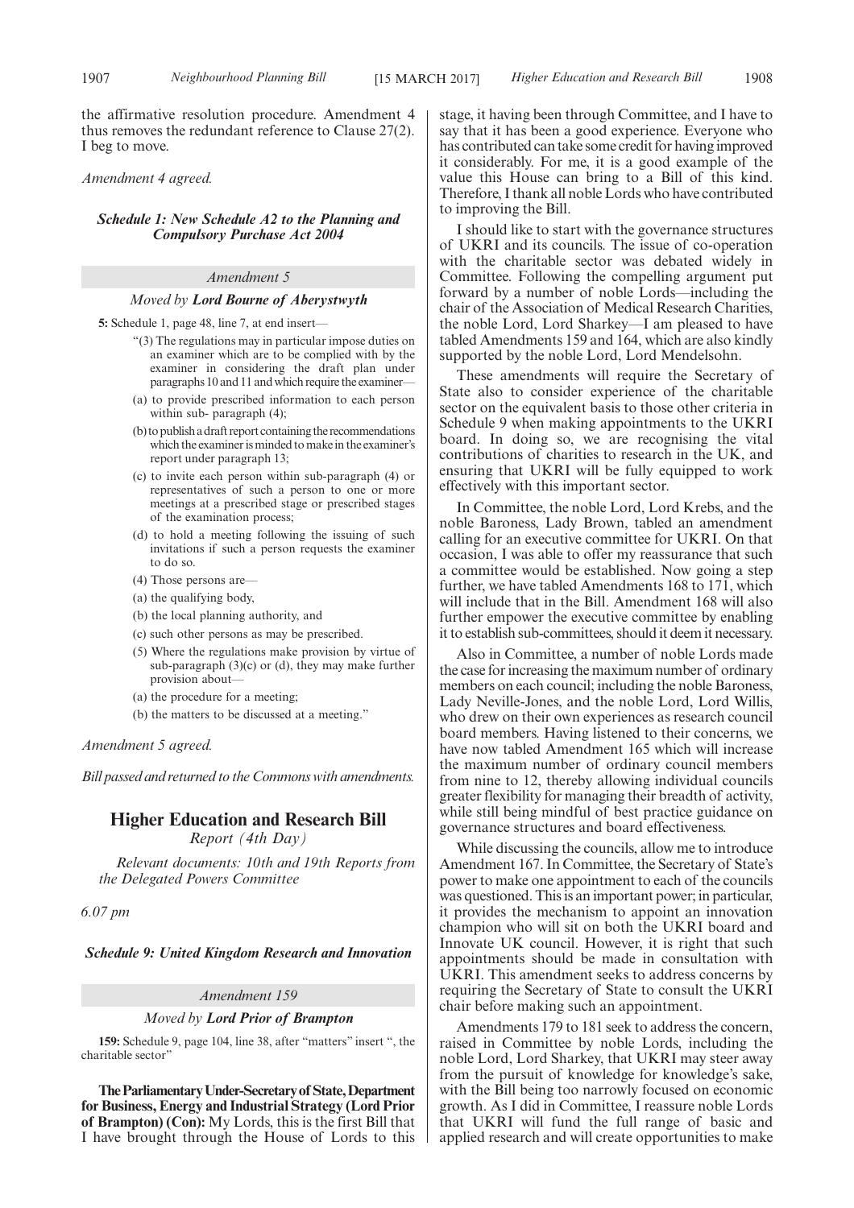the affirmative resolution procedure. Amendment 4 thus removes the redundant reference to Clause 27(2). I beg to move.

*Amendment 4 agreed.*

### *Schedule 1: New Schedule A2 to the Planning and Compulsory Purchase Act 2004*

*Amendment 5*

*Moved by* ***Lord Bourne of Aberystwyth***

**5:** Schedule 1, page 48, line 7, at end insert—

"(3) The regulations may in particular impose duties on an examiner which are to be complied with by the examiner in considering the draft plan under paragraphs 10 and 11 and which require the examiner—

(a) to provide prescribed information to each person within sub- paragraph (4);

(b) to publish a draft report containing the recommendations which the examiner is minded to make in the examiner's report under paragraph 13;

(c) to invite each person within sub-paragraph (4) or representatives of such a person to one or more meetings at a prescribed stage or prescribed stages of the examination process;

(d) to hold a meeting following the issuing of such invitations if such a person requests the examiner to do so.

(4) Those persons are—

(a) the qualifying body,

(b) the local planning authority, and

(c) such other persons as may be prescribed.

(5) Where the regulations make provision by virtue of sub-paragraph (3)(c) or (d), they may make further provision about—

(a) the procedure for a meeting;

(b) the matters to be discussed at a meeting."

*Amendment 5 agreed.*

*Bill passed and returned to the Commons with amendments.*

## Higher Education and Research Bill

*Report (4th Day)*

*Relevant documents: 10th and 19th Reports from the Delegated Powers Committee*

*6.07 pm*

### *Schedule 9: United Kingdom Research and Innovation*

*Amendment 159*

*Moved by* ***Lord Prior of Brampton***

**159:** Schedule 9, page 104, line 38, after "matters" insert ", the charitable sector"

**The Parliamentary Under-Secretary of State, Department for Business, Energy and Industrial Strategy (Lord Prior of Brampton) (Con):** My Lords, this is the first Bill that I have brought through the House of Lords to this stage, it having been through Committee, and I have to say that it has been a good experience. Everyone who has contributed can take some credit for having improved it considerably. For me, it is a good example of the value this House can bring to a Bill of this kind. Therefore, I thank all noble Lords who have contributed to improving the Bill.

I should like to start with the governance structures of UKRI and its councils. The issue of co-operation with the charitable sector was debated widely in Committee. Following the compelling argument put forward by a number of noble Lords—including the chair of the Association of Medical Research Charities, the noble Lord, Lord Sharkey—I am pleased to have tabled Amendments 159 and 164, which are also kindly supported by the noble Lord, Lord Mendelsohn.

These amendments will require the Secretary of State also to consider experience of the charitable sector on the equivalent basis to those other criteria in Schedule 9 when making appointments to the UKRI board. In doing so, we are recognising the vital contributions of charities to research in the UK, and ensuring that UKRI will be fully equipped to work effectively with this important sector.

In Committee, the noble Lord, Lord Krebs, and the noble Baroness, Lady Brown, tabled an amendment calling for an executive committee for UKRI. On that occasion, I was able to offer my reassurance that such a committee would be established. Now going a step further, we have tabled Amendments 168 to 171, which will include that in the Bill. Amendment 168 will also further empower the executive committee by enabling it to establish sub-committees, should it deem it necessary.

Also in Committee, a number of noble Lords made the case for increasing the maximum number of ordinary members on each council; including the noble Baroness, Lady Neville-Jones, and the noble Lord, Lord Willis, who drew on their own experiences as research council board members. Having listened to their concerns, we have now tabled Amendment 165 which will increase the maximum number of ordinary council members from nine to 12, thereby allowing individual councils greater flexibility for managing their breadth of activity, while still being mindful of best practice guidance on governance structures and board effectiveness.

While discussing the councils, allow me to introduce Amendment 167. In Committee, the Secretary of State's power to make one appointment to each of the councils was questioned. This is an important power; in particular, it provides the mechanism to appoint an innovation champion who will sit on both the UKRI board and Innovate UK council. However, it is right that such appointments should be made in consultation with UKRI. This amendment seeks to address concerns by requiring the Secretary of State to consult the UKRI chair before making such an appointment.

Amendments 179 to 181 seek to address the concern, raised in Committee by noble Lords, including the noble Lord, Lord Sharkey, that UKRI may steer away from the pursuit of knowledge for knowledge's sake, with the Bill being too narrowly focused on economic growth. As I did in Committee, I reassure noble Lords that UKRI will fund the full range of basic and applied research and will create opportunities to make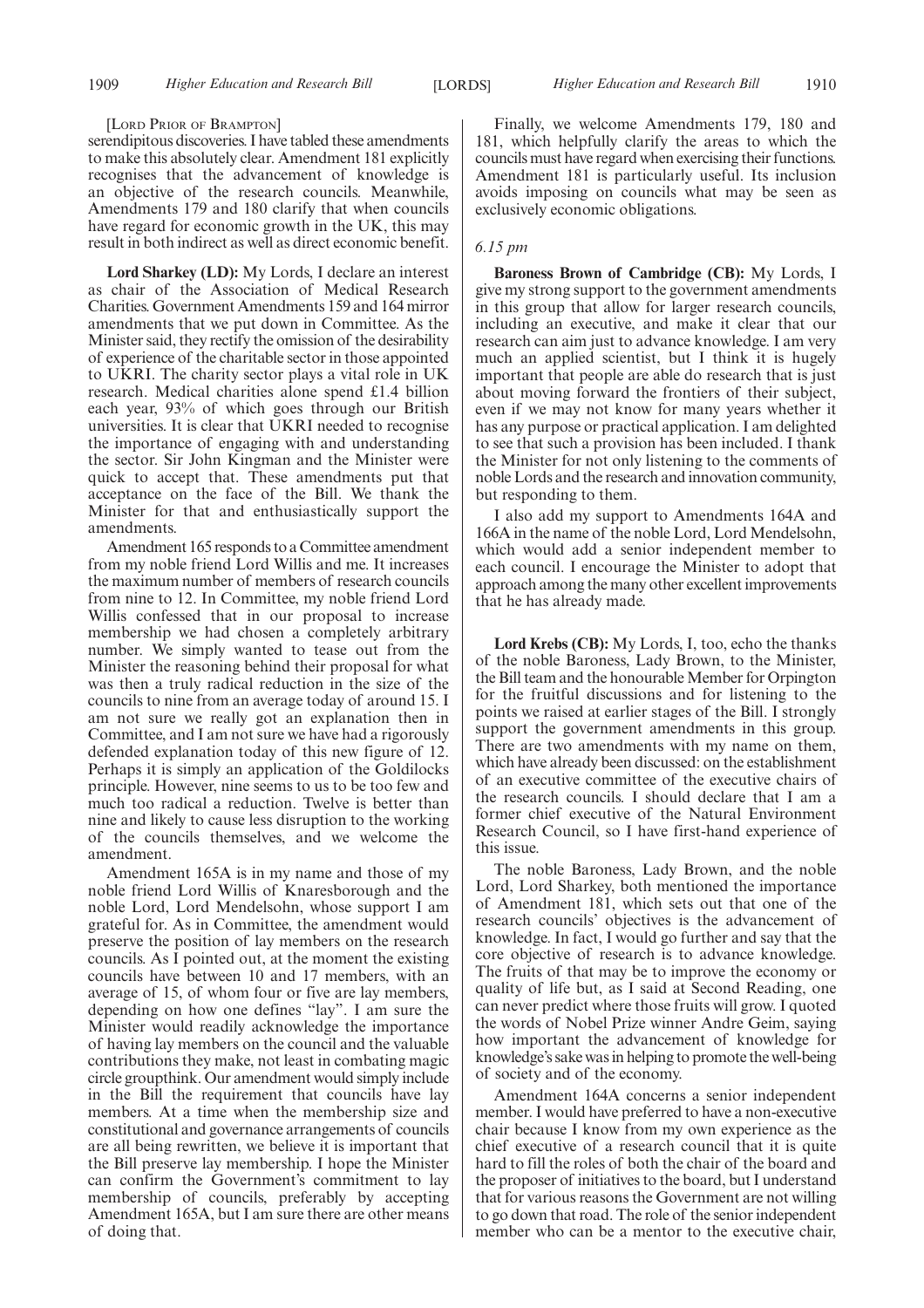[Lord Prior of Brampton]

serendipitous discoveries. I have tabled these amendments to make this absolutely clear. Amendment 181 explicitly recognises that the advancement of knowledge is an objective of the research councils. Meanwhile, Amendments 179 and 180 clarify that when councils have regard for economic growth in the UK, this may result in both indirect as well as direct economic benefit.

**Lord Sharkey (LD):** My Lords, I declare an interest as chair of the Association of Medical Research Charities. Government Amendments 159 and 164 mirror amendments that we put down in Committee. As the Minister said, they rectify the omission of the desirability of experience of the charitable sector in those appointed to UKRI. The charity sector plays a vital role in UK research. Medical charities alone spend £1.4 billion each year, 93% of which goes through our British universities. It is clear that UKRI needed to recognise the importance of engaging with and understanding the sector. Sir John Kingman and the Minister were quick to accept that. These amendments put that acceptance on the face of the Bill. We thank the Minister for that and enthusiastically support the amendments.

Amendment 165 responds to a Committee amendment from my noble friend Lord Willis and me. It increases the maximum number of members of research councils from nine to 12. In Committee, my noble friend Lord Willis confessed that in our proposal to increase membership we had chosen a completely arbitrary number. We simply wanted to tease out from the Minister the reasoning behind their proposal for what was then a truly radical reduction in the size of the councils to nine from an average today of around 15. I am not sure we really got an explanation then in Committee, and I am not sure we have had a rigorously defended explanation today of this new figure of 12. Perhaps it is simply an application of the Goldilocks principle. However, nine seems to us to be too few and much too radical a reduction. Twelve is better than nine and likely to cause less disruption to the working of the councils themselves, and we welcome the amendment.

Amendment 165A is in my name and those of my noble friend Lord Willis of Knaresborough and the noble Lord, Lord Mendelsohn, whose support I am grateful for. As in Committee, the amendment would preserve the position of lay members on the research councils. As I pointed out, at the moment the existing councils have between 10 and 17 members, with an average of 15, of whom four or five are lay members, depending on how one defines "lay". I am sure the Minister would readily acknowledge the importance of having lay members on the council and the valuable contributions they make, not least in combating magic circle groupthink. Our amendment would simply include in the Bill the requirement that councils have lay members. At a time when the membership size and constitutional and governance arrangements of councils are all being rewritten, we believe it is important that the Bill preserve lay membership. I hope the Minister can confirm the Government's commitment to lay membership of councils, preferably by accepting Amendment 165A, but I am sure there are other means of doing that.

Finally, we welcome Amendments 179, 180 and 181, which helpfully clarify the areas to which the councils must have regard when exercising their functions. Amendment 181 is particularly useful. Its inclusion avoids imposing on councils what may be seen as exclusively economic obligations.

*6.15 pm*

**Baroness Brown of Cambridge (CB):** My Lords, I give my strong support to the government amendments in this group that allow for larger research councils, including an executive, and make it clear that our research can aim just to advance knowledge. I am very much an applied scientist, but I think it is hugely important that people are able do research that is just about moving forward the frontiers of their subject, even if we may not know for many years whether it has any purpose or practical application. I am delighted to see that such a provision has been included. I thank the Minister for not only listening to the comments of noble Lords and the research and innovation community, but responding to them.

I also add my support to Amendments 164A and 166A in the name of the noble Lord, Lord Mendelsohn, which would add a senior independent member to each council. I encourage the Minister to adopt that approach among the many other excellent improvements that he has already made.

**Lord Krebs (CB):** My Lords, I, too, echo the thanks of the noble Baroness, Lady Brown, to the Minister, the Bill team and the honourable Member for Orpington for the fruitful discussions and for listening to the points we raised at earlier stages of the Bill. I strongly support the government amendments in this group. There are two amendments with my name on them, which have already been discussed: on the establishment of an executive committee of the executive chairs of the research councils. I should declare that I am a former chief executive of the Natural Environment Research Council, so I have first-hand experience of this issue.

The noble Baroness, Lady Brown, and the noble Lord, Lord Sharkey, both mentioned the importance of Amendment 181, which sets out that one of the research councils' objectives is the advancement of knowledge. In fact, I would go further and say that the core objective of research is to advance knowledge. The fruits of that may be to improve the economy or quality of life but, as I said at Second Reading, one can never predict where those fruits will grow. I quoted the words of Nobel Prize winner Andre Geim, saying how important the advancement of knowledge for knowledge's sake was in helping to promote the well-being of society and of the economy.

Amendment 164A concerns a senior independent member. I would have preferred to have a non-executive chair because I know from my own experience as the chief executive of a research council that it is quite hard to fill the roles of both the chair of the board and the proposer of initiatives to the board, but I understand that for various reasons the Government are not willing to go down that road. The role of the senior independent member who can be a mentor to the executive chair,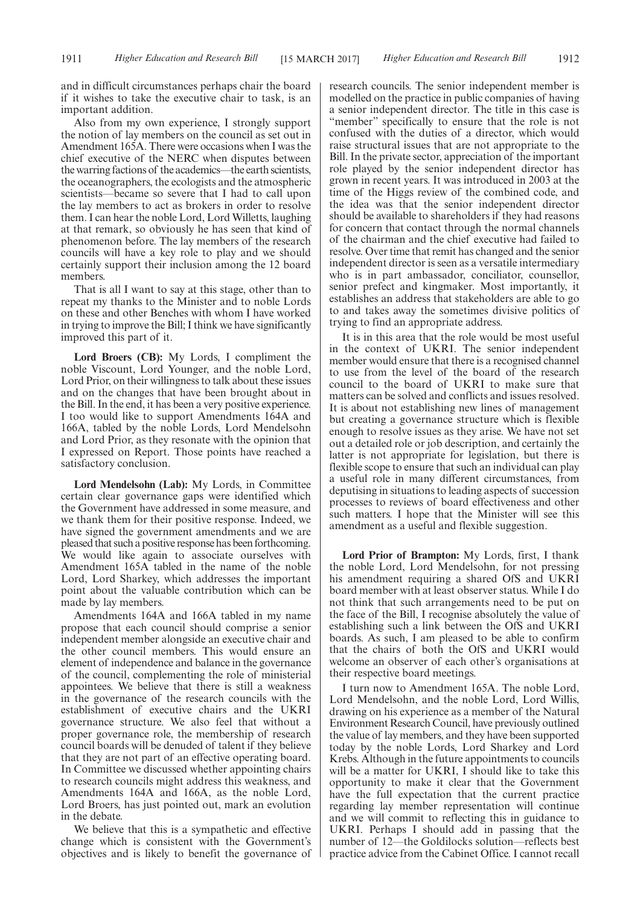and in difficult circumstances perhaps chair the board if it wishes to take the executive chair to task, is an important addition.

Also from my own experience, I strongly support the notion of lay members on the council as set out in Amendment 165A. There were occasions when I was the chief executive of the NERC when disputes between the warring factions of the academics—the earth scientists, the oceanographers, the ecologists and the atmospheric scientists—became so severe that I had to call upon the lay members to act as brokers in order to resolve them. I can hear the noble Lord, Lord Willetts, laughing at that remark, so obviously he has seen that kind of phenomenon before. The lay members of the research councils will have a key role to play and we should certainly support their inclusion among the 12 board members.

That is all I want to say at this stage, other than to repeat my thanks to the Minister and to noble Lords on these and other Benches with whom I have worked in trying to improve the Bill; I think we have significantly improved this part of it.

**Lord Broers (CB):** My Lords, I compliment the noble Viscount, Lord Younger, and the noble Lord, Lord Prior, on their willingness to talk about these issues and on the changes that have been brought about in the Bill. In the end, it has been a very positive experience. I too would like to support Amendments 164A and 166A, tabled by the noble Lords, Lord Mendelsohn and Lord Prior, as they resonate with the opinion that I expressed on Report. Those points have reached a satisfactory conclusion.

**Lord Mendelsohn (Lab):** My Lords, in Committee certain clear governance gaps were identified which the Government have addressed in some measure, and we thank them for their positive response. Indeed, we have signed the government amendments and we are pleased that such a positive response has been forthcoming. We would like again to associate ourselves with Amendment 165A tabled in the name of the noble Lord, Lord Sharkey, which addresses the important point about the valuable contribution which can be made by lay members.

Amendments 164A and 166A tabled in my name propose that each council should comprise a senior independent member alongside an executive chair and the other council members. This would ensure an element of independence and balance in the governance of the council, complementing the role of ministerial appointees. We believe that there is still a weakness in the governance of the research councils with the establishment of executive chairs and the UKRI governance structure. We also feel that without a proper governance role, the membership of research council boards will be denuded of talent if they believe that they are not part of an effective operating board. In Committee we discussed whether appointing chairs to research councils might address this weakness, and Amendments 164A and 166A, as the noble Lord, Lord Broers, has just pointed out, mark an evolution in the debate.

We believe that this is a sympathetic and effective change which is consistent with the Government's objectives and is likely to benefit the governance of research councils. The senior independent member is modelled on the practice in public companies of having a senior independent director. The title in this case is "member" specifically to ensure that the role is not confused with the duties of a director, which would raise structural issues that are not appropriate to the Bill. In the private sector, appreciation of the important role played by the senior independent director has grown in recent years. It was introduced in 2003 at the time of the Higgs review of the combined code, and the idea was that the senior independent director should be available to shareholders if they had reasons for concern that contact through the normal channels of the chairman and the chief executive had failed to resolve. Over time that remit has changed and the senior independent director is seen as a versatile intermediary who is in part ambassador, conciliator, counsellor, senior prefect and kingmaker. Most importantly, it establishes an address that stakeholders are able to go to and takes away the sometimes divisive politics of trying to find an appropriate address.

It is in this area that the role would be most useful in the context of UKRI. The senior independent member would ensure that there is a recognised channel to use from the level of the board of the research council to the board of UKRI to make sure that matters can be solved and conflicts and issues resolved. It is about not establishing new lines of management but creating a governance structure which is flexible enough to resolve issues as they arise. We have not set out a detailed role or job description, and certainly the latter is not appropriate for legislation, but there is flexible scope to ensure that such an individual can play a useful role in many different circumstances, from deputising in situations to leading aspects of succession processes to reviews of board effectiveness and other such matters. I hope that the Minister will see this amendment as a useful and flexible suggestion.

**Lord Prior of Brampton:** My Lords, first, I thank the noble Lord, Lord Mendelsohn, for not pressing his amendment requiring a shared OfS and UKRI board member with at least observer status. While I do not think that such arrangements need to be put on the face of the Bill, I recognise absolutely the value of establishing such a link between the OfS and UKRI boards. As such, I am pleased to be able to confirm that the chairs of both the OfS and UKRI would welcome an observer of each other's organisations at their respective board meetings.

I turn now to Amendment 165A. The noble Lord, Lord Mendelsohn, and the noble Lord, Lord Willis, drawing on his experience as a member of the Natural Environment Research Council, have previously outlined the value of lay members, and they have been supported today by the noble Lords, Lord Sharkey and Lord Krebs. Although in the future appointments to councils will be a matter for UKRI, I should like to take this opportunity to make it clear that the Government have the full expectation that the current practice regarding lay member representation will continue and we will commit to reflecting this in guidance to UKRI. Perhaps I should add in passing that the number of 12—the Goldilocks solution—reflects best practice advice from the Cabinet Office. I cannot recall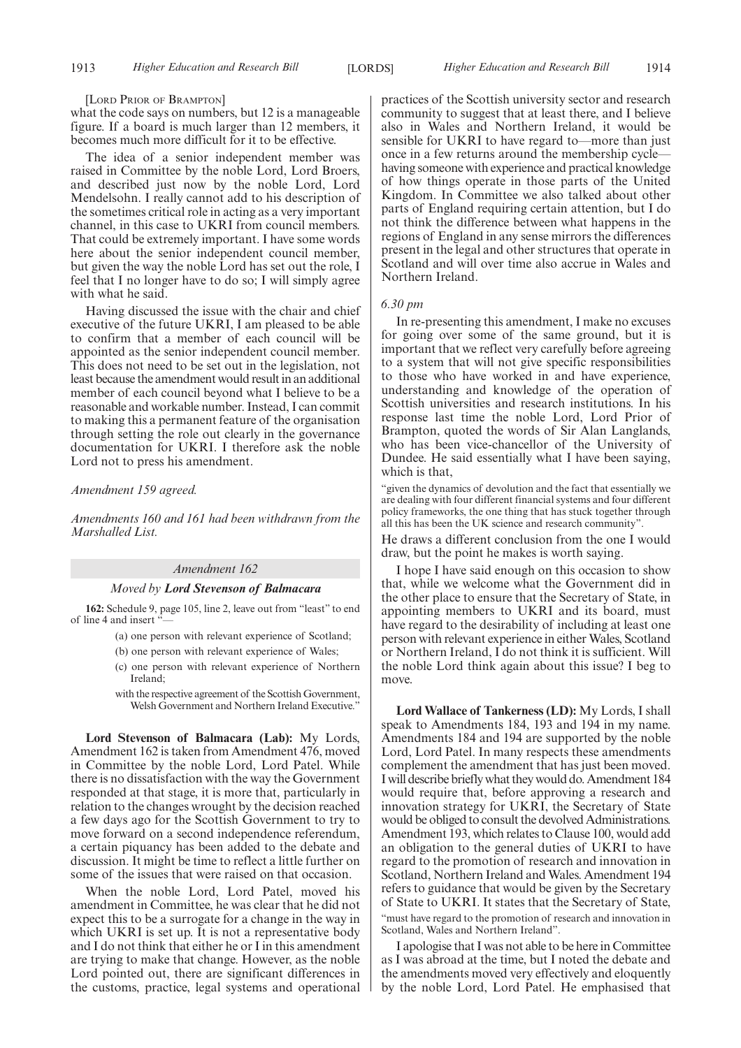[LORD PRIOR OF BRAMPTON]

what the code says on numbers, but 12 is a manageable figure. If a board is much larger than 12 members, it becomes much more difficult for it to be effective.

The idea of a senior independent member was raised in Committee by the noble Lord, Lord Broers, and described just now by the noble Lord, Lord Mendelsohn. I really cannot add to his description of the sometimes critical role in acting as a very important channel, in this case to UKRI from council members. That could be extremely important. I have some words here about the senior independent council member, but given the way the noble Lord has set out the role, I feel that I no longer have to do so; I will simply agree with what he said.

Having discussed the issue with the chair and chief executive of the future UKRI, I am pleased to be able to confirm that a member of each council will be appointed as the senior independent council member. This does not need to be set out in the legislation, not least because the amendment would result in an additional member of each council beyond what I believe to be a reasonable and workable number. Instead, I can commit to making this a permanent feature of the organisation through setting the role out clearly in the governance documentation for UKRI. I therefore ask the noble Lord not to press his amendment.

*Amendment 159 agreed.*

*Amendments 160 and 161 had been withdrawn from the Marshalled List.*

*Amendment 162*

*Moved by* ***Lord Stevenson of Balmacara***

**162:** Schedule 9, page 105, line 2, leave out from "least" to end of line 4 and insert "—

(a) one person with relevant experience of Scotland;

(b) one person with relevant experience of Wales;

(c) one person with relevant experience of Northern Ireland;

with the respective agreement of the Scottish Government, Welsh Government and Northern Ireland Executive."

**Lord Stevenson of Balmacara (Lab):** My Lords, Amendment 162 is taken from Amendment 476, moved in Committee by the noble Lord, Lord Patel. While there is no dissatisfaction with the way the Government responded at that stage, it is more that, particularly in relation to the changes wrought by the decision reached a few days ago for the Scottish Government to try to move forward on a second independence referendum, a certain piquancy has been added to the debate and discussion. It might be time to reflect a little further on some of the issues that were raised on that occasion.

When the noble Lord, Lord Patel, moved his amendment in Committee, he was clear that he did not expect this to be a surrogate for a change in the way in which UKRI is set up. It is not a representative body and I do not think that either he or I in this amendment are trying to make that change. However, as the noble Lord pointed out, there are significant differences in the customs, practice, legal systems and operational practices of the Scottish university sector and research community to suggest that at least there, and I believe also in Wales and Northern Ireland, it would be sensible for UKRI to have regard to—more than just once in a few returns around the membership cycle—having someone with experience and practical knowledge of how things operate in those parts of the United Kingdom. In Committee we also talked about other parts of England requiring certain attention, but I do not think the difference between what happens in the regions of England in any sense mirrors the differences present in the legal and other structures that operate in Scotland and will over time also accrue in Wales and Northern Ireland.

*6.30 pm*

In re-presenting this amendment, I make no excuses for going over some of the same ground, but it is important that we reflect very carefully before agreeing to a system that will not give specific responsibilities to those who have worked in and have experience, understanding and knowledge of the operation of Scottish universities and research institutions. In his response last time the noble Lord, Lord Prior of Brampton, quoted the words of Sir Alan Langlands, who has been vice-chancellor of the University of Dundee. He said essentially what I have been saying, which is that,

"given the dynamics of devolution and the fact that essentially we are dealing with four different financial systems and four different policy frameworks, the one thing that has stuck together through all this has been the UK science and research community".

He draws a different conclusion from the one I would draw, but the point he makes is worth saying.

I hope I have said enough on this occasion to show that, while we welcome what the Government did in the other place to ensure that the Secretary of State, in appointing members to UKRI and its board, must have regard to the desirability of including at least one person with relevant experience in either Wales, Scotland or Northern Ireland, I do not think it is sufficient. Will the noble Lord think again about this issue? I beg to move.

**Lord Wallace of Tankerness (LD):** My Lords, I shall speak to Amendments 184, 193 and 194 in my name. Amendments 184 and 194 are supported by the noble Lord, Lord Patel. In many respects these amendments complement the amendment that has just been moved. I will describe briefly what they would do. Amendment 184 would require that, before approving a research and innovation strategy for UKRI, the Secretary of State would be obliged to consult the devolved Administrations. Amendment 193, which relates to Clause 100, would add an obligation to the general duties of UKRI to have regard to the promotion of research and innovation in Scotland, Northern Ireland and Wales. Amendment 194 refers to guidance that would be given by the Secretary of State to UKRI. It states that the Secretary of State,

"must have regard to the promotion of research and innovation in Scotland, Wales and Northern Ireland".

I apologise that I was not able to be here in Committee as I was abroad at the time, but I noted the debate and the amendments moved very effectively and eloquently by the noble Lord, Lord Patel. He emphasised that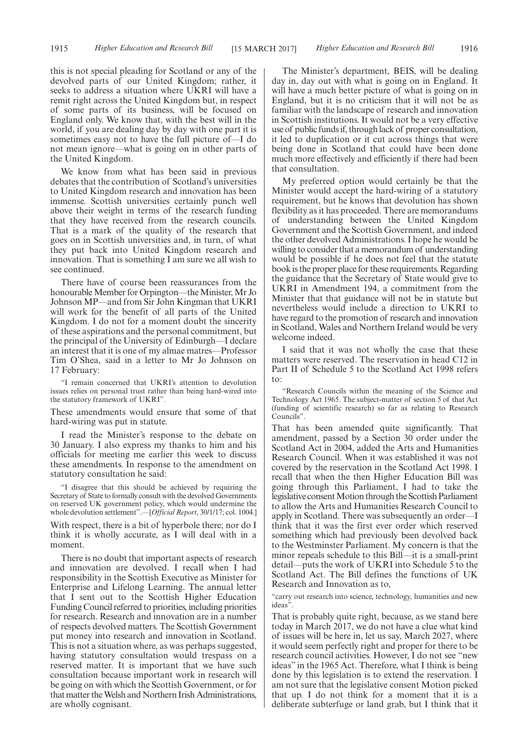this is not special pleading for Scotland or any of the devolved parts of our United Kingdom; rather, it seeks to address a situation where UKRI will have a remit right across the United Kingdom but, in respect of some parts of its business, will be focused on England only. We know that, with the best will in the world, if you are dealing day by day with one part it is sometimes easy not to have the full picture of—I do not mean ignore—what is going on in other parts of the United Kingdom.

We know from what has been said in previous debates that the contribution of Scotland's universities to United Kingdom research and innovation has been immense. Scottish universities certainly punch well above their weight in terms of the research funding that they have received from the research councils. That is a mark of the quality of the research that goes on in Scottish universities and, in turn, of what they put back into United Kingdom research and innovation. That is something I am sure we all wish to see continued.

There have of course been reassurances from the honourable Member for Orpington—the Minister, Mr Jo Johnson MP—and from Sir John Kingman that UKRI will work for the benefit of all parts of the United Kingdom. I do not for a moment doubt the sincerity of these aspirations and the personal commitment, but the principal of the University of Edinburgh—I declare an interest that it is one of my almae matres—Professor Tim O'Shea, said in a letter to Mr Jo Johnson on 17 February:

"I remain concerned that UKRI's attention to devolution issues relies on personal trust rather than being hard-wired into the statutory framework of UKRI".

These amendments would ensure that some of that hard-wiring was put in statute.

I read the Minister's response to the debate on 30 January. I also express my thanks to him and his officials for meeting me earlier this week to discuss these amendments. In response to the amendment on statutory consultation he said:

"I disagree that this should be achieved by requiring the Secretary of State to formally consult with the devolved Governments on reserved UK government policy, which would undermine the whole devolution settlement".—[*Official Report*, 30/1/17; col. 1004.]

With respect, there is a bit of hyperbole there; nor do I think it is wholly accurate, as I will deal with in a moment.

There is no doubt that important aspects of research and innovation are devolved. I recall when I had responsibility in the Scottish Executive as Minister for Enterprise and Lifelong Learning. The annual letter that I sent out to the Scottish Higher Education Funding Council referred to priorities, including priorities for research. Research and innovation are in a number of respects devolved matters. The Scottish Government put money into research and innovation in Scotland. This is not a situation where, as was perhaps suggested, having statutory consultation would trespass on a reserved matter. It is important that we have such consultation because important work in research will be going on with which the Scottish Government, or for that matter the Welsh and Northern Irish Administrations, are wholly cognisant.

The Minister's department, BEIS, will be dealing day in, day out with what is going on in England. It will have a much better picture of what is going on in England, but it is no criticism that it will not be as familiar with the landscape of research and innovation in Scottish institutions. It would not be a very effective use of public funds if, through lack of proper consultation, it led to duplication or it cut across things that were being done in Scotland that could have been done much more effectively and efficiently if there had been that consultation.

My preferred option would certainly be that the Minister would accept the hard-wiring of a statutory requirement, but he knows that devolution has shown flexibility as it has proceeded. There are memorandums of understanding between the United Kingdom Government and the Scottish Government, and indeed the other devolved Administrations. I hope he would be willing to consider that a memorandum of understanding would be possible if he does not feel that the statute book is the proper place for these requirements. Regarding the guidance that the Secretary of State would give to UKRI in Amendment 194, a commitment from the Minister that that guidance will not be in statute but nevertheless would include a direction to UKRI to have regard to the promotion of research and innovation in Scotland, Wales and Northern Ireland would be very welcome indeed.

I said that it was not wholly the case that these matters were reserved. The reservation in head C12 in Part II of Schedule 5 to the Scotland Act 1998 refers to:

"Research Councils within the meaning of the Science and Technology Act 1965. The subject-matter of section 5 of that Act (funding of scientific research) so far as relating to Research Councils".

That has been amended quite significantly. That amendment, passed by a Section 30 order under the Scotland Act in 2004, added the Arts and Humanities Research Council. When it was established it was not covered by the reservation in the Scotland Act 1998. I recall that when the then Higher Education Bill was going through this Parliament, I had to take the legislative consent Motion through the Scottish Parliament to allow the Arts and Humanities Research Council to apply in Scotland. There was subsequently an order—I think that it was the first ever order which reserved something which had previously been devolved back to the Westminster Parliament. My concern is that the minor repeals schedule to this Bill—it is a small-print detail—puts the work of UKRI into Schedule 5 to the Scotland Act. The Bill defines the functions of UK Research and Innovation as to,

"carry out research into science, technology, humanities and new ideas".

That is probably quite right, because, as we stand here today in March 2017, we do not have a clue what kind of issues will be here in, let us say, March 2027, where it would seem perfectly right and proper for there to be research council activities. However, I do not see "new ideas" in the 1965 Act. Therefore, what I think is being done by this legislation is to extend the reservation. I am not sure that the legislative consent Motion picked that up. I do not think for a moment that it is a deliberate subterfuge or land grab, but I think that it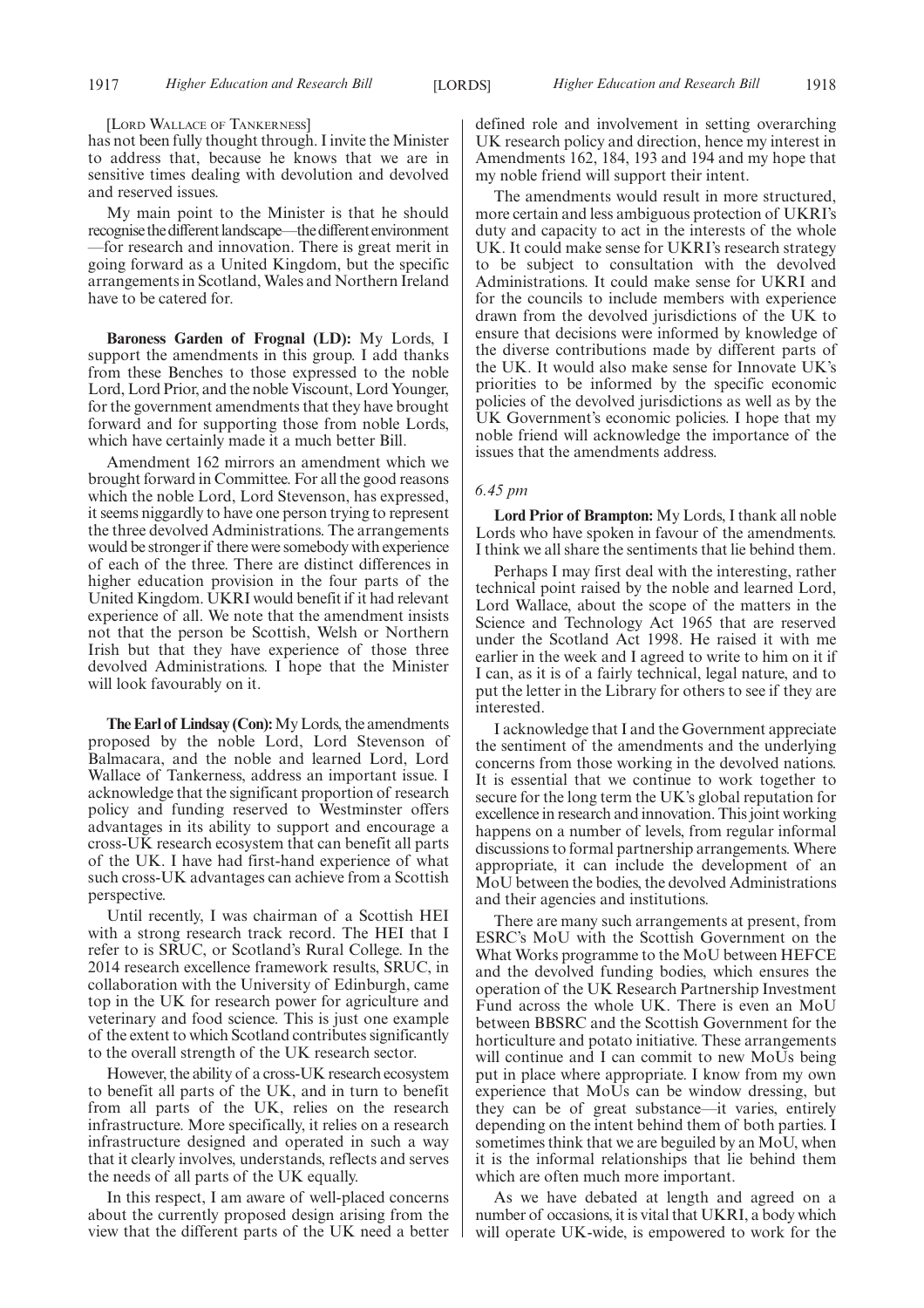[LORD WALLACE OF TANKERNESS]

has not been fully thought through. I invite the Minister to address that, because he knows that we are in sensitive times dealing with devolution and devolved and reserved issues.

My main point to the Minister is that he should recognise the different landscape—the different environment—for research and innovation. There is great merit in going forward as a United Kingdom, but the specific arrangements in Scotland, Wales and Northern Ireland have to be catered for.

**Baroness Garden of Frognal (LD):** My Lords, I support the amendments in this group. I add thanks from these Benches to those expressed to the noble Lord, Lord Prior, and the noble Viscount, Lord Younger, for the government amendments that they have brought forward and for supporting those from noble Lords, which have certainly made it a much better Bill.

Amendment 162 mirrors an amendment which we brought forward in Committee. For all the good reasons which the noble Lord, Lord Stevenson, has expressed, it seems niggardly to have one person trying to represent the three devolved Administrations. The arrangements would be stronger if there were somebody with experience of each of the three. There are distinct differences in higher education provision in the four parts of the United Kingdom. UKRI would benefit if it had relevant experience of all. We note that the amendment insists not that the person be Scottish, Welsh or Northern Irish but that they have experience of those three devolved Administrations. I hope that the Minister will look favourably on it.

**The Earl of Lindsay (Con):** My Lords, the amendments proposed by the noble Lord, Lord Stevenson of Balmacara, and the noble and learned Lord, Lord Wallace of Tankerness, address an important issue. I acknowledge that the significant proportion of research policy and funding reserved to Westminster offers advantages in its ability to support and encourage a cross-UK research ecosystem that can benefit all parts of the UK. I have had first-hand experience of what such cross-UK advantages can achieve from a Scottish perspective.

Until recently, I was chairman of a Scottish HEI with a strong research track record. The HEI that I refer to is SRUC, or Scotland's Rural College. In the 2014 research excellence framework results, SRUC, in collaboration with the University of Edinburgh, came top in the UK for research power for agriculture and veterinary and food science. This is just one example of the extent to which Scotland contributes significantly to the overall strength of the UK research sector.

However, the ability of a cross-UK research ecosystem to benefit all parts of the UK, and in turn to benefit from all parts of the UK, relies on the research infrastructure. More specifically, it relies on a research infrastructure designed and operated in such a way that it clearly involves, understands, reflects and serves the needs of all parts of the UK equally.

In this respect, I am aware of well-placed concerns about the currently proposed design arising from the view that the different parts of the UK need a better defined role and involvement in setting overarching UK research policy and direction, hence my interest in Amendments 162, 184, 193 and 194 and my hope that my noble friend will support their intent.

The amendments would result in more structured, more certain and less ambiguous protection of UKRI's duty and capacity to act in the interests of the whole UK. It could make sense for UKRI's research strategy to be subject to consultation with the devolved Administrations. It could make sense for UKRI and for the councils to include members with experience drawn from the devolved jurisdictions of the UK to ensure that decisions were informed by knowledge of the diverse contributions made by different parts of the UK. It would also make sense for Innovate UK's priorities to be informed by the specific economic policies of the devolved jurisdictions as well as by the UK Government's economic policies. I hope that my noble friend will acknowledge the importance of the issues that the amendments address.

*6.45 pm*

**Lord Prior of Brampton:** My Lords, I thank all noble Lords who have spoken in favour of the amendments. I think we all share the sentiments that lie behind them.

Perhaps I may first deal with the interesting, rather technical point raised by the noble and learned Lord, Lord Wallace, about the scope of the matters in the Science and Technology Act 1965 that are reserved under the Scotland Act 1998. He raised it with me earlier in the week and I agreed to write to him on it if I can, as it is of a fairly technical, legal nature, and to put the letter in the Library for others to see if they are interested.

I acknowledge that I and the Government appreciate the sentiment of the amendments and the underlying concerns from those working in the devolved nations. It is essential that we continue to work together to secure for the long term the UK's global reputation for excellence in research and innovation. This joint working happens on a number of levels, from regular informal discussions to formal partnership arrangements. Where appropriate, it can include the development of an MoU between the bodies, the devolved Administrations and their agencies and institutions.

There are many such arrangements at present, from ESRC's MoU with the Scottish Government on the What Works programme to the MoU between HEFCE and the devolved funding bodies, which ensures the operation of the UK Research Partnership Investment Fund across the whole UK. There is even an MoU between BBSRC and the Scottish Government for the horticulture and potato initiative. These arrangements will continue and I can commit to new MoUs being put in place where appropriate. I know from my own experience that MoUs can be window dressing, but they can be of great substance—it varies, entirely depending on the intent behind them of both parties. I sometimes think that we are beguiled by an MoU, when it is the informal relationships that lie behind them which are often much more important.

As we have debated at length and agreed on a number of occasions, it is vital that UKRI, a body which will operate UK-wide, is empowered to work for the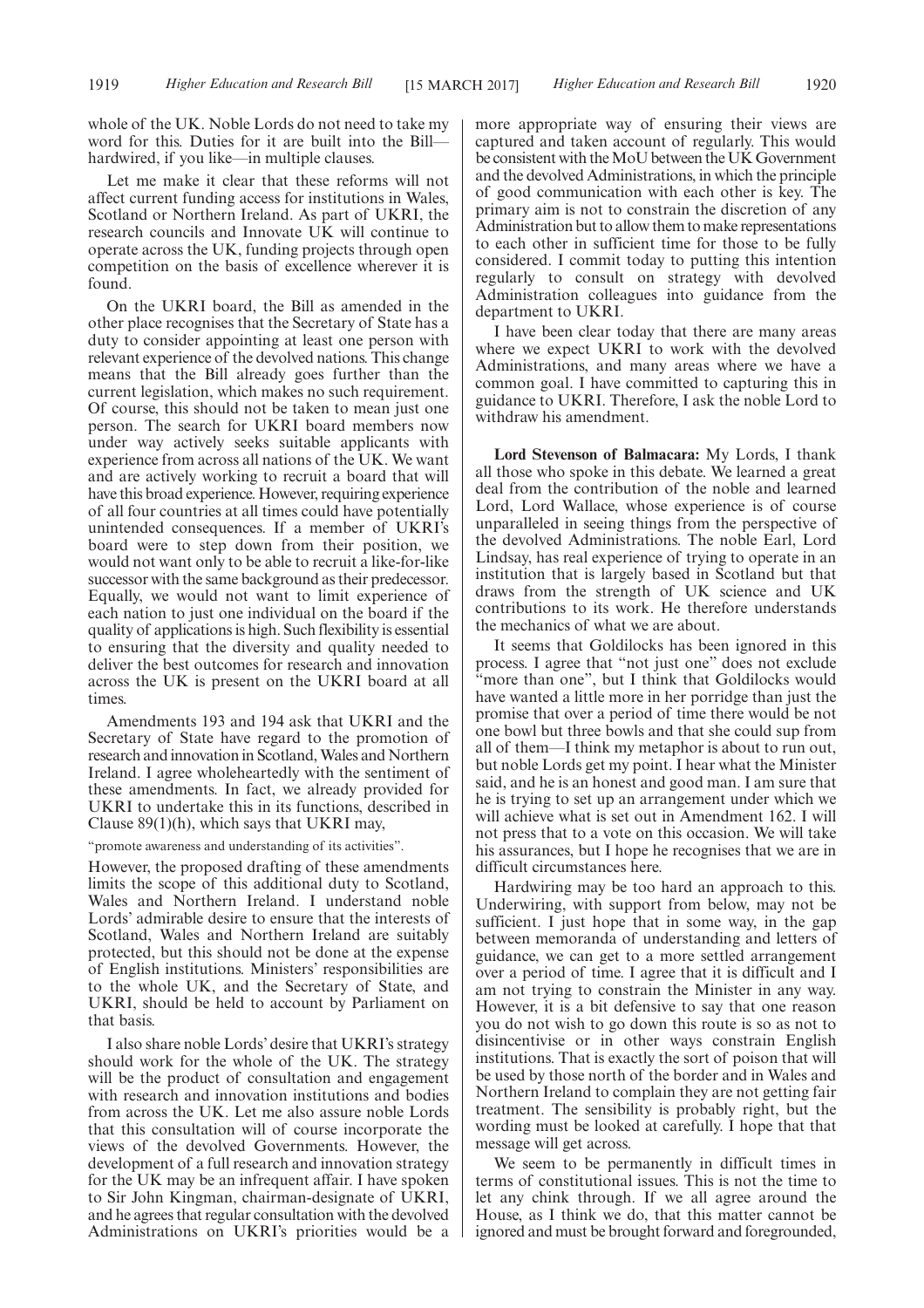whole of the UK. Noble Lords do not need to take my word for this. Duties for it are built into the Bill—hardwired, if you like—in multiple clauses.

Let me make it clear that these reforms will not affect current funding access for institutions in Wales, Scotland or Northern Ireland. As part of UKRI, the research councils and Innovate UK will continue to operate across the UK, funding projects through open competition on the basis of excellence wherever it is found.

On the UKRI board, the Bill as amended in the other place recognises that the Secretary of State has a duty to consider appointing at least one person with relevant experience of the devolved nations. This change means that the Bill already goes further than the current legislation, which makes no such requirement. Of course, this should not be taken to mean just one person. The search for UKRI board members now under way actively seeks suitable applicants with experience from across all nations of the UK. We want and are actively working to recruit a board that will have this broad experience. However, requiring experience of all four countries at all times could have potentially unintended consequences. If a member of UKRI's board were to step down from their position, we would not want only to be able to recruit a like-for-like successor with the same background as their predecessor. Equally, we would not want to limit experience of each nation to just one individual on the board if the quality of applications is high. Such flexibility is essential to ensuring that the diversity and quality needed to deliver the best outcomes for research and innovation across the UK is present on the UKRI board at all times.

Amendments 193 and 194 ask that UKRI and the Secretary of State have regard to the promotion of research and innovation in Scotland, Wales and Northern Ireland. I agree wholeheartedly with the sentiment of these amendments. In fact, we already provided for UKRI to undertake this in its functions, described in Clause 89(1)(h), which says that UKRI may,

"promote awareness and understanding of its activities".

However, the proposed drafting of these amendments limits the scope of this additional duty to Scotland, Wales and Northern Ireland. I understand noble Lords' admirable desire to ensure that the interests of Scotland, Wales and Northern Ireland are suitably protected, but this should not be done at the expense of English institutions. Ministers' responsibilities are to the whole UK, and the Secretary of State, and UKRI, should be held to account by Parliament on that basis.

I also share noble Lords' desire that UKRI's strategy should work for the whole of the UK. The strategy will be the product of consultation and engagement with research and innovation institutions and bodies from across the UK. Let me also assure noble Lords that this consultation will of course incorporate the views of the devolved Governments. However, the development of a full research and innovation strategy for the UK may be an infrequent affair. I have spoken to Sir John Kingman, chairman-designate of UKRI, and he agrees that regular consultation with the devolved Administrations on UKRI's priorities would be a more appropriate way of ensuring their views are captured and taken account of regularly. This would be consistent with the MoU between the UK Government and the devolved Administrations, in which the principle of good communication with each other is key. The primary aim is not to constrain the discretion of any Administration but to allow them to make representations to each other in sufficient time for those to be fully considered. I commit today to putting this intention regularly to consult on strategy with devolved Administration colleagues into guidance from the department to UKRI.

I have been clear today that there are many areas where we expect UKRI to work with the devolved Administrations, and many areas where we have a common goal. I have committed to capturing this in guidance to UKRI. Therefore, I ask the noble Lord to withdraw his amendment.

**Lord Stevenson of Balmacara:** My Lords, I thank all those who spoke in this debate. We learned a great deal from the contribution of the noble and learned Lord, Lord Wallace, whose experience is of course unparalleled in seeing things from the perspective of the devolved Administrations. The noble Earl, Lord Lindsay, has real experience of trying to operate in an institution that is largely based in Scotland but that draws from the strength of UK science and UK contributions to its work. He therefore understands the mechanics of what we are about.

It seems that Goldilocks has been ignored in this process. I agree that "not just one" does not exclude "more than one", but I think that Goldilocks would have wanted a little more in her porridge than just the promise that over a period of time there would be not one bowl but three bowls and that she could sup from all of them—I think my metaphor is about to run out, but noble Lords get my point. I hear what the Minister said, and he is an honest and good man. I am sure that he is trying to set up an arrangement under which we will achieve what is set out in Amendment 162. I will not press that to a vote on this occasion. We will take his assurances, but I hope he recognises that we are in difficult circumstances here.

Hardwiring may be too hard an approach to this. Underwiring, with support from below, may not be sufficient. I just hope that in some way, in the gap between memoranda of understanding and letters of guidance, we can get to a more settled arrangement over a period of time. I agree that it is difficult and I am not trying to constrain the Minister in any way. However, it is a bit defensive to say that one reason you do not wish to go down this route is so as not to disincentivise or in other ways constrain English institutions. That is exactly the sort of poison that will be used by those north of the border and in Wales and Northern Ireland to complain they are not getting fair treatment. The sensibility is probably right, but the wording must be looked at carefully. I hope that that message will get across.

We seem to be permanently in difficult times in terms of constitutional issues. This is not the time to let any chink through. If we all agree around the House, as I think we do, that this matter cannot be ignored and must be brought forward and foregrounded,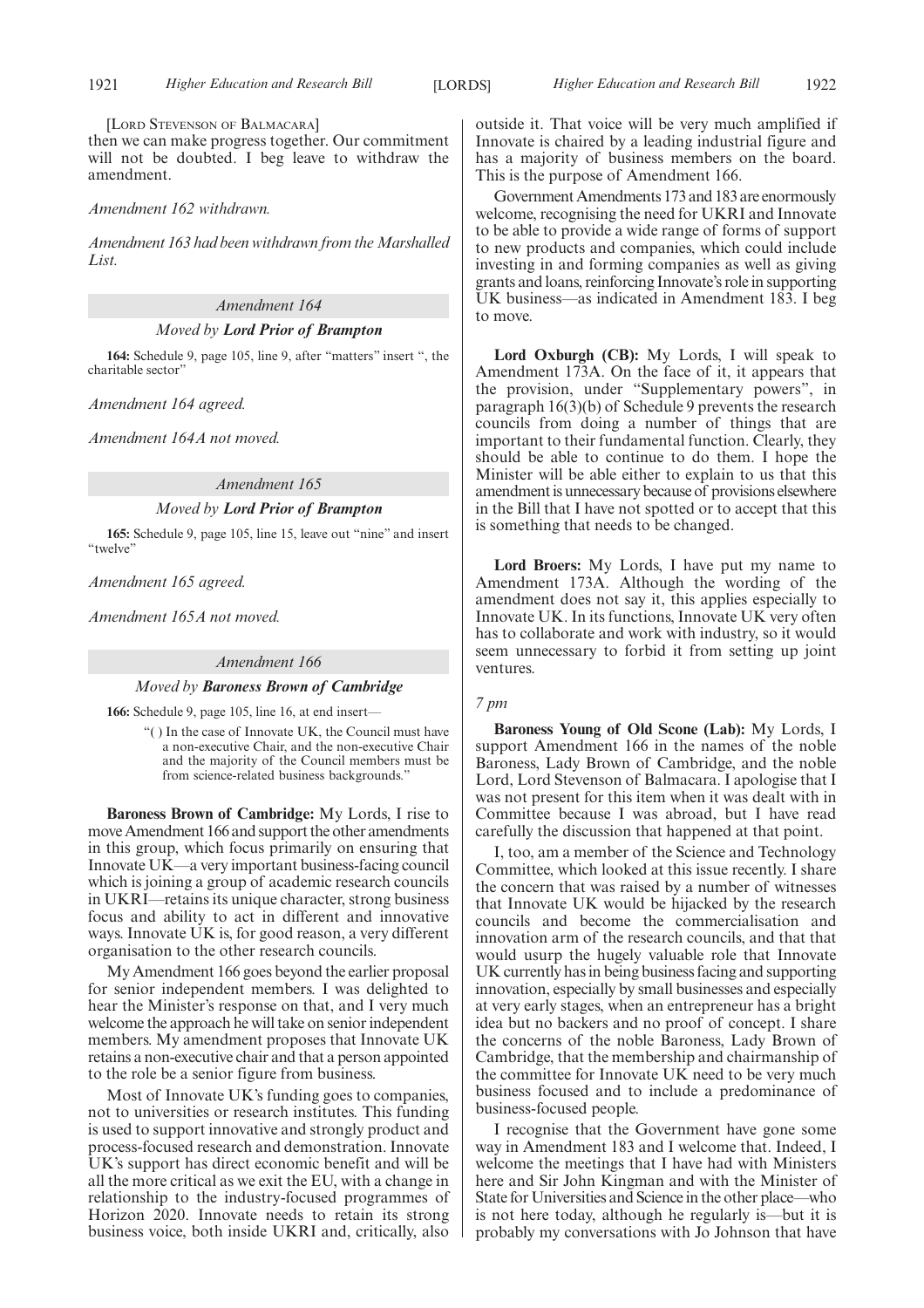[LORD STEVENSON OF BALMACARA]

then we can make progress together. Our commitment will not be doubted. I beg leave to withdraw the amendment.

*Amendment 162 withdrawn.*

*Amendment 163 had been withdrawn from the Marshalled List.*

### *Amendment 164*

*Moved by* ***Lord Prior of Brampton***

**164:** Schedule 9, page 105, line 9, after "matters" insert ", the charitable sector"

*Amendment 164 agreed.*

*Amendment 164A not moved.*

### *Amendment 165*

*Moved by* ***Lord Prior of Brampton***

**165:** Schedule 9, page 105, line 15, leave out "nine" and insert "twelve"

*Amendment 165 agreed.*

*Amendment 165A not moved.*

### *Amendment 166*

*Moved by* ***Baroness Brown of Cambridge***

**166:** Schedule 9, page 105, line 16, at end insert—

> "( ) In the case of Innovate UK, the Council must have a non-executive Chair, and the non-executive Chair and the majority of the Council members must be from science-related business backgrounds."

**Baroness Brown of Cambridge:** My Lords, I rise to move Amendment 166 and support the other amendments in this group, which focus primarily on ensuring that Innovate UK—a very important business-facing council which is joining a group of academic research councils in UKRI—retains its unique character, strong business focus and ability to act in different and innovative ways. Innovate UK is, for good reason, a very different organisation to the other research councils.

My Amendment 166 goes beyond the earlier proposal for senior independent members. I was delighted to hear the Minister's response on that, and I very much welcome the approach he will take on senior independent members. My amendment proposes that Innovate UK retains a non-executive chair and that a person appointed to the role be a senior figure from business.

Most of Innovate UK's funding goes to companies, not to universities or research institutes. This funding is used to support innovative and strongly product and process-focused research and demonstration. Innovate UK's support has direct economic benefit and will be all the more critical as we exit the EU, with a change in relationship to the industry-focused programmes of Horizon 2020. Innovate needs to retain its strong business voice, both inside UKRI and, critically, also outside it. That voice will be very much amplified if Innovate is chaired by a leading industrial figure and has a majority of business members on the board. This is the purpose of Amendment 166.

Government Amendments 173 and 183 are enormously welcome, recognising the need for UKRI and Innovate to be able to provide a wide range of forms of support to new products and companies, which could include investing in and forming companies as well as giving grants and loans, reinforcing Innovate's role in supporting UK business—as indicated in Amendment 183. I beg to move.

**Lord Oxburgh (CB):** My Lords, I will speak to Amendment 173A. On the face of it, it appears that the provision, under "Supplementary powers", in paragraph 16(3)(b) of Schedule 9 prevents the research councils from doing a number of things that are important to their fundamental function. Clearly, they should be able to continue to do them. I hope the Minister will be able either to explain to us that this amendment is unnecessary because of provisions elsewhere in the Bill that I have not spotted or to accept that this is something that needs to be changed.

**Lord Broers:** My Lords, I have put my name to Amendment 173A. Although the wording of the amendment does not say it, this applies especially to Innovate UK. In its functions, Innovate UK very often has to collaborate and work with industry, so it would seem unnecessary to forbid it from setting up joint ventures.

*7 pm*

**Baroness Young of Old Scone (Lab):** My Lords, I support Amendment 166 in the names of the noble Baroness, Lady Brown of Cambridge, and the noble Lord, Lord Stevenson of Balmacara. I apologise that I was not present for this item when it was dealt with in Committee because I was abroad, but I have read carefully the discussion that happened at that point.

I, too, am a member of the Science and Technology Committee, which looked at this issue recently. I share the concern that was raised by a number of witnesses that Innovate UK would be hijacked by the research councils and become the commercialisation and innovation arm of the research councils, and that that would usurp the hugely valuable role that Innovate UK currently has in being business facing and supporting innovation, especially by small businesses and especially at very early stages, when an entrepreneur has a bright idea but no backers and no proof of concept. I share the concerns of the noble Baroness, Lady Brown of Cambridge, that the membership and chairmanship of the committee for Innovate UK need to be very much business focused and to include a predominance of business-focused people.

I recognise that the Government have gone some way in Amendment 183 and I welcome that. Indeed, I welcome the meetings that I have had with Ministers here and Sir John Kingman and with the Minister of State for Universities and Science in the other place—who is not here today, although he regularly is—but it is probably my conversations with Jo Johnson that have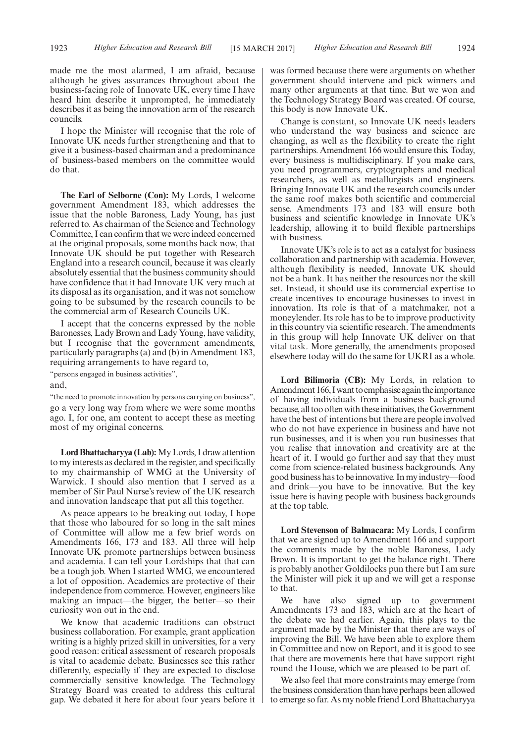made me the most alarmed, I am afraid, because although he gives assurances throughout about the business-facing role of Innovate UK, every time I have heard him describe it unprompted, he immediately describes it as being the innovation arm of the research councils.

I hope the Minister will recognise that the role of Innovate UK needs further strengthening and that to give it a business-based chairman and a predominance of business-based members on the committee would do that.

**The Earl of Selborne (Con):** My Lords, I welcome government Amendment 183, which addresses the issue that the noble Baroness, Lady Young, has just referred to. As chairman of the Science and Technology Committee, I can confirm that we were indeed concerned at the original proposals, some months back now, that Innovate UK should be put together with Research England into a research council, because it was clearly absolutely essential that the business community should have confidence that it had Innovate UK very much at its disposal as its organisation, and it was not somehow going to be subsumed by the research councils to be the commercial arm of Research Councils UK.

I accept that the concerns expressed by the noble Baronesses, Lady Brown and Lady Young, have validity, but I recognise that the government amendments, particularly paragraphs (a) and (b) in Amendment 183, requiring arrangements to have regard to,

"persons engaged in business activities",

and,

"the need to promote innovation by persons carrying on business",

go a very long way from where we were some months ago. I, for one, am content to accept these as meeting most of my original concerns.

**Lord Bhattacharyya (Lab):** My Lords, I draw attention to my interests as declared in the register, and specifically to my chairmanship of WMG at the University of Warwick. I should also mention that I served as a member of Sir Paul Nurse's review of the UK research and innovation landscape that put all this together.

As peace appears to be breaking out today, I hope that those who laboured for so long in the salt mines of Committee will allow me a few brief words on Amendments 166, 173 and 183. All three will help Innovate UK promote partnerships between business and academia. I can tell your Lordships that that can be a tough job. When I started WMG, we encountered a lot of opposition. Academics are protective of their independence from commerce. However, engineers like making an impact—the bigger, the better—so their curiosity won out in the end.

We know that academic traditions can obstruct business collaboration. For example, grant application writing is a highly prized skill in universities, for a very good reason: critical assessment of research proposals is vital to academic debate. Businesses see this rather differently, especially if they are expected to disclose commercially sensitive knowledge. The Technology Strategy Board was created to address this cultural gap. We debated it here for about four years before it was formed because there were arguments on whether government should intervene and pick winners and many other arguments at that time. But we won and the Technology Strategy Board was created. Of course, this body is now Innovate UK.

Change is constant, so Innovate UK needs leaders who understand the way business and science are changing, as well as the flexibility to create the right partnerships. Amendment 166 would ensure this. Today, every business is multidisciplinary. If you make cars, you need programmers, cryptographers and medical researchers, as well as metallurgists and engineers. Bringing Innovate UK and the research councils under the same roof makes both scientific and commercial sense. Amendments 173 and 183 will ensure both business and scientific knowledge in Innovate UK's leadership, allowing it to build flexible partnerships with business.

Innovate UK's role is to act as a catalyst for business collaboration and partnership with academia. However, although flexibility is needed, Innovate UK should not be a bank. It has neither the resources nor the skill set. Instead, it should use its commercial expertise to create incentives to encourage businesses to invest in innovation. Its role is that of a matchmaker, not a moneylender. Its role has to be to improve productivity in this country via scientific research. The amendments in this group will help Innovate UK deliver on that vital task. More generally, the amendments proposed elsewhere today will do the same for UKRI as a whole.

**Lord Bilimoria (CB):** My Lords, in relation to Amendment 166, I want to emphasise again the importance of having individuals from a business background because, all too often with these initiatives, the Government have the best of intentions but there are people involved who do not have experience in business and have not run businesses, and it is when you run businesses that you realise that innovation and creativity are at the heart of it. I would go further and say that they must come from science-related business backgrounds. Any good business has to be innovative. In my industry—food and drink—you have to be innovative. But the key issue here is having people with business backgrounds at the top table.

**Lord Stevenson of Balmacara:** My Lords, I confirm that we are signed up to Amendment 166 and support the comments made by the noble Baroness, Lady Brown. It is important to get the balance right. There is probably another Goldilocks pun there but I am sure the Minister will pick it up and we will get a response to that.

We have also signed up to government Amendments 173 and 183, which are at the heart of the debate we had earlier. Again, this plays to the argument made by the Minister that there are ways of improving the Bill. We have been able to explore them in Committee and now on Report, and it is good to see that there are movements here that have support right round the House, which we are pleased to be part of.

We also feel that more constraints may emerge from the business consideration than have perhaps been allowed to emerge so far. As my noble friend Lord Bhattacharyya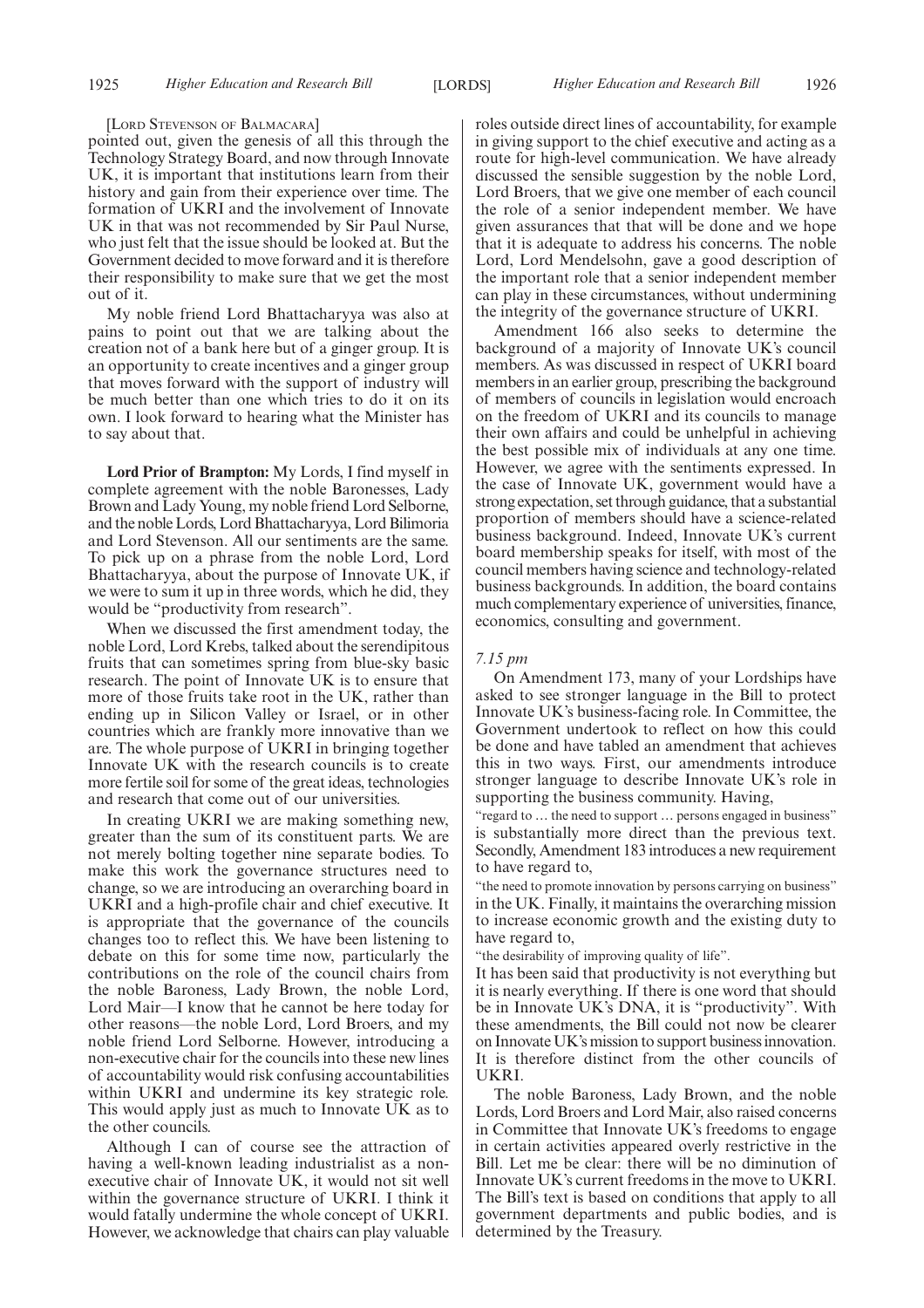[Lord Stevenson of Balmacara]

pointed out, given the genesis of all this through the Technology Strategy Board, and now through Innovate UK, it is important that institutions learn from their history and gain from their experience over time. The formation of UKRI and the involvement of Innovate UK in that was not recommended by Sir Paul Nurse, who just felt that the issue should be looked at. But the Government decided to move forward and it is therefore their responsibility to make sure that we get the most out of it.

My noble friend Lord Bhattacharyya was also at pains to point out that we are talking about the creation not of a bank here but of a ginger group. It is an opportunity to create incentives and a ginger group that moves forward with the support of industry will be much better than one which tries to do it on its own. I look forward to hearing what the Minister has to say about that.

**Lord Prior of Brampton:** My Lords, I find myself in complete agreement with the noble Baronesses, Lady Brown and Lady Young, my noble friend Lord Selborne, and the noble Lords, Lord Bhattacharyya, Lord Bilimoria and Lord Stevenson. All our sentiments are the same. To pick up on a phrase from the noble Lord, Lord Bhattacharyya, about the purpose of Innovate UK, if we were to sum it up in three words, which he did, they would be "productivity from research".

When we discussed the first amendment today, the noble Lord, Lord Krebs, talked about the serendipitous fruits that can sometimes spring from blue-sky basic research. The point of Innovate UK is to ensure that more of those fruits take root in the UK, rather than ending up in Silicon Valley or Israel, or in other countries which are frankly more innovative than we are. The whole purpose of UKRI in bringing together Innovate UK with the research councils is to create more fertile soil for some of the great ideas, technologies and research that come out of our universities.

In creating UKRI we are making something new, greater than the sum of its constituent parts. We are not merely bolting together nine separate bodies. To make this work the governance structures need to change, so we are introducing an overarching board in UKRI and a high-profile chair and chief executive. It is appropriate that the governance of the councils changes too to reflect this. We have been listening to debate on this for some time now, particularly the contributions on the role of the council chairs from the noble Baroness, Lady Brown, the noble Lord, Lord Mair—I know that he cannot be here today for other reasons—the noble Lord, Lord Broers, and my noble friend Lord Selborne. However, introducing a non-executive chair for the councils into these new lines of accountability would risk confusing accountabilities within UKRI and undermine its key strategic role. This would apply just as much to Innovate UK as to the other councils.

Although I can of course see the attraction of having a well-known leading industrialist as a non-executive chair of Innovate UK, it would not sit well within the governance structure of UKRI. I think it would fatally undermine the whole concept of UKRI. However, we acknowledge that chairs can play valuable roles outside direct lines of accountability, for example in giving support to the chief executive and acting as a route for high-level communication. We have already discussed the sensible suggestion by the noble Lord, Lord Broers, that we give one member of each council the role of a senior independent member. We have given assurances that that will be done and we hope that it is adequate to address his concerns. The noble Lord, Lord Mendelsohn, gave a good description of the important role that a senior independent member can play in these circumstances, without undermining the integrity of the governance structure of UKRI.

Amendment 166 also seeks to determine the background of a majority of Innovate UK's council members. As was discussed in respect of UKRI board members in an earlier group, prescribing the background of members of councils in legislation would encroach on the freedom of UKRI and its councils to manage their own affairs and could be unhelpful in achieving the best possible mix of individuals at any one time. However, we agree with the sentiments expressed. In the case of Innovate UK, government would have a strong expectation, set through guidance, that a substantial proportion of members should have a science-related business background. Indeed, Innovate UK's current board membership speaks for itself, with most of the council members having science and technology-related business backgrounds. In addition, the board contains much complementary experience of universities, finance, economics, consulting and government.

*7.15 pm*

On Amendment 173, many of your Lordships have asked to see stronger language in the Bill to protect Innovate UK's business-facing role. In Committee, the Government undertook to reflect on how this could be done and have tabled an amendment that achieves this in two ways. First, our amendments introduce stronger language to describe Innovate UK's role in supporting the business community. Having,

"regard to … the need to support … persons engaged in business"

is substantially more direct than the previous text. Secondly, Amendment 183 introduces a new requirement to have regard to,

"the need to promote innovation by persons carrying on business"

in the UK. Finally, it maintains the overarching mission to increase economic growth and the existing duty to have regard to,

"the desirability of improving quality of life".

It has been said that productivity is not everything but it is nearly everything. If there is one word that should be in Innovate UK's DNA, it is "productivity". With these amendments, the Bill could not now be clearer on Innovate UK's mission to support business innovation. It is therefore distinct from the other councils of UKRI.

The noble Baroness, Lady Brown, and the noble Lords, Lord Broers and Lord Mair, also raised concerns in Committee that Innovate UK's freedoms to engage in certain activities appeared overly restrictive in the Bill. Let me be clear: there will be no diminution of Innovate UK's current freedoms in the move to UKRI. The Bill's text is based on conditions that apply to all government departments and public bodies, and is determined by the Treasury.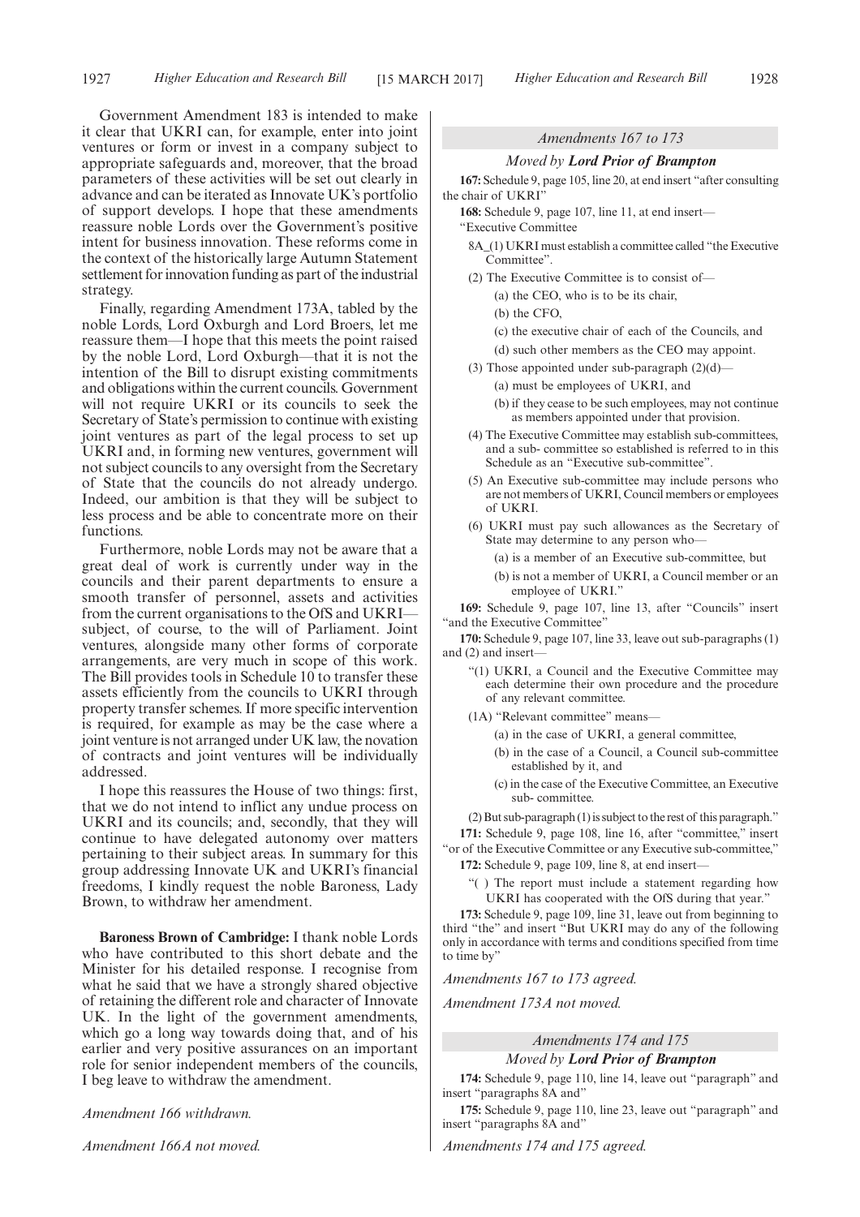Government Amendment 183 is intended to make it clear that UKRI can, for example, enter into joint ventures or form or invest in a company subject to appropriate safeguards and, moreover, that the broad parameters of these activities will be set out clearly in advance and can be iterated as Innovate UK's portfolio of support develops. I hope that these amendments reassure noble Lords over the Government's positive intent for business innovation. These reforms come in the context of the historically large Autumn Statement settlement for innovation funding as part of the industrial strategy.

Finally, regarding Amendment 173A, tabled by the noble Lords, Lord Oxburgh and Lord Broers, let me reassure them—I hope that this meets the point raised by the noble Lord, Lord Oxburgh—that it is not the intention of the Bill to disrupt existing commitments and obligations within the current councils. Government will not require UKRI or its councils to seek the Secretary of State's permission to continue with existing joint ventures as part of the legal process to set up UKRI and, in forming new ventures, government will not subject councils to any oversight from the Secretary of State that the councils do not already undergo. Indeed, our ambition is that they will be subject to less process and be able to concentrate more on their functions.

Furthermore, noble Lords may not be aware that a great deal of work is currently under way in the councils and their parent departments to ensure a smooth transfer of personnel, assets and activities from the current organisations to the OfS and UKRI—subject, of course, to the will of Parliament. Joint ventures, alongside many other forms of corporate arrangements, are very much in scope of this work. The Bill provides tools in Schedule 10 to transfer these assets efficiently from the councils to UKRI through property transfer schemes. If more specific intervention is required, for example as may be the case where a joint venture is not arranged under UK law, the novation of contracts and joint ventures will be individually addressed.

I hope this reassures the House of two things: first, that we do not intend to inflict any undue process on UKRI and its councils; and, secondly, that they will continue to have delegated autonomy over matters pertaining to their subject areas. In summary for this group addressing Innovate UK and UKRI's financial freedoms, I kindly request the noble Baroness, Lady Brown, to withdraw her amendment.

**Baroness Brown of Cambridge:** I thank noble Lords who have contributed to this short debate and the Minister for his detailed response. I recognise from what he said that we have a strongly shared objective of retaining the different role and character of Innovate UK. In the light of the government amendments, which go a long way towards doing that, and of his earlier and very positive assurances on an important role for senior independent members of the councils, I beg leave to withdraw the amendment.

*Amendment 166 withdrawn.*

*Amendment 166A not moved.*

### *Amendments 167 to 173*

*Moved by* ***Lord Prior of Brampton***

**167:** Schedule 9, page 105, line 20, at end insert "after consulting the chair of UKRI"

**168:** Schedule 9, page 107, line 11, at end insert—

"Executive Committee

8A_(1) UKRI must establish a committee called "the Executive Committee".

(2) The Executive Committee is to consist of—

(a) the CEO, who is to be its chair,

(b) the CFO,

(c) the executive chair of each of the Councils, and

(d) such other members as the CEO may appoint.

(3) Those appointed under sub-paragraph (2)(d)—

(a) must be employees of UKRI, and

(b) if they cease to be such employees, may not continue as members appointed under that provision.

(4) The Executive Committee may establish sub-committees, and a sub- committee so established is referred to in this Schedule as an "Executive sub-committee".

(5) An Executive sub-committee may include persons who are not members of UKRI, Council members or employees of UKRI.

(6) UKRI must pay such allowances as the Secretary of State may determine to any person who—

(a) is a member of an Executive sub-committee, but

(b) is not a member of UKRI, a Council member or an employee of UKRI."

**169:** Schedule 9, page 107, line 13, after "Councils" insert "and the Executive Committee"

**170:** Schedule 9, page 107, line 33, leave out sub-paragraphs (1) and (2) and insert—

"(1) UKRI, a Council and the Executive Committee may each determine their own procedure and the procedure of any relevant committee.

(1A) "Relevant committee" means—

(a) in the case of UKRI, a general committee,

(b) in the case of a Council, a Council sub-committee established by it, and

(c) in the case of the Executive Committee, an Executive sub- committee.

(2) But sub-paragraph (1) is subject to the rest of this paragraph."

**171:** Schedule 9, page 108, line 16, after "committee," insert "or of the Executive Committee or any Executive sub-committee,"

**172:** Schedule 9, page 109, line 8, at end insert—

"( ) The report must include a statement regarding how UKRI has cooperated with the OfS during that year."

**173:** Schedule 9, page 109, line 31, leave out from beginning to third "the" and insert "But UKRI may do any of the following only in accordance with terms and conditions specified from time to time by"

*Amendments 167 to 173 agreed.*

*Amendment 173A not moved.*

### *Amendments 174 and 175*

*Moved by* ***Lord Prior of Brampton***

**174:** Schedule 9, page 110, line 14, leave out "paragraph" and insert "paragraphs 8A and"

**175:** Schedule 9, page 110, line 23, leave out "paragraph" and insert "paragraphs 8A and"

*Amendments 174 and 175 agreed.*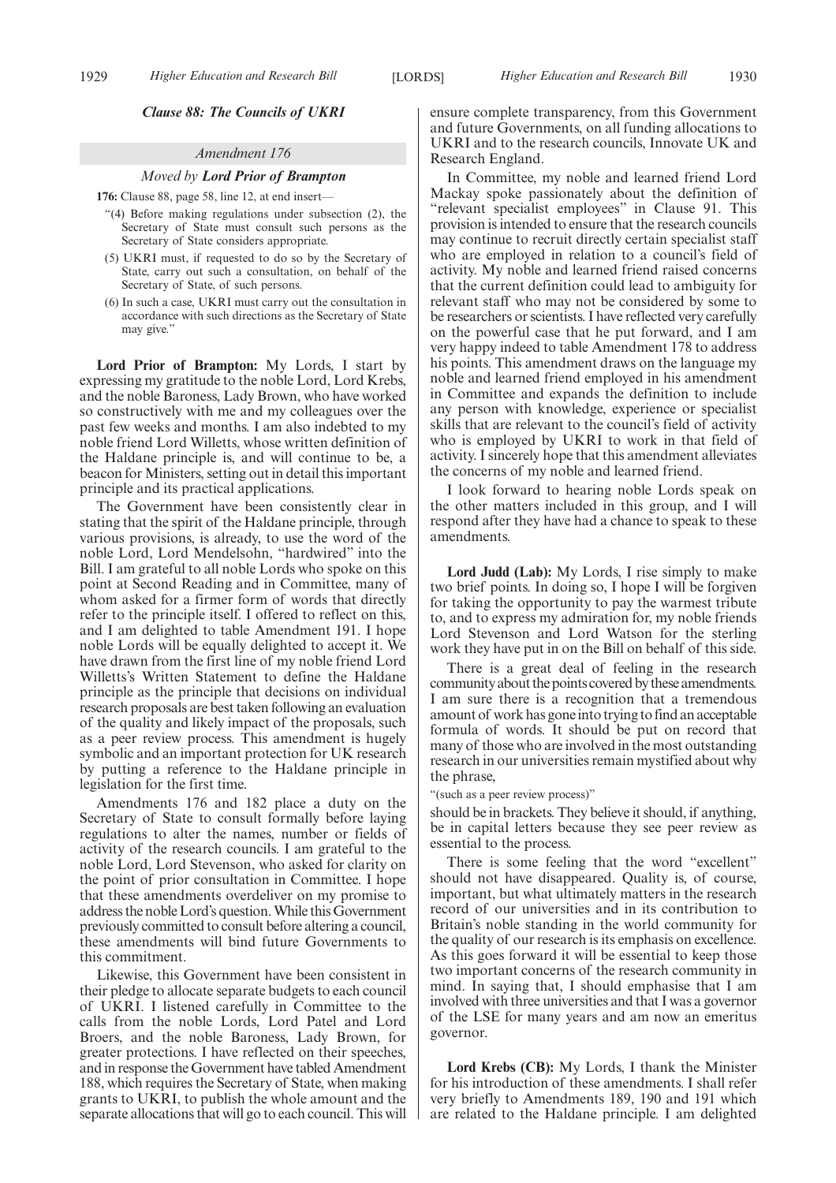### *Clause 88: The Councils of UKRI*

*Amendment 176*

*Moved by* **Lord Prior of Brampton**

**176:** Clause 88, page 58, line 12, at end insert—

"(4) Before making regulations under subsection (2), the Secretary of State must consult such persons as the Secretary of State considers appropriate.

(5) UKRI must, if requested to do so by the Secretary of State, carry out such a consultation, on behalf of the Secretary of State, of such persons.

(6) In such a case, UKRI must carry out the consultation in accordance with such directions as the Secretary of State may give."

**Lord Prior of Brampton:** My Lords, I start by expressing my gratitude to the noble Lord, Lord Krebs, and the noble Baroness, Lady Brown, who have worked so constructively with me and my colleagues over the past few weeks and months. I am also indebted to my noble friend Lord Willetts, whose written definition of the Haldane principle is, and will continue to be, a beacon for Ministers, setting out in detail this important principle and its practical applications.

The Government have been consistently clear in stating that the spirit of the Haldane principle, through various provisions, is already, to use the word of the noble Lord, Lord Mendelsohn, "hardwired" into the Bill. I am grateful to all noble Lords who spoke on this point at Second Reading and in Committee, many of whom asked for a firmer form of words that directly refer to the principle itself. I offered to reflect on this, and I am delighted to table Amendment 191. I hope noble Lords will be equally delighted to accept it. We have drawn from the first line of my noble friend Lord Willetts's Written Statement to define the Haldane principle as the principle that decisions on individual research proposals are best taken following an evaluation of the quality and likely impact of the proposals, such as a peer review process. This amendment is hugely symbolic and an important protection for UK research by putting a reference to the Haldane principle in legislation for the first time.

Amendments 176 and 182 place a duty on the Secretary of State to consult formally before laying regulations to alter the names, number or fields of activity of the research councils. I am grateful to the noble Lord, Lord Stevenson, who asked for clarity on the point of prior consultation in Committee. I hope that these amendments overdeliver on my promise to address the noble Lord's question. While this Government previously committed to consult before altering a council, these amendments will bind future Governments to this commitment.

Likewise, this Government have been consistent in their pledge to allocate separate budgets to each council of UKRI. I listened carefully in Committee to the calls from the noble Lords, Lord Patel and Lord Broers, and the noble Baroness, Lady Brown, for greater protections. I have reflected on their speeches, and in response the Government have tabled Amendment 188, which requires the Secretary of State, when making grants to UKRI, to publish the whole amount and the separate allocations that will go to each council. This will ensure complete transparency, from this Government and future Governments, on all funding allocations to UKRI and to the research councils, Innovate UK and Research England.

In Committee, my noble and learned friend Lord Mackay spoke passionately about the definition of "relevant specialist employees" in Clause 91. This provision is intended to ensure that the research councils may continue to recruit directly certain specialist staff who are employed in relation to a council's field of activity. My noble and learned friend raised concerns that the current definition could lead to ambiguity for relevant staff who may not be considered by some to be researchers or scientists. I have reflected very carefully on the powerful case that he put forward, and I am very happy indeed to table Amendment 178 to address his points. This amendment draws on the language my noble and learned friend employed in his amendment in Committee and expands the definition to include any person with knowledge, experience or specialist skills that are relevant to the council's field of activity who is employed by UKRI to work in that field of activity. I sincerely hope that this amendment alleviates the concerns of my noble and learned friend.

I look forward to hearing noble Lords speak on the other matters included in this group, and I will respond after they have had a chance to speak to these amendments.

**Lord Judd (Lab):** My Lords, I rise simply to make two brief points. In doing so, I hope I will be forgiven for taking the opportunity to pay the warmest tribute to, and to express my admiration for, my noble friends Lord Stevenson and Lord Watson for the sterling work they have put in on the Bill on behalf of this side.

There is a great deal of feeling in the research community about the points covered by these amendments. I am sure there is a recognition that a tremendous amount of work has gone into trying to find an acceptable formula of words. It should be put on record that many of those who are involved in the most outstanding research in our universities remain mystified about why the phrase,

"(such as a peer review process)"

should be in brackets. They believe it should, if anything, be in capital letters because they see peer review as essential to the process.

There is some feeling that the word "excellent" should not have disappeared. Quality is, of course, important, but what ultimately matters in the research record of our universities and in its contribution to Britain's noble standing in the world community for the quality of our research is its emphasis on excellence. As this goes forward it will be essential to keep those two important concerns of the research community in mind. In saying that, I should emphasise that I am involved with three universities and that I was a governor of the LSE for many years and am now an emeritus governor.

**Lord Krebs (CB):** My Lords, I thank the Minister for his introduction of these amendments. I shall refer very briefly to Amendments 189, 190 and 191 which are related to the Haldane principle. I am delighted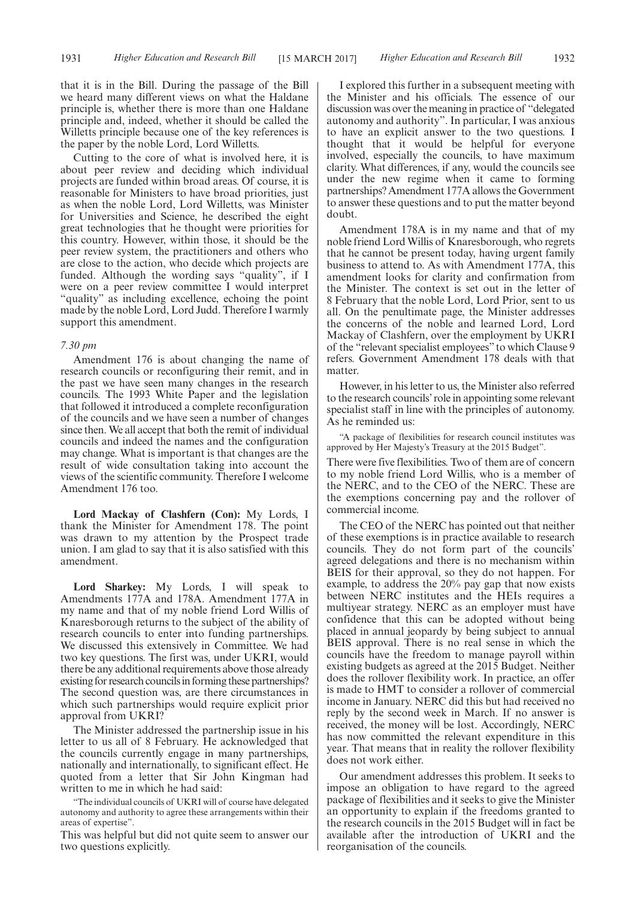that it is in the Bill. During the passage of the Bill we heard many different views on what the Haldane principle is, whether there is more than one Haldane principle and, indeed, whether it should be called the Willetts principle because one of the key references is the paper by the noble Lord, Lord Willetts.

Cutting to the core of what is involved here, it is about peer review and deciding which individual projects are funded within broad areas. Of course, it is reasonable for Ministers to have broad priorities, just as when the noble Lord, Lord Willetts, was Minister for Universities and Science, he described the eight great technologies that he thought were priorities for this country. However, within those, it should be the peer review system, the practitioners and others who are close to the action, who decide which projects are funded. Although the wording says "quality", if I were on a peer review committee I would interpret "quality" as including excellence, echoing the point made by the noble Lord, Lord Judd. Therefore I warmly support this amendment.

*7.30 pm*

Amendment 176 is about changing the name of research councils or reconfiguring their remit, and in the past we have seen many changes in the research councils. The 1993 White Paper and the legislation that followed it introduced a complete reconfiguration of the councils and we have seen a number of changes since then. We all accept that both the remit of individual councils and indeed the names and the configuration may change. What is important is that changes are the result of wide consultation taking into account the views of the scientific community. Therefore I welcome Amendment 176 too.

**Lord Mackay of Clashfern (Con):** My Lords, I thank the Minister for Amendment 178. The point was drawn to my attention by the Prospect trade union. I am glad to say that it is also satisfied with this amendment.

**Lord Sharkey:** My Lords, I will speak to Amendments 177A and 178A. Amendment 177A in my name and that of my noble friend Lord Willis of Knaresborough returns to the subject of the ability of research councils to enter into funding partnerships. We discussed this extensively in Committee. We had two key questions. The first was, under UKRI, would there be any additional requirements above those already existing for research councils in forming these partnerships? The second question was, are there circumstances in which such partnerships would require explicit prior approval from UKRI?

The Minister addressed the partnership issue in his letter to us all of 8 February. He acknowledged that the councils currently engage in many partnerships, nationally and internationally, to significant effect. He quoted from a letter that Sir John Kingman had written to me in which he had said:

"The individual councils of UKRI will of course have delegated autonomy and authority to agree these arrangements within their areas of expertise".

This was helpful but did not quite seem to answer our two questions explicitly.

I explored this further in a subsequent meeting with the Minister and his officials. The essence of our discussion was over the meaning in practice of "delegated autonomy and authority". In particular, I was anxious to have an explicit answer to the two questions. I thought that it would be helpful for everyone involved, especially the councils, to have maximum clarity. What differences, if any, would the councils see under the new regime when it came to forming partnerships? Amendment 177A allows the Government to answer these questions and to put the matter beyond doubt.

Amendment 178A is in my name and that of my noble friend Lord Willis of Knaresborough, who regrets that he cannot be present today, having urgent family business to attend to. As with Amendment 177A, this amendment looks for clarity and confirmation from the Minister. The context is set out in the letter of 8 February that the noble Lord, Lord Prior, sent to us all. On the penultimate page, the Minister addresses the concerns of the noble and learned Lord, Lord Mackay of Clashfern, over the employment by UKRI of the "relevant specialist employees" to which Clause 9 refers. Government Amendment 178 deals with that matter.

However, in his letter to us, the Minister also referred to the research councils' role in appointing some relevant specialist staff in line with the principles of autonomy. As he reminded us:

"A package of flexibilities for research council institutes was approved by Her Majesty's Treasury at the 2015 Budget".

There were five flexibilities. Two of them are of concern to my noble friend Lord Willis, who is a member of the NERC, and to the CEO of the NERC. These are the exemptions concerning pay and the rollover of commercial income.

The CEO of the NERC has pointed out that neither of these exemptions is in practice available to research councils. They do not form part of the councils' agreed delegations and there is no mechanism within BEIS for their approval, so they do not happen. For example, to address the 20% pay gap that now exists between NERC institutes and the HEIs requires a multiyear strategy. NERC as an employer must have confidence that this can be adopted without being placed in annual jeopardy by being subject to annual BEIS approval. There is no real sense in which the councils have the freedom to manage payroll within existing budgets as agreed at the 2015 Budget. Neither does the rollover flexibility work. In practice, an offer is made to HMT to consider a rollover of commercial income in January. NERC did this but had received no reply by the second week in March. If no answer is received, the money will be lost. Accordingly, NERC has now committed the relevant expenditure in this year. That means that in reality the rollover flexibility does not work either.

Our amendment addresses this problem. It seeks to impose an obligation to have regard to the agreed package of flexibilities and it seeks to give the Minister an opportunity to explain if the freedoms granted to the research councils in the 2015 Budget will in fact be available after the introduction of UKRI and the reorganisation of the councils.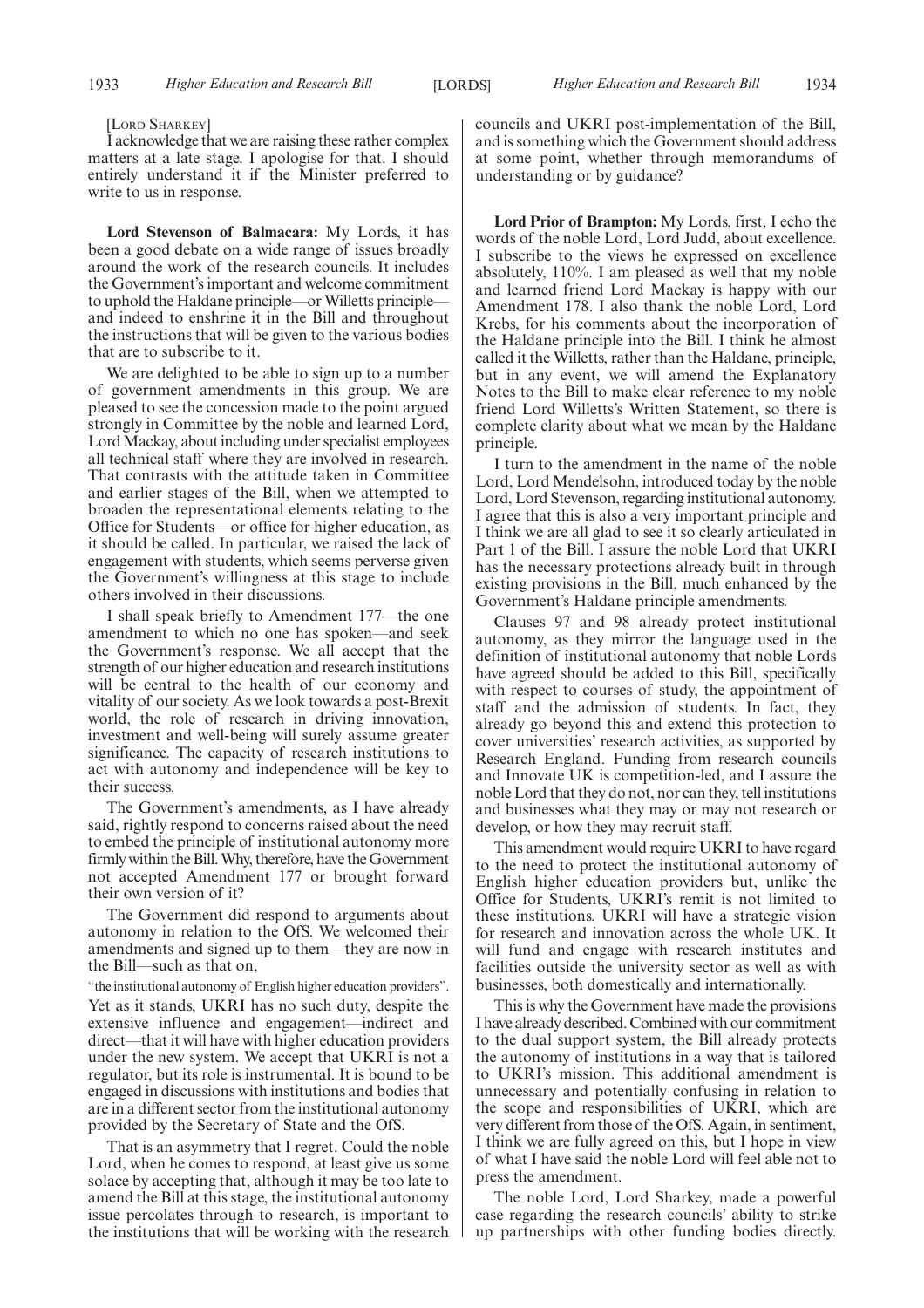[LORD SHARKEY]

I acknowledge that we are raising these rather complex matters at a late stage. I apologise for that. I should entirely understand it if the Minister preferred to write to us in response.

**Lord Stevenson of Balmacara:** My Lords, it has been a good debate on a wide range of issues broadly around the work of the research councils. It includes the Government's important and welcome commitment to uphold the Haldane principle—or Willetts principle—and indeed to enshrine it in the Bill and throughout the instructions that will be given to the various bodies that are to subscribe to it.

We are delighted to be able to sign up to a number of government amendments in this group. We are pleased to see the concession made to the point argued strongly in Committee by the noble and learned Lord, Lord Mackay, about including under specialist employees all technical staff where they are involved in research. That contrasts with the attitude taken in Committee and earlier stages of the Bill, when we attempted to broaden the representational elements relating to the Office for Students—or office for higher education, as it should be called. In particular, we raised the lack of engagement with students, which seems perverse given the Government's willingness at this stage to include others involved in their discussions.

I shall speak briefly to Amendment 177—the one amendment to which no one has spoken—and seek the Government's response. We all accept that the strength of our higher education and research institutions will be central to the health of our economy and vitality of our society. As we look towards a post-Brexit world, the role of research in driving innovation, investment and well-being will surely assume greater significance. The capacity of research institutions to act with autonomy and independence will be key to their success.

The Government's amendments, as I have already said, rightly respond to concerns raised about the need to embed the principle of institutional autonomy more firmly within the Bill. Why, therefore, have the Government not accepted Amendment 177 or brought forward their own version of it?

The Government did respond to arguments about autonomy in relation to the OfS. We welcomed their amendments and signed up to them—they are now in the Bill—such as that on,

"the institutional autonomy of English higher education providers".

Yet as it stands, UKRI has no such duty, despite the extensive influence and engagement—indirect and direct—that it will have with higher education providers under the new system. We accept that UKRI is not a regulator, but its role is instrumental. It is bound to be engaged in discussions with institutions and bodies that are in a different sector from the institutional autonomy provided by the Secretary of State and the OfS.

That is an asymmetry that I regret. Could the noble Lord, when he comes to respond, at least give us some solace by accepting that, although it may be too late to amend the Bill at this stage, the institutional autonomy issue percolates through to research, is important to the institutions that will be working with the research councils and UKRI post-implementation of the Bill, and is something which the Government should address at some point, whether through memorandums of understanding or by guidance?

**Lord Prior of Brampton:** My Lords, first, I echo the words of the noble Lord, Lord Judd, about excellence. I subscribe to the views he expressed on excellence absolutely, 110%. I am pleased as well that my noble and learned friend Lord Mackay is happy with our Amendment 178. I also thank the noble Lord, Lord Krebs, for his comments about the incorporation of the Haldane principle into the Bill. I think he almost called it the Willetts, rather than the Haldane, principle, but in any event, we will amend the Explanatory Notes to the Bill to make clear reference to my noble friend Lord Willetts's Written Statement, so there is complete clarity about what we mean by the Haldane principle.

I turn to the amendment in the name of the noble Lord, Lord Mendelsohn, introduced today by the noble Lord, Lord Stevenson, regarding institutional autonomy. I agree that this is also a very important principle and I think we are all glad to see it so clearly articulated in Part 1 of the Bill. I assure the noble Lord that UKRI has the necessary protections already built in through existing provisions in the Bill, much enhanced by the Government's Haldane principle amendments.

Clauses 97 and 98 already protect institutional autonomy, as they mirror the language used in the definition of institutional autonomy that noble Lords have agreed should be added to this Bill, specifically with respect to courses of study, the appointment of staff and the admission of students. In fact, they already go beyond this and extend this protection to cover universities' research activities, as supported by Research England. Funding from research councils and Innovate UK is competition-led, and I assure the noble Lord that they do not, nor can they, tell institutions and businesses what they may or may not research or develop, or how they may recruit staff.

This amendment would require UKRI to have regard to the need to protect the institutional autonomy of English higher education providers but, unlike the Office for Students, UKRI's remit is not limited to these institutions. UKRI will have a strategic vision for research and innovation across the whole UK. It will fund and engage with research institutes and facilities outside the university sector as well as with businesses, both domestically and internationally.

This is why the Government have made the provisions I have already described. Combined with our commitment to the dual support system, the Bill already protects the autonomy of institutions in a way that is tailored to UKRI's mission. This additional amendment is unnecessary and potentially confusing in relation to the scope and responsibilities of UKRI, which are very different from those of the OfS. Again, in sentiment, I think we are fully agreed on this, but I hope in view of what I have said the noble Lord will feel able not to press the amendment.

The noble Lord, Lord Sharkey, made a powerful case regarding the research councils' ability to strike up partnerships with other funding bodies directly.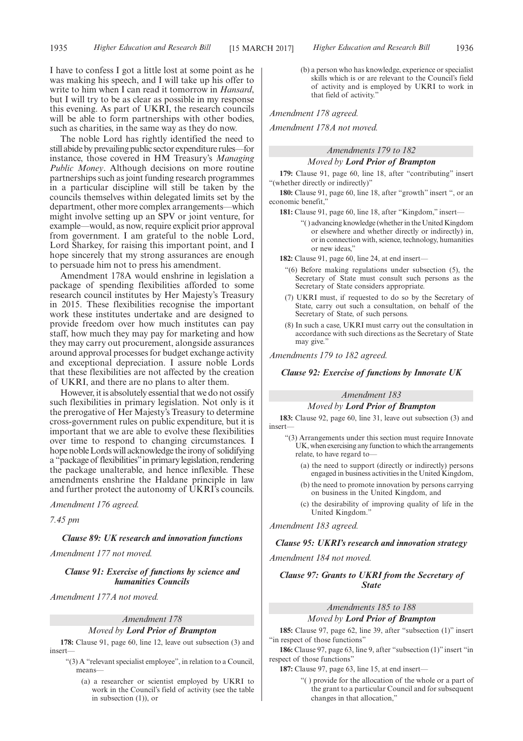I have to confess I got a little lost at some point as he was making his speech, and I will take up his offer to write to him when I can read it tomorrow in *Hansard*, but I will try to be as clear as possible in my response this evening. As part of UKRI, the research councils will be able to form partnerships with other bodies, such as charities, in the same way as they do now.

The noble Lord has rightly identified the need to still abide by prevailing public sector expenditure rules—for instance, those covered in HM Treasury's *Managing Public Money*. Although decisions on more routine partnerships such as joint funding research programmes in a particular discipline will still be taken by the councils themselves within delegated limits set by the department, other more complex arrangements—which might involve setting up an SPV or joint venture, for example—would, as now, require explicit prior approval from government. I am grateful to the noble Lord, Lord Sharkey, for raising this important point, and I hope sincerely that my strong assurances are enough to persuade him not to press his amendment.

Amendment 178A would enshrine in legislation a package of spending flexibilities afforded to some research council institutes by Her Majesty's Treasury in 2015. These flexibilities recognise the important work these institutes undertake and are designed to provide freedom over how much institutes can pay staff, how much they may pay for marketing and how they may carry out procurement, alongside assurances around approval processes for budget exchange activity and exceptional depreciation. I assure noble Lords that these flexibilities are not affected by the creation of UKRI, and there are no plans to alter them.

However, it is absolutely essential that we do not ossify such flexibilities in primary legislation. Not only is it the prerogative of Her Majesty's Treasury to determine cross-government rules on public expenditure, but it is important that we are able to evolve these flexibilities over time to respond to changing circumstances. I hope noble Lords will acknowledge the irony of solidifying a "package of flexibilities" in primary legislation, rendering the package unalterable, and hence inflexible. These amendments enshrine the Haldane principle in law and further protect the autonomy of UKRI's councils.

*Amendment 176 agreed.*

*7.45 pm*

***Clause 89: UK research and innovation functions***

*Amendment 177 not moved.*

***Clause 91: Exercise of functions by science and humanities Councils***

*Amendment 177A not moved.*

*Amendment 178*

*Moved by* ***Lord Prior of Brampton***

**178:** Clause 91, page 60, line 12, leave out subsection (3) and insert—

"(3) A "relevant specialist employee", in relation to a Council, means—

(a) a researcher or scientist employed by UKRI to work in the Council's field of activity (see the table in subsection (1)), or

(b) a person who has knowledge, experience or specialist skills which is or are relevant to the Council's field of activity and is employed by UKRI to work in that field of activity."

*Amendment 178 agreed.*

*Amendment 178A not moved.*

*Amendments 179 to 182*

*Moved by* ***Lord Prior of Brampton***

**179:** Clause 91, page 60, line 18, after "contributing" insert "(whether directly or indirectly)"

**180:** Clause 91, page 60, line 18, after "growth" insert ", or an economic benefit,"

**181:** Clause 91, page 60, line 18, after "Kingdom," insert—

"( ) advancing knowledge (whether in the United Kingdom or elsewhere and whether directly or indirectly) in, or in connection with, science, technology, humanities or new ideas,"

**182:** Clause 91, page 60, line 24, at end insert—

"(6) Before making regulations under subsection (5), the Secretary of State must consult such persons as the Secretary of State considers appropriate.

(7) UKRI must, if requested to do so by the Secretary of State, carry out such a consultation, on behalf of the Secretary of State, of such persons.

(8) In such a case, UKRI must carry out the consultation in accordance with such directions as the Secretary of State may give."

*Amendments 179 to 182 agreed.*

***Clause 92: Exercise of functions by Innovate UK***

*Amendment 183*

*Moved by* ***Lord Prior of Brampton***

**183:** Clause 92, page 60, line 31, leave out subsection (3) and insert—

"(3) Arrangements under this section must require Innovate UK, when exercising any function to which the arrangements relate, to have regard to—

(a) the need to support (directly or indirectly) persons engaged in business activities in the United Kingdom,

(b) the need to promote innovation by persons carrying on business in the United Kingdom, and

(c) the desirability of improving quality of life in the United Kingdom."

*Amendment 183 agreed.*

***Clause 95: UKRI's research and innovation strategy***

*Amendment 184 not moved.*

***Clause 97: Grants to UKRI from the Secretary of State***

*Amendments 185 to 188*

*Moved by* ***Lord Prior of Brampton***

**185:** Clause 97, page 62, line 39, after "subsection (1)" insert "in respect of those functions"

**186:** Clause 97, page 63, line 9, after "subsection (1)" insert "in respect of those functions"

**187:** Clause 97, page 63, line 15, at end insert—

"( ) provide for the allocation of the whole or a part of the grant to a particular Council and for subsequent changes in that allocation,"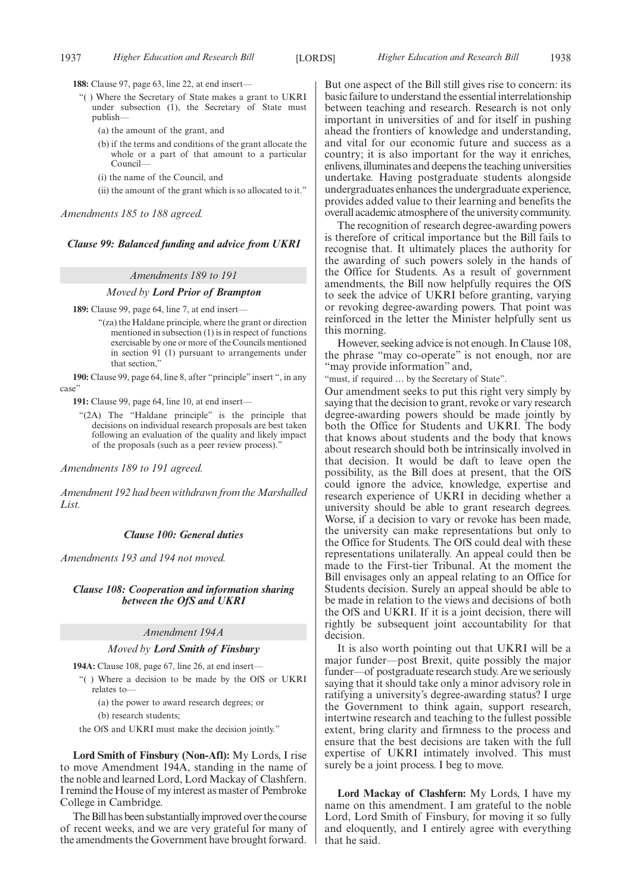**188:** Clause 97, page 63, line 22, at end insert—

"( ) Where the Secretary of State makes a grant to UKRI under subsection (1), the Secretary of State must publish—

(a) the amount of the grant, and

(b) if the terms and conditions of the grant allocate the whole or a part of that amount to a particular Council—

(i) the name of the Council, and

(ii) the amount of the grant which is so allocated to it."

*Amendments 185 to 188 agreed.*

### *Clause 99: Balanced funding and advice from UKRI*

*Amendments 189 to 191*

*Moved by* ***Lord Prior of Brampton***

**189:** Clause 99, page 64, line 7, at end insert—

"(za) the Haldane principle, where the grant or direction mentioned in subsection (1) is in respect of functions exercisable by one or more of the Councils mentioned in section 91 (1) pursuant to arrangements under that section,"

**190:** Clause 99, page 64, line 8, after "principle" insert ", in any case"

**191:** Clause 99, page 64, line 10, at end insert—

"(2A) The "Haldane principle" is the principle that decisions on individual research proposals are best taken following an evaluation of the quality and likely impact of the proposals (such as a peer review process)."

*Amendments 189 to 191 agreed.*

*Amendment 192 had been withdrawn from the Marshalled List.*

### *Clause 100: General duties*

*Amendments 193 and 194 not moved.*

### *Clause 108: Cooperation and information sharing between the OfS and UKRI*

*Amendment 194A*

*Moved by* ***Lord Smith of Finsbury***

**194A:** Clause 108, page 67, line 26, at end insert—

"( ) Where a decision to be made by the OfS or UKRI relates to—

(a) the power to award research degrees; or

(b) research students;

the OfS and UKRI must make the decision jointly."

**Lord Smith of Finsbury (Non-Afl):** My Lords, I rise to move Amendment 194A, standing in the name of the noble and learned Lord, Lord Mackay of Clashfern. I remind the House of my interest as master of Pembroke College in Cambridge.

The Bill has been substantially improved over the course of recent weeks, and we are very grateful for many of the amendments the Government have brought forward. But one aspect of the Bill still gives rise to concern: its basic failure to understand the essential interrelationship between teaching and research. Research is not only important in universities of and for itself in pushing ahead the frontiers of knowledge and understanding, and vital for our economic future and success as a country; it is also important for the way it enriches, enlivens, illuminates and deepens the teaching universities undertake. Having postgraduate students alongside undergraduates enhances the undergraduate experience, provides added value to their learning and benefits the overall academic atmosphere of the university community.

The recognition of research degree-awarding powers is therefore of critical importance but the Bill fails to recognise that. It ultimately places the authority for the awarding of such powers solely in the hands of the Office for Students. As a result of government amendments, the Bill now helpfully requires the OfS to seek the advice of UKRI before granting, varying or revoking degree-awarding powers. That point was reinforced in the letter the Minister helpfully sent us this morning.

However, seeking advice is not enough. In Clause 108, the phrase "may co-operate" is not enough, nor are "may provide information" and,

"must, if required … by the Secretary of State".

Our amendment seeks to put this right very simply by saying that the decision to grant, revoke or vary research degree-awarding powers should be made jointly by both the Office for Students and UKRI. The body that knows about students and the body that knows about research should both be intrinsically involved in that decision. It would be daft to leave open the possibility, as the Bill does at present, that the OfS could ignore the advice, knowledge, expertise and research experience of UKRI in deciding whether a university should be able to grant research degrees. Worse, if a decision to vary or revoke has been made, the university can make representations but only to the Office for Students. The OfS could deal with these representations unilaterally. An appeal could then be made to the First-tier Tribunal. At the moment the Bill envisages only an appeal relating to an Office for Students decision. Surely an appeal should be able to be made in relation to the views and decisions of both the OfS and UKRI. If it is a joint decision, there will rightly be subsequent joint accountability for that decision.

It is also worth pointing out that UKRI will be a major funder—post Brexit, quite possibly the major funder—of postgraduate research study. Are we seriously saying that it should take only a minor advisory role in ratifying a university's degree-awarding status? I urge the Government to think again, support research, intertwine research and teaching to the fullest possible extent, bring clarity and firmness to the process and ensure that the best decisions are taken with the full expertise of UKRI intimately involved. This must surely be a joint process. I beg to move.

**Lord Mackay of Clashfern:** My Lords, I have my name on this amendment. I am grateful to the noble Lord, Lord Smith of Finsbury, for moving it so fully and eloquently, and I entirely agree with everything that he said.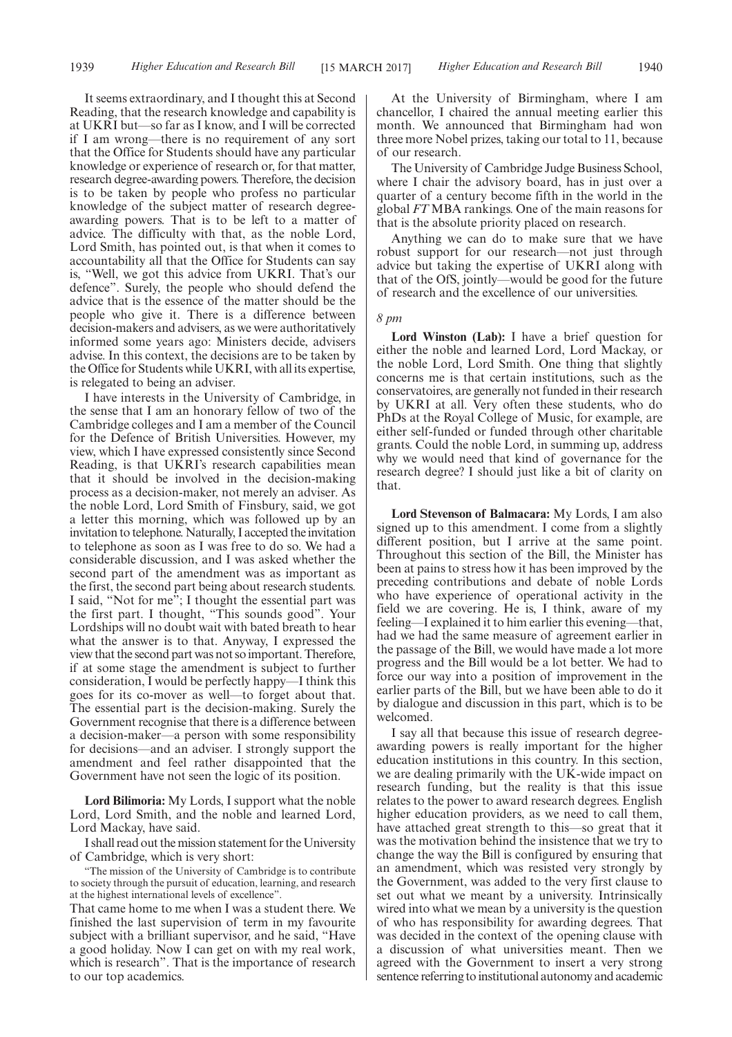It seems extraordinary, and I thought this at Second Reading, that the research knowledge and capability is at UKRI but—so far as I know, and I will be corrected if I am wrong—there is no requirement of any sort that the Office for Students should have any particular knowledge or experience of research or, for that matter, research degree-awarding powers. Therefore, the decision is to be taken by people who profess no particular knowledge of the subject matter of research degree-awarding powers. That is to be left to a matter of advice. The difficulty with that, as the noble Lord, Lord Smith, has pointed out, is that when it comes to accountability all that the Office for Students can say is, "Well, we got this advice from UKRI. That's our defence". Surely, the people who should defend the advice that is the essence of the matter should be the people who give it. There is a difference between decision-makers and advisers, as we were authoritatively informed some years ago: Ministers decide, advisers advise. In this context, the decisions are to be taken by the Office for Students while UKRI, with all its expertise, is relegated to being an adviser.

I have interests in the University of Cambridge, in the sense that I am an honorary fellow of two of the Cambridge colleges and I am a member of the Council for the Defence of British Universities. However, my view, which I have expressed consistently since Second Reading, is that UKRI's research capabilities mean that it should be involved in the decision-making process as a decision-maker, not merely an adviser. As the noble Lord, Lord Smith of Finsbury, said, we got a letter this morning, which was followed up by an invitation to telephone. Naturally, I accepted the invitation to telephone as soon as I was free to do so. We had a considerable discussion, and I was asked whether the second part of the amendment was as important as the first, the second part being about research students. I said, "Not for me"; I thought the essential part was the first part. I thought, "This sounds good". Your Lordships will no doubt wait with bated breath to hear what the answer is to that. Anyway, I expressed the view that the second part was not so important. Therefore, if at some stage the amendment is subject to further consideration, I would be perfectly happy—I think this goes for its co-mover as well—to forget about that. The essential part is the decision-making. Surely the Government recognise that there is a difference between a decision-maker—a person with some responsibility for decisions—and an adviser. I strongly support the amendment and feel rather disappointed that the Government have not seen the logic of its position.

**Lord Bilimoria:** My Lords, I support what the noble Lord, Lord Smith, and the noble and learned Lord, Lord Mackay, have said.

I shall read out the mission statement for the University of Cambridge, which is very short:

"The mission of the University of Cambridge is to contribute to society through the pursuit of education, learning, and research at the highest international levels of excellence".

That came home to me when I was a student there. We finished the last supervision of term in my favourite subject with a brilliant supervisor, and he said, "Have a good holiday. Now I can get on with my real work, which is research". That is the importance of research to our top academics.

At the University of Birmingham, where I am chancellor, I chaired the annual meeting earlier this month. We announced that Birmingham had won three more Nobel prizes, taking our total to 11, because of our research.

The University of Cambridge Judge Business School, where I chair the advisory board, has in just over a quarter of a century become fifth in the world in the global *FT* MBA rankings. One of the main reasons for that is the absolute priority placed on research.

Anything we can do to make sure that we have robust support for our research—not just through advice but taking the expertise of UKRI along with that of the OfS, jointly—would be good for the future of research and the excellence of our universities.

*8 pm*

**Lord Winston (Lab):** I have a brief question for either the noble and learned Lord, Lord Mackay, or the noble Lord, Lord Smith. One thing that slightly concerns me is that certain institutions, such as the conservatoires, are generally not funded in their research by UKRI at all. Very often these students, who do PhDs at the Royal College of Music, for example, are either self-funded or funded through other charitable grants. Could the noble Lord, in summing up, address why we would need that kind of governance for the research degree? I should just like a bit of clarity on that.

**Lord Stevenson of Balmacara:** My Lords, I am also signed up to this amendment. I come from a slightly different position, but I arrive at the same point. Throughout this section of the Bill, the Minister has been at pains to stress how it has been improved by the preceding contributions and debate of noble Lords who have experience of operational activity in the field we are covering. He is, I think, aware of my feeling—I explained it to him earlier this evening—that, had we had the same measure of agreement earlier in the passage of the Bill, we would have made a lot more progress and the Bill would be a lot better. We had to force our way into a position of improvement in the earlier parts of the Bill, but we have been able to do it by dialogue and discussion in this part, which is to be welcomed.

I say all that because this issue of research degree-awarding powers is really important for the higher education institutions in this country. In this section, we are dealing primarily with the UK-wide impact on research funding, but the reality is that this issue relates to the power to award research degrees. English higher education providers, as we need to call them, have attached great strength to this—so great that it was the motivation behind the insistence that we try to change the way the Bill is configured by ensuring that an amendment, which was resisted very strongly by the Government, was added to the very first clause to set out what we meant by a university. Intrinsically wired into what we mean by a university is the question of who has responsibility for awarding degrees. That was decided in the context of the opening clause with a discussion of what universities meant. Then we agreed with the Government to insert a very strong sentence referring to institutional autonomy and academic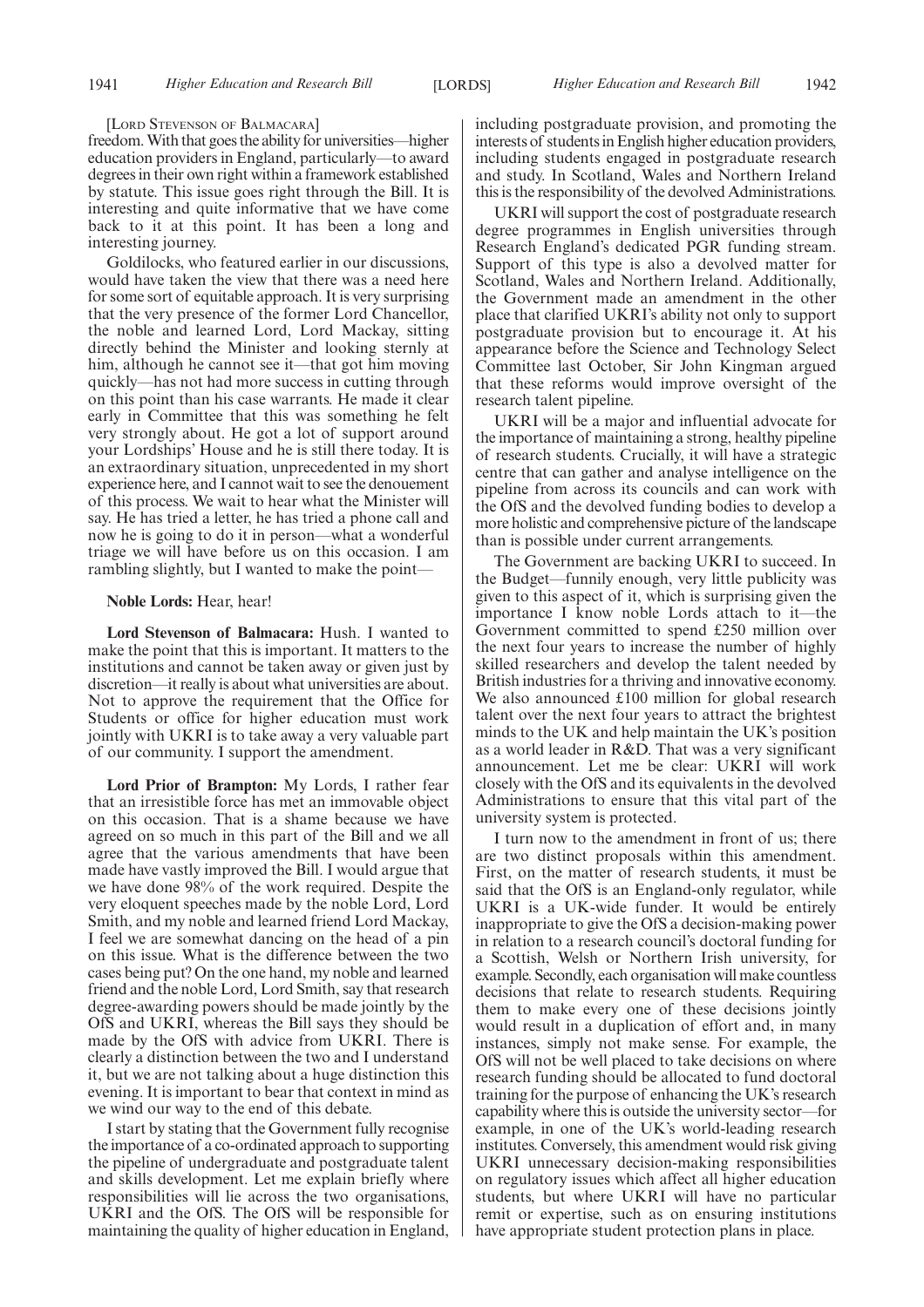[Lord Stevenson of Balmacara]

freedom. With that goes the ability for universities—higher education providers in England, particularly—to award degrees in their own right within a framework established by statute. This issue goes right through the Bill. It is interesting and quite informative that we have come back to it at this point. It has been a long and interesting journey.

Goldilocks, who featured earlier in our discussions, would have taken the view that there was a need here for some sort of equitable approach. It is very surprising that the very presence of the former Lord Chancellor, the noble and learned Lord, Lord Mackay, sitting directly behind the Minister and looking sternly at him, although he cannot see it—that got him moving quickly—has not had more success in cutting through on this point than his case warrants. He made it clear early in Committee that this was something he felt very strongly about. He got a lot of support around your Lordships' House and he is still there today. It is an extraordinary situation, unprecedented in my short experience here, and I cannot wait to see the denouement of this process. We wait to hear what the Minister will say. He has tried a letter, he has tried a phone call and now he is going to do it in person—what a wonderful triage we will have before us on this occasion. I am rambling slightly, but I wanted to make the point—

**Noble Lords:** Hear, hear!

**Lord Stevenson of Balmacara:** Hush. I wanted to make the point that this is important. It matters to the institutions and cannot be taken away or given just by discretion—it really is about what universities are about. Not to approve the requirement that the Office for Students or office for higher education must work jointly with UKRI is to take away a very valuable part of our community. I support the amendment.

**Lord Prior of Brampton:** My Lords, I rather fear that an irresistible force has met an immovable object on this occasion. That is a shame because we have agreed on so much in this part of the Bill and we all agree that the various amendments that have been made have vastly improved the Bill. I would argue that we have done 98% of the work required. Despite the very eloquent speeches made by the noble Lord, Lord Smith, and my noble and learned friend Lord Mackay, I feel we are somewhat dancing on the head of a pin on this issue. What is the difference between the two cases being put? On the one hand, my noble and learned friend and the noble Lord, Lord Smith, say that research degree-awarding powers should be made jointly by the OfS and UKRI, whereas the Bill says they should be made by the OfS with advice from UKRI. There is clearly a distinction between the two and I understand it, but we are not talking about a huge distinction this evening. It is important to bear that context in mind as we wind our way to the end of this debate.

I start by stating that the Government fully recognise the importance of a co-ordinated approach to supporting the pipeline of undergraduate and postgraduate talent and skills development. Let me explain briefly where responsibilities will lie across the two organisations, UKRI and the OfS. The OfS will be responsible for maintaining the quality of higher education in England, including postgraduate provision, and promoting the interests of students in English higher education providers, including students engaged in postgraduate research and study. In Scotland, Wales and Northern Ireland this is the responsibility of the devolved Administrations.

UKRI will support the cost of postgraduate research degree programmes in English universities through Research England's dedicated PGR funding stream. Support of this type is also a devolved matter for Scotland, Wales and Northern Ireland. Additionally, the Government made an amendment in the other place that clarified UKRI's ability not only to support postgraduate provision but to encourage it. At his appearance before the Science and Technology Select Committee last October, Sir John Kingman argued that these reforms would improve oversight of the research talent pipeline.

UKRI will be a major and influential advocate for the importance of maintaining a strong, healthy pipeline of research students. Crucially, it will have a strategic centre that can gather and analyse intelligence on the pipeline from across its councils and can work with the OfS and the devolved funding bodies to develop a more holistic and comprehensive picture of the landscape than is possible under current arrangements.

The Government are backing UKRI to succeed. In the Budget—funnily enough, very little publicity was given to this aspect of it, which is surprising given the importance I know noble Lords attach to it—the Government committed to spend £250 million over the next four years to increase the number of highly skilled researchers and develop the talent needed by British industries for a thriving and innovative economy. We also announced £100 million for global research talent over the next four years to attract the brightest minds to the UK and help maintain the UK's position as a world leader in R&D. That was a very significant announcement. Let me be clear: UKRI will work closely with the OfS and its equivalents in the devolved Administrations to ensure that this vital part of the university system is protected.

I turn now to the amendment in front of us; there are two distinct proposals within this amendment. First, on the matter of research students, it must be said that the OfS is an England-only regulator, while UKRI is a UK-wide funder. It would be entirely inappropriate to give the OfS a decision-making power in relation to a research council's doctoral funding for a Scottish, Welsh or Northern Irish university, for example. Secondly, each organisation will make countless decisions that relate to research students. Requiring them to make every one of these decisions jointly would result in a duplication of effort and, in many instances, simply not make sense. For example, the OfS will not be well placed to take decisions on where research funding should be allocated to fund doctoral training for the purpose of enhancing the UK's research capability where this is outside the university sector—for example, in one of the UK's world-leading research institutes. Conversely, this amendment would risk giving UKRI unnecessary decision-making responsibilities on regulatory issues which affect all higher education students, but where UKRI will have no particular remit or expertise, such as on ensuring institutions have appropriate student protection plans in place.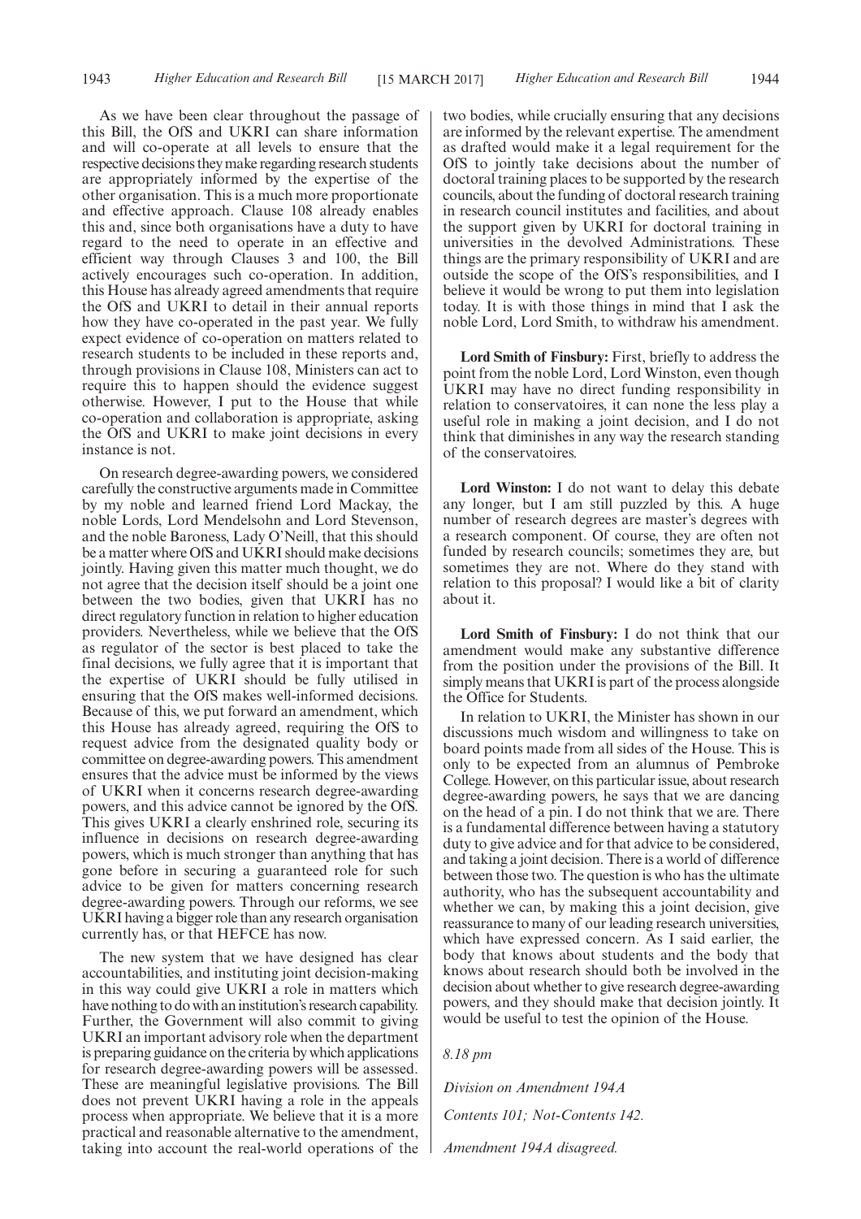As we have been clear throughout the passage of this Bill, the OfS and UKRI can share information and will co-operate at all levels to ensure that the respective decisions they make regarding research students are appropriately informed by the expertise of the other organisation. This is a much more proportionate and effective approach. Clause 108 already enables this and, since both organisations have a duty to have regard to the need to operate in an effective and efficient way through Clauses 3 and 100, the Bill actively encourages such co-operation. In addition, this House has already agreed amendments that require the OfS and UKRI to detail in their annual reports how they have co-operated in the past year. We fully expect evidence of co-operation on matters related to research students to be included in these reports and, through provisions in Clause 108, Ministers can act to require this to happen should the evidence suggest otherwise. However, I put to the House that while co-operation and collaboration is appropriate, asking the OfS and UKRI to make joint decisions in every instance is not.

On research degree-awarding powers, we considered carefully the constructive arguments made in Committee by my noble and learned friend Lord Mackay, the noble Lords, Lord Mendelsohn and Lord Stevenson, and the noble Baroness, Lady O'Neill, that this should be a matter where OfS and UKRI should make decisions jointly. Having given this matter much thought, we do not agree that the decision itself should be a joint one between the two bodies, given that UKRI has no direct regulatory function in relation to higher education providers. Nevertheless, while we believe that the OfS as regulator of the sector is best placed to take the final decisions, we fully agree that it is important that the expertise of UKRI should be fully utilised in ensuring that the OfS makes well-informed decisions. Because of this, we put forward an amendment, which this House has already agreed, requiring the OfS to request advice from the designated quality body or committee on degree-awarding powers. This amendment ensures that the advice must be informed by the views of UKRI when it concerns research degree-awarding powers, and this advice cannot be ignored by the OfS. This gives UKRI a clearly enshrined role, securing its influence in decisions on research degree-awarding powers, which is much stronger than anything that has gone before in securing a guaranteed role for such advice to be given for matters concerning research degree-awarding powers. Through our reforms, we see UKRI having a bigger role than any research organisation currently has, or that HEFCE has now.

The new system that we have designed has clear accountabilities, and instituting joint decision-making in this way could give UKRI a role in matters which have nothing to do with an institution's research capability. Further, the Government will also commit to giving UKRI an important advisory role when the department is preparing guidance on the criteria by which applications for research degree-awarding powers will be assessed. These are meaningful legislative provisions. The Bill does not prevent UKRI having a role in the appeals process when appropriate. We believe that it is a more practical and reasonable alternative to the amendment, taking into account the real-world operations of the two bodies, while crucially ensuring that any decisions are informed by the relevant expertise. The amendment as drafted would make it a legal requirement for the OfS to jointly take decisions about the number of doctoral training places to be supported by the research councils, about the funding of doctoral research training in research council institutes and facilities, and about the support given by UKRI for doctoral training in universities in the devolved Administrations. These things are the primary responsibility of UKRI and are outside the scope of the OfS's responsibilities, and I believe it would be wrong to put them into legislation today. It is with those things in mind that I ask the noble Lord, Lord Smith, to withdraw his amendment.

**Lord Smith of Finsbury:** First, briefly to address the point from the noble Lord, Lord Winston, even though UKRI may have no direct funding responsibility in relation to conservatoires, it can none the less play a useful role in making a joint decision, and I do not think that diminishes in any way the research standing of the conservatoires.

**Lord Winston:** I do not want to delay this debate any longer, but I am still puzzled by this. A huge number of research degrees are master's degrees with a research component. Of course, they are often not funded by research councils; sometimes they are, but sometimes they are not. Where do they stand with relation to this proposal? I would like a bit of clarity about it.

**Lord Smith of Finsbury:** I do not think that our amendment would make any substantive difference from the position under the provisions of the Bill. It simply means that UKRI is part of the process alongside the Office for Students.

In relation to UKRI, the Minister has shown in our discussions much wisdom and willingness to take on board points made from all sides of the House. This is only to be expected from an alumnus of Pembroke College. However, on this particular issue, about research degree-awarding powers, he says that we are dancing on the head of a pin. I do not think that we are. There is a fundamental difference between having a statutory duty to give advice and for that advice to be considered, and taking a joint decision. There is a world of difference between those two. The question is who has the ultimate authority, who has the subsequent accountability and whether we can, by making this a joint decision, give reassurance to many of our leading research universities, which have expressed concern. As I said earlier, the body that knows about students and the body that knows about research should both be involved in the decision about whether to give research degree-awarding powers, and they should make that decision jointly. It would be useful to test the opinion of the House.

*8.18 pm*

*Division on Amendment 194A*

*Contents 101; Not-Contents 142.*

*Amendment 194A disagreed.*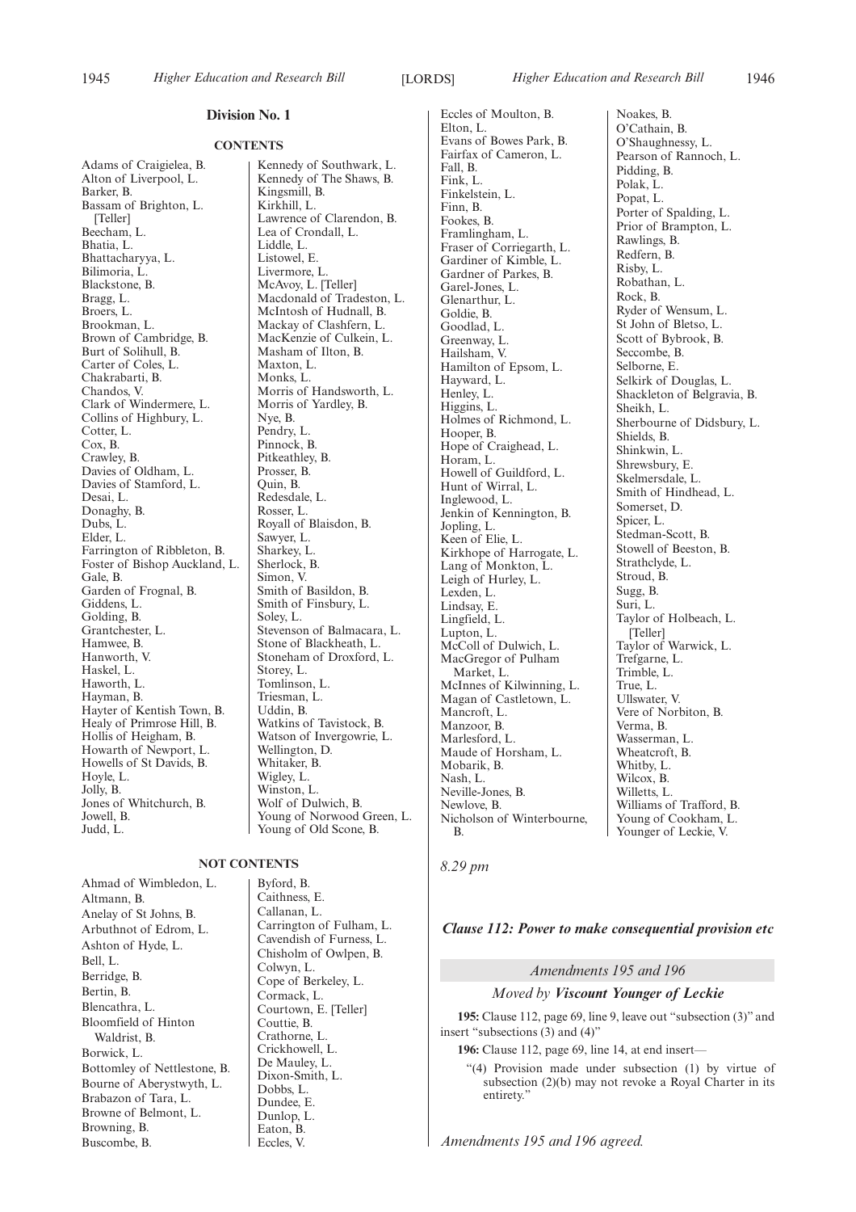## Division No. 1

### CONTENTS

Adams of Craigielea, B.
Alton of Liverpool, L.
Barker, B.
Bassam of Brighton, L. [Teller]
Beecham, L.
Bhatia, L.
Bhattacharyya, L.
Bilimoria, L.
Blackstone, B.
Bragg, L.
Broers, L.
Brookman, L.
Brown of Cambridge, B.
Burt of Solihull, B.
Carter of Coles, L.
Chakrabarti, B.
Chandos, V.
Clark of Windermere, L.
Collins of Highbury, L.
Cotter, L.
Cox, B.
Crawley, B.
Davies of Oldham, L.
Davies of Stamford, L.
Desai, L.
Donaghy, B.
Dubs, L.
Elder, L.
Farrington of Ribbleton, B.
Foster of Bishop Auckland, L.
Gale, B.
Garden of Frognal, B.
Giddens, L.
Golding, B.
Grantchester, L.
Hamwee, B.
Hanworth, V.
Haskel, L.
Haworth, L.
Hayman, B.
Hayter of Kentish Town, B.
Healy of Primrose Hill, B.
Hollis of Heigham, B.
Howarth of Newport, L.
Howells of St Davids, B.
Hoyle, L.
Jolly, B.
Jones of Whitchurch, B.
Jowell, B.
Judd, L.
Kennedy of Southwark, L.
Kennedy of The Shaws, B.
Kingsmill, B.
Kirkhill, L.
Lawrence of Clarendon, B.
Lea of Crondall, L.
Liddle, L.
Listowel, E.
Livermore, L.
McAvoy, L. [Teller]
Macdonald of Tradeston, L.
McIntosh of Hudnall, B.
Mackay of Clashfern, L.
MacKenzie of Culkein, L.
Masham of Ilton, B.
Maxton, L.
Monks, L.
Morris of Handsworth, L.
Morris of Yardley, B.
Nye, B.
Pendry, L.
Pinnock, B.
Pitkeathley, B.
Prosser, B.
Quin, B.
Redesdale, L.
Rosser, L.
Royall of Blaisdon, B.
Sawyer, L.
Sharkey, L.
Sherlock, B.
Simon, V.
Smith of Basildon, B.
Smith of Finsbury, L.
Soley, L.
Stevenson of Balmacara, L.
Stone of Blackheath, L.
Stoneham of Droxford, L.
Storey, L.
Tomlinson, L.
Triesman, L.
Uddin, B.
Watkins of Tavistock, B.
Watson of Invergowrie, L.
Wellington, D.
Whitaker, B.
Wigley, L.
Winston, L.
Wolf of Dulwich, B.
Young of Norwood Green, L.
Young of Old Scone, B.

### NOT CONTENTS

Ahmad of Wimbledon, L.
Altmann, B.
Anelay of St Johns, B.
Arbuthnot of Edrom, L.
Ashton of Hyde, L.
Bell, L.
Berridge, B.
Bertin, B.
Blencathra, L.
Bloomfield of Hinton Waldrist, B.
Borwick, L.
Bottomley of Nettlestone, B.
Bourne of Aberystwyth, L.
Brabazon of Tara, L.
Browne of Belmont, L.
Browning, B.
Buscombe, B.
Byford, B.
Caithness, E.
Callanan, L.
Carrington of Fulham, L.
Cavendish of Furness, L.
Chisholm of Owlpen, B.
Colwyn, L.
Cope of Berkeley, L.
Cormack, L.
Courtown, E. [Teller]
Couttie, B.
Crathorne, L.
Crickhowell, L.
De Mauley, L.
Dixon-Smith, L.
Dobbs, L.
Dundee, E.
Dunlop, L.
Eaton, B.
Eccles, V.
Eccles of Moulton, B.
Elton, L.
Evans of Bowes Park, B.
Fairfax of Cameron, L.
Fall, B.
Fink, L.
Finkelstein, L.
Finn, B.
Fookes, B.
Framlingham, L.
Fraser of Corriegarth, L.
Gardiner of Kimble, L.
Gardner of Parkes, B.
Garel-Jones, L.
Glenarthur, L.
Goldie, B.
Goodlad, L.
Greenway, L.
Hailsham, V.
Hamilton of Epsom, L.
Hayward, L.
Henley, L.
Higgins, L.
Holmes of Richmond, L.
Hooper, B.
Hope of Craighead, L.
Horam, L.
Howell of Guildford, L.
Hunt of Wirral, L.
Inglewood, L.
Jenkin of Kennington, B.
Jopling, L.
Keen of Elie, L.
Kirkhope of Harrogate, L.
Lang of Monkton, L.
Leigh of Hurley, L.
Lexden, L.
Lindsay, E.
Lingfield, L.
Lupton, L.
McColl of Dulwich, L.
MacGregor of Pulham Market, L.
McInnes of Kilwinning, L.
Magan of Castletown, L.
Mancroft, L.
Manzoor, B.
Marlesford, L.
Maude of Horsham, L.
Mobarik, B.
Nash, L.
Neville-Jones, B.
Newlove, B.
Nicholson of Winterbourne, B.
Noakes, B.
O'Cathain, B.
O'Shaughnessy, L.
Pearson of Rannoch, L.
Pidding, B.
Polak, L.
Popat, L.
Porter of Spalding, L.
Prior of Brampton, L.
Rawlings, B.
Redfern, B.
Risby, L.
Robathan, L.
Rock, B.
Ryder of Wensum, L.
St John of Bletso, L.
Scott of Bybrook, B.
Seccombe, B.
Selborne, E.
Selkirk of Douglas, L.
Shackleton of Belgravia, B.
Sheikh, L.
Sherbourne of Didsbury, L.
Shields, B.
Shinkwin, L.
Shrewsbury, E.
Skelmersdale, L.
Smith of Hindhead, L.
Somerset, D.
Spicer, L.
Stedman-Scott, B.
Stowell of Beeston, B.
Strathclyde, L.
Stroud, B.
Sugg, B.
Suri, L.
Taylor of Holbeach, L. [Teller]
Taylor of Warwick, L.
Trefgarne, L.
Trimble, L.
True, L.
Ullswater, V.
Vere of Norbiton, B.
Verma, B.
Wasserman, L.
Wheatcroft, B.
Whitby, L.
Wilcox, B.
Willetts, L.
Williams of Trafford, B.
Young of Cookham, L.
Younger of Leckie, V.

*8.29 pm*

### *Clause 112: Power to make consequential provision etc*

*Amendments 195 and 196*

*Moved by* ***Viscount Younger of Leckie***

**195:** Clause 112, page 69, line 9, leave out "subsection (3)" and insert "subsections (3) and (4)"

**196:** Clause 112, page 69, line 14, at end insert—

"(4) Provision made under subsection (1) by virtue of subsection (2)(b) may not revoke a Royal Charter in its entirety."

*Amendments 195 and 196 agreed.*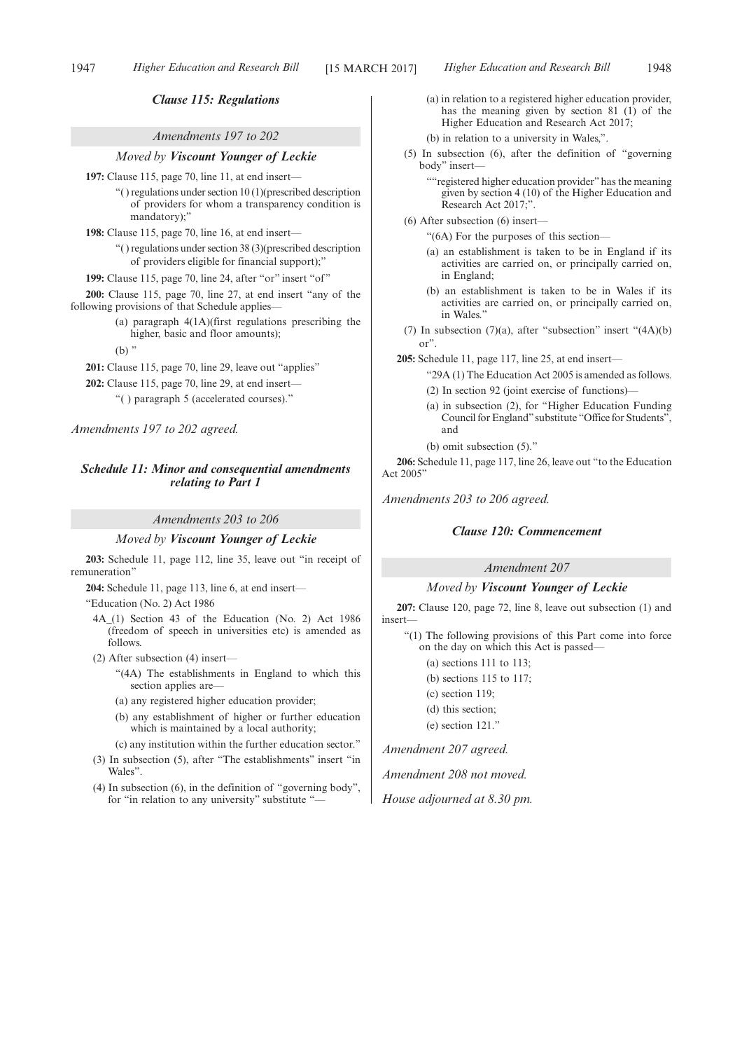### *Clause 115: Regulations*

*Amendments 197 to 202*

*Moved by* ***Viscount Younger of Leckie***

**197:** Clause 115, page 70, line 11, at end insert—

"( ) regulations under section 10 (1)(prescribed description of providers for whom a transparency condition is mandatory);"

**198:** Clause 115, page 70, line 16, at end insert—

"( ) regulations under section 38 (3)(prescribed description of providers eligible for financial support);"

**199:** Clause 115, page 70, line 24, after "or" insert "of"

**200:** Clause 115, page 70, line 27, at end insert "any of the following provisions of that Schedule applies—

(a) paragraph 4(1A)(first regulations prescribing the higher, basic and floor amounts);

(b) "

**201:** Clause 115, page 70, line 29, leave out "applies"

**202:** Clause 115, page 70, line 29, at end insert—

"( ) paragraph 5 (accelerated courses)."

*Amendments 197 to 202 agreed.*

### *Schedule 11: Minor and consequential amendments relating to Part 1*

*Amendments 203 to 206*

*Moved by* ***Viscount Younger of Leckie***

**203:** Schedule 11, page 112, line 35, leave out "in receipt of remuneration"

**204:** Schedule 11, page 113, line 6, at end insert—

"Education (No. 2) Act 1986

4A_(1) Section 43 of the Education (No. 2) Act 1986 (freedom of speech in universities etc) is amended as follows.

(2) After subsection (4) insert—

"(4A) The establishments in England to which this section applies are—

(a) any registered higher education provider;

(b) any establishment of higher or further education which is maintained by a local authority;

(c) any institution within the further education sector."

(3) In subsection (5), after "The establishments" insert "in Wales".

(4) In subsection (6), in the definition of "governing body", for "in relation to any university" substitute "—

(a) in relation to a registered higher education provider, has the meaning given by section 81 (1) of the Higher Education and Research Act 2017;

(b) in relation to a university in Wales,".

(5) In subsection (6), after the definition of "governing body" insert—

""registered higher education provider" has the meaning given by section 4 (10) of the Higher Education and Research Act 2017;".

(6) After subsection (6) insert—

"(6A) For the purposes of this section—

(a) an establishment is taken to be in England if its activities are carried on, or principally carried on, in England;

(b) an establishment is taken to be in Wales if its activities are carried on, or principally carried on, in Wales."

(7) In subsection (7)(a), after "subsection" insert "(4A)(b) or"."

**205:** Schedule 11, page 117, line 25, at end insert—

"29A (1) The Education Act 2005 is amended as follows.

(2) In section 92 (joint exercise of functions)—

(a) in subsection (2), for "Higher Education Funding Council for England" substitute "Office for Students", and

(b) omit subsection (5)."

**206:** Schedule 11, page 117, line 26, leave out "to the Education Act 2005"

*Amendments 203 to 206 agreed.*

### *Clause 120: Commencement*

*Amendment 207*

*Moved by* ***Viscount Younger of Leckie***

**207:** Clause 120, page 72, line 8, leave out subsection (1) and insert—

"(1) The following provisions of this Part come into force on the day on which this Act is passed—

(a) sections 111 to 113;

(b) sections 115 to 117;

(c) section 119;

(d) this section;

(e) section 121."

*Amendment 207 agreed.*

*Amendment 208 not moved.*

*House adjourned at 8.30 pm.*